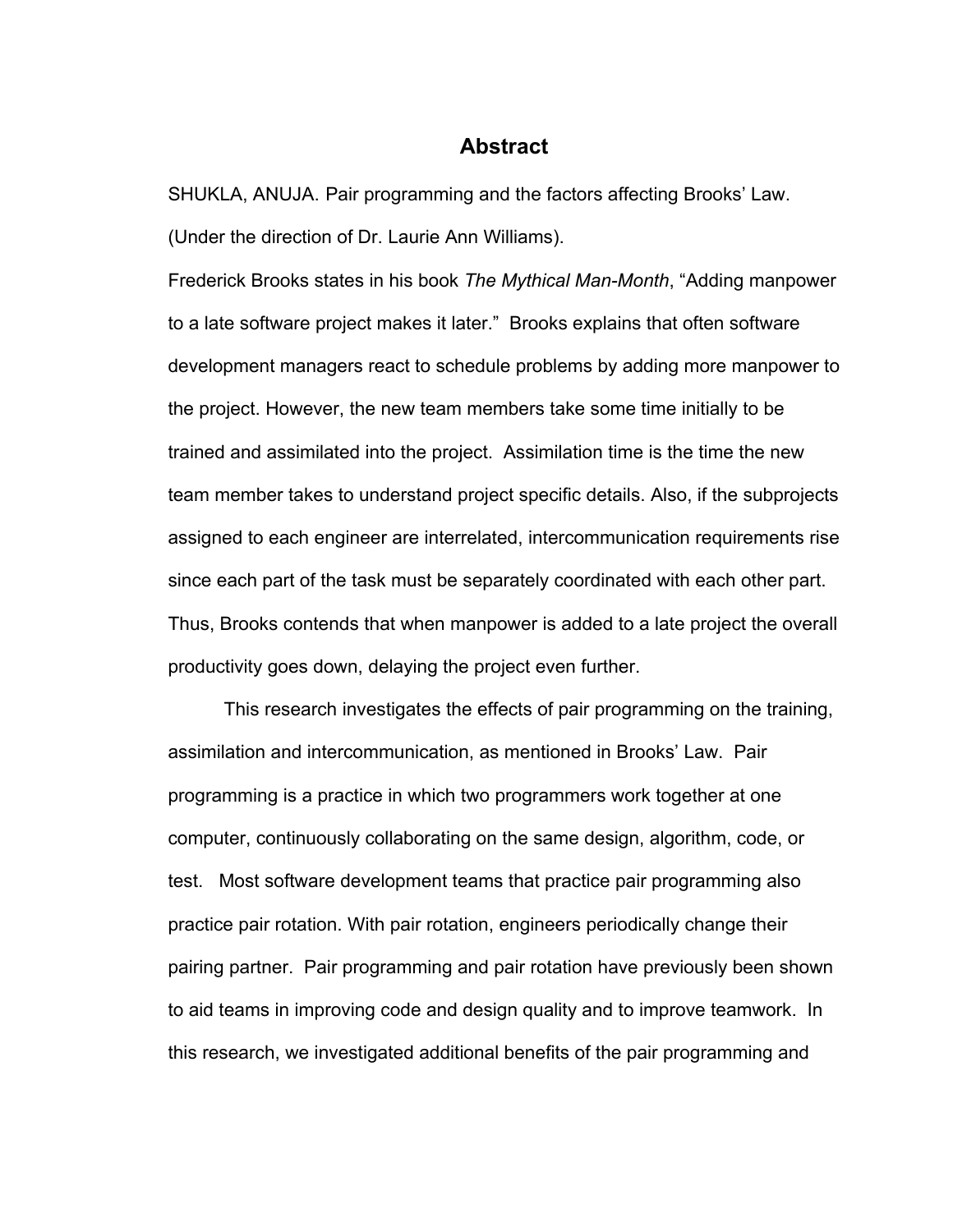# Abstract

SHUKLA, ANUJA. Pair programming and the factors affecting Brooks' Law. (Under the direction of Dr. Laurie Ann Williams).

Frederick Brooks states in his book *The Mythical Man-Month*, "Adding manpower to a late software project makes it later." Brooks explains that often software development managers react to schedule problems by adding more manpower to the project. However, the new team members take some time initially to be trained and assimilated into the project. Assimilation time is the time the new team member takes to understand project specific details. Also, if the subprojects assigned to each engineer are interrelated, intercommunication requirements rise since each part of the task must be separately coordinated with each other part. Thus, Brooks contends that when manpower is added to a late project the overall productivity goes down, delaying the project even further.

This research investigates the effects of pair programming on the training, assimilation and intercommunication, as mentioned in Brooks' Law. Pair programming is a practice in which two programmers work together at one computer, continuously collaborating on the same design, algorithm, code, or test. Most software development teams that practice pair programming also practice pair rotation. With pair rotation, engineers periodically change their pairing partner. Pair programming and pair rotation have previously been shown to aid teams in improving code and design quality and to improve teamwork. In this research, we investigated additional benefits of the pair programming and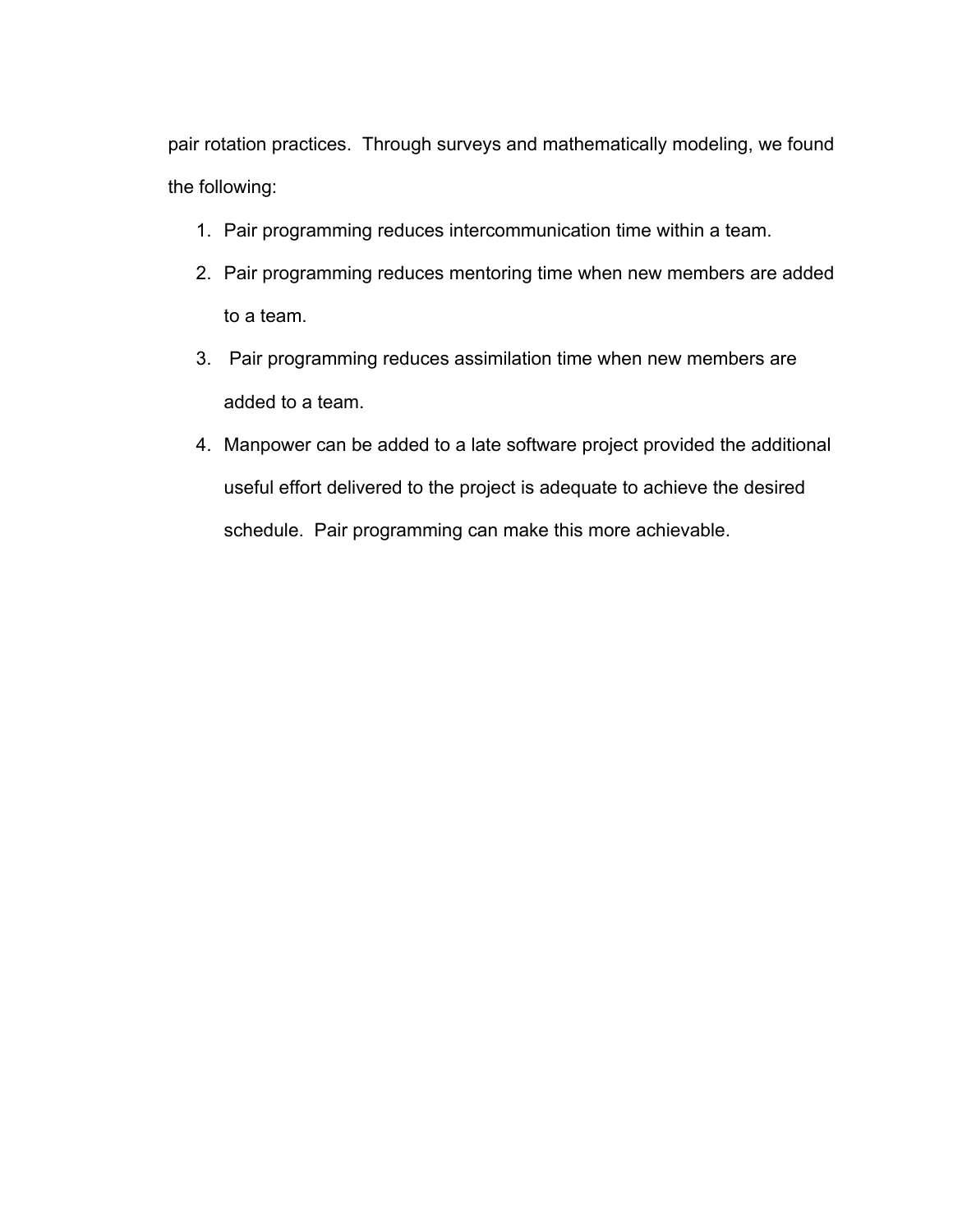pair rotation practices. Through surveys and mathematically modeling, we found the following:

1. Pair programming reduces intercommunication time within a team.
2. Pair programming reduces mentoring time when new members are added to a team.
3. Pair programming reduces assimilation time when new members are added to a team.
4. Manpower can be added to a late software project provided the additional useful effort delivered to the project is adequate to achieve the desired schedule. Pair programming can make this more achievable.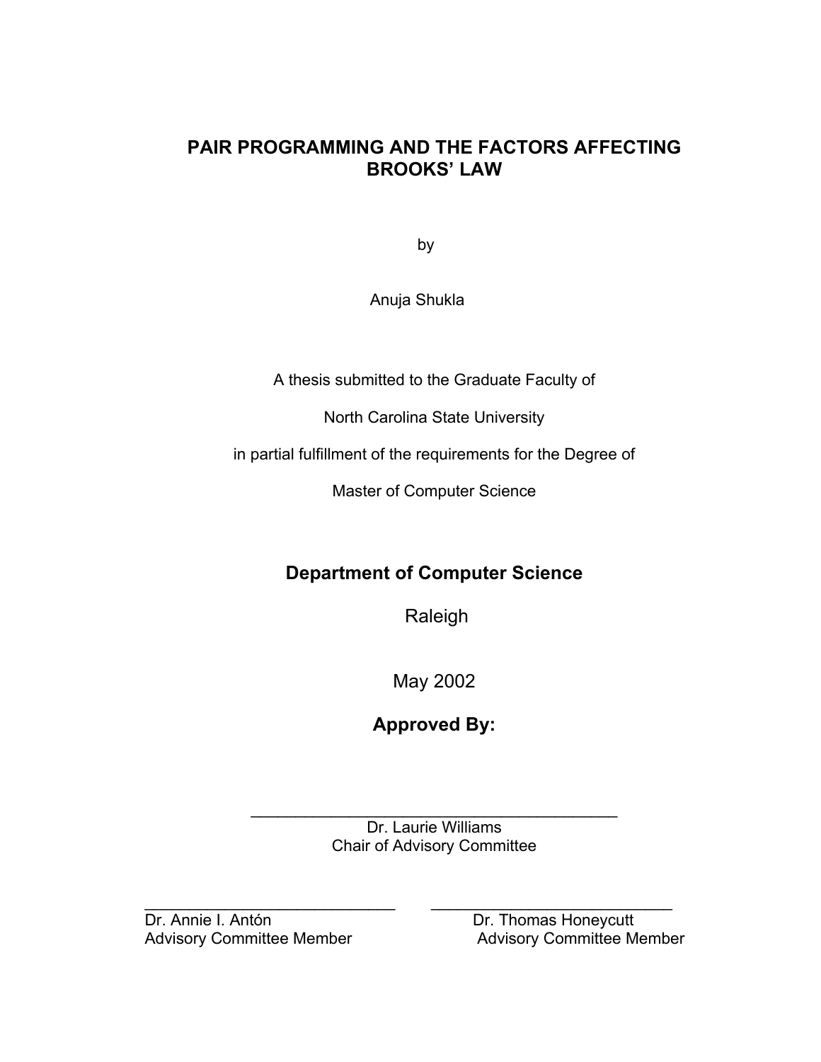# PAIR PROGRAMMING AND THE FACTORS AFFECTING BROOKS' LAW

by

Anuja Shukla

A thesis submitted to the Graduate Faculty of

North Carolina State University

in partial fulfillment of the requirements for the Degree of

Master of Computer Science

**Department of Computer Science**

Raleigh

May 2002

**Approved By:**

\_\_\_\_\_\_\_\_\_\_\_\_\_\_\_\_\_\_\_\_\_\_\_\_\_\_\_\_\_\_\_\_\_\_\_\_\_\_\_\_\_\_\_

Dr. Laurie Williams
Chair of Advisory Committee

\_\_\_\_\_\_\_\_\_\_\_\_\_\_\_\_\_\_\_\_\_\_\_\_\_\_\_\_\_\_

Dr. Annie I. Antón
Advisory Committee Member

\_\_\_\_\_\_\_\_\_\_\_\_\_\_\_\_\_\_\_\_\_\_\_\_\_\_\_\_\_\_

Dr. Thomas Honeycutt
Advisory Committee Member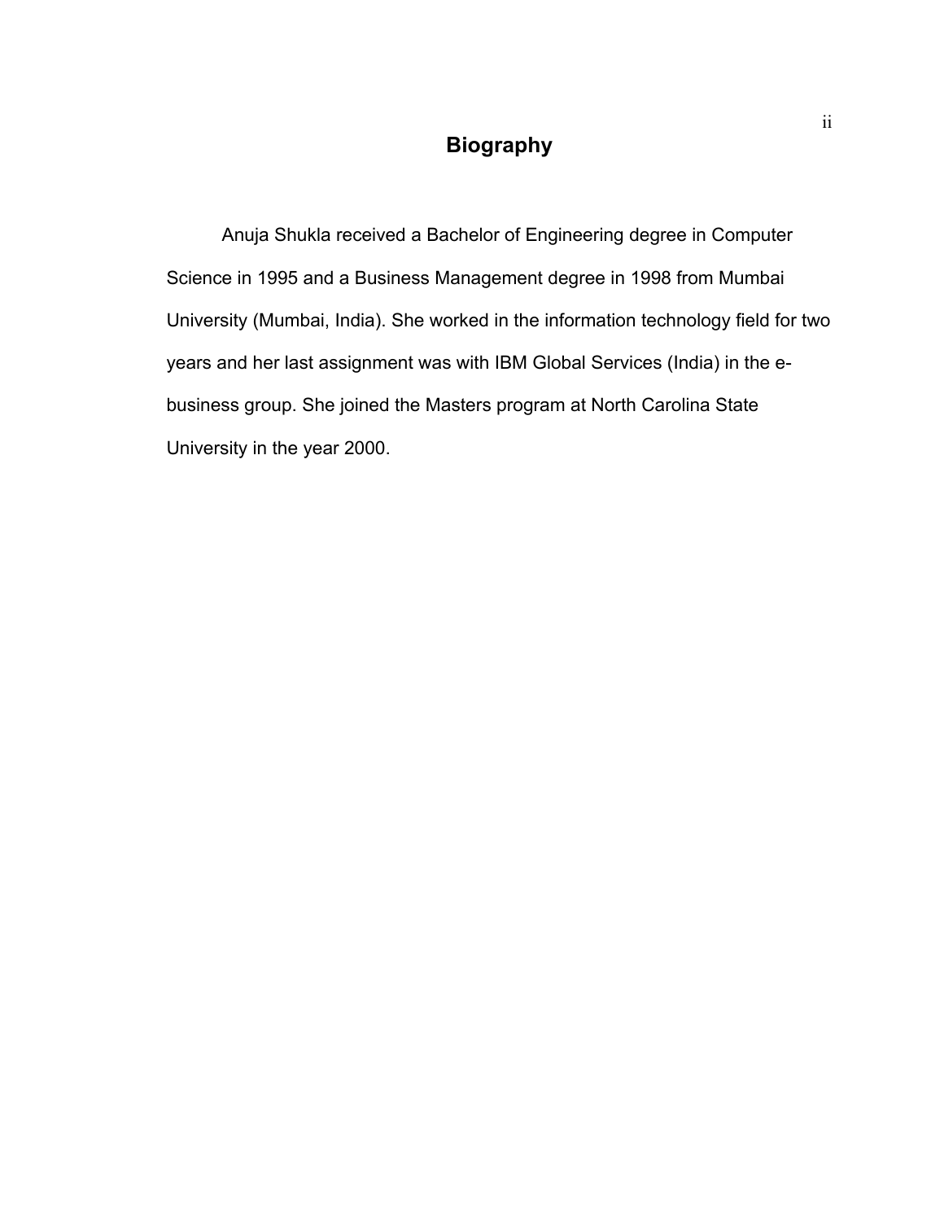# Biography

Anuja Shukla received a Bachelor of Engineering degree in Computer Science in 1995 and a Business Management degree in 1998 from Mumbai University (Mumbai, India). She worked in the information technology field for two years and her last assignment was with IBM Global Services (India) in the e-business group. She joined the Masters program at North Carolina State University in the year 2000.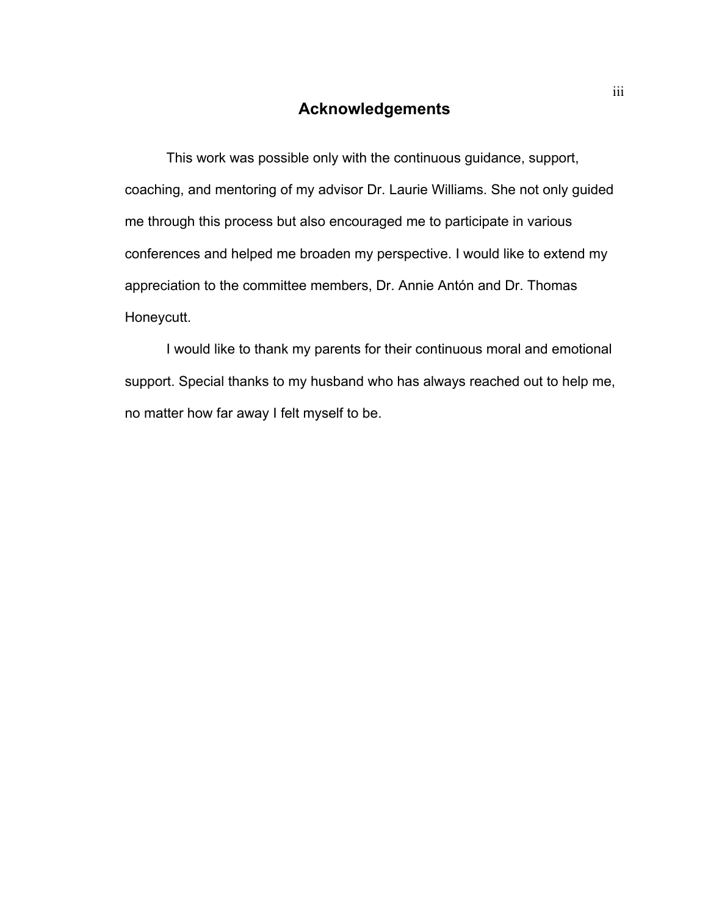# Acknowledgements

This work was possible only with the continuous guidance, support, coaching, and mentoring of my advisor Dr. Laurie Williams. She not only guided me through this process but also encouraged me to participate in various conferences and helped me broaden my perspective. I would like to extend my appreciation to the committee members, Dr. Annie Antón and Dr. Thomas Honeycutt.

I would like to thank my parents for their continuous moral and emotional support. Special thanks to my husband who has always reached out to help me, no matter how far away I felt myself to be.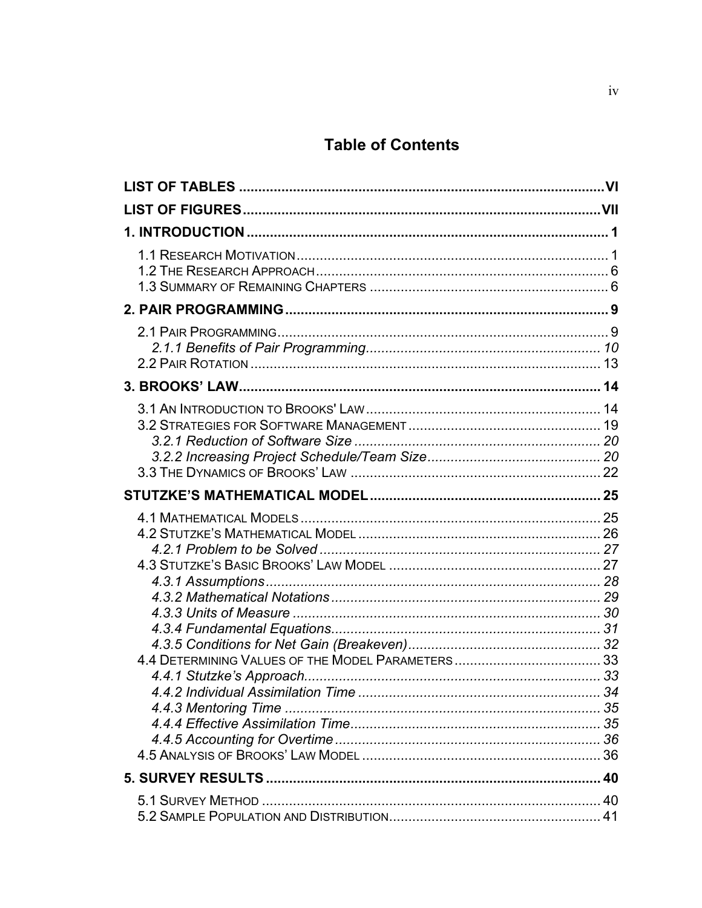# Table of Contents

**LIST OF TABLES** .......... VI

**LIST OF FIGURES** .......... VII

**1. INTRODUCTION** .......... 1

- 1.1 Research Motivation .......... 1
- 1.2 The Research Approach .......... 6
- 1.3 Summary of Remaining Chapters .......... 6

**2. PAIR PROGRAMMING** .......... 9

- 2.1 Pair Programming .......... 9
  - *2.1.1 Benefits of Pair Programming* .......... *10*
- 2.2 Pair Rotation .......... 13

**3. BROOKS' LAW** .......... 14

- 3.1 An Introduction to Brooks' Law .......... 14
- 3.2 Strategies for Software Management .......... 19
  - *3.2.1 Reduction of Software Size* .......... *20*
  - *3.2.2 Increasing Project Schedule/Team Size* .......... *20*
- 3.3 The Dynamics of Brooks' Law .......... 22

**STUTZKE'S MATHEMATICAL MODEL** .......... 25

- 4.1 Mathematical Models .......... 25
- 4.2 Stutzke's Mathematical Model .......... 26
  - *4.2.1 Problem to be Solved* .......... *27*
- 4.3 Stutzke's Basic Brooks' Law Model .......... 27
  - *4.3.1 Assumptions* .......... *28*
  - *4.3.2 Mathematical Notations* .......... *29*
  - *4.3.3 Units of Measure* .......... *30*
  - *4.3.4 Fundamental Equations* .......... *31*
  - *4.3.5 Conditions for Net Gain (Breakeven)* .......... *32*
- 4.4 Determining Values of the Model Parameters .......... 33
  - *4.4.1 Stutzke's Approach* .......... *33*
  - *4.4.2 Individual Assimilation Time* .......... *34*
  - *4.4.3 Mentoring Time* .......... *35*
  - *4.4.4 Effective Assimilation Time* .......... *35*
  - *4.4.5 Accounting for Overtime* .......... *36*
- 4.5 Analysis of Brooks' Law Model .......... 36

**5. SURVEY RESULTS** .......... 40

- 5.1 Survey Method .......... 40
- 5.2 Sample Population and Distribution .......... 41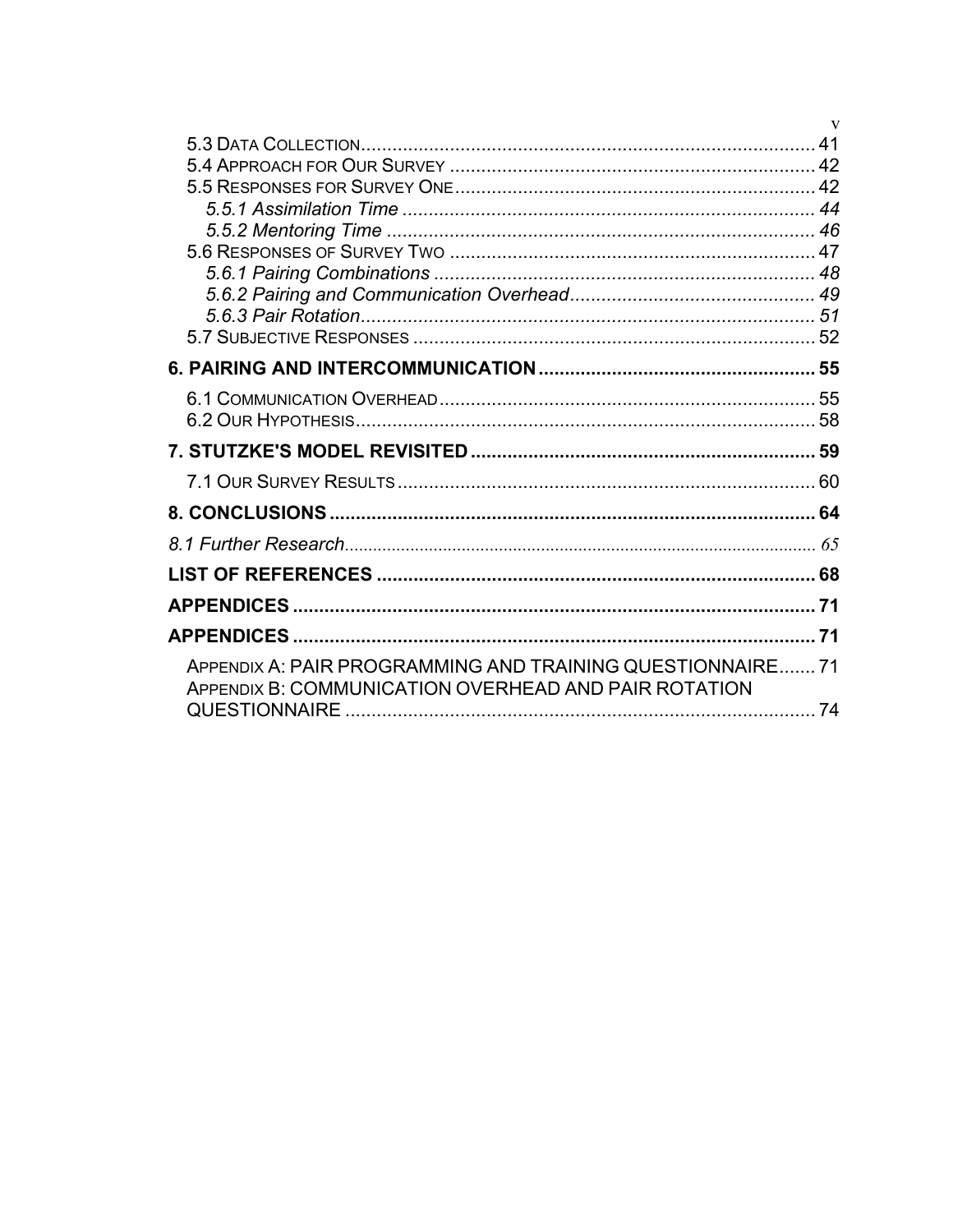5.3 DATA COLLECTION ........................................................................................ 41
5.4 APPROACH FOR OUR SURVEY ..................................................................... 42
5.5 RESPONSES FOR SURVEY ONE .................................................................... 42
*5.5.1 Assimilation Time* ............................................................................... *44*
*5.5.2 Mentoring Time* .................................................................................. *46*
5.6 RESPONSES OF SURVEY TWO ..................................................................... 47
*5.6.1 Pairing Combinations* ......................................................................... *48*
*5.6.2 Pairing and Communication Overhead* ............................................... *49*
*5.6.3 Pair Rotation* ....................................................................................... *51*
5.7 SUBJECTIVE RESPONSES ............................................................................ 52

**6. PAIRING AND INTERCOMMUNICATION ..................................................... 55**

6.1 COMMUNICATION OVERHEAD ....................................................................... 55
6.2 OUR HYPOTHESIS ........................................................................................ 58

**7. STUTZKE'S MODEL REVISITED ................................................................. 59**

7.1 OUR SURVEY RESULTS ................................................................................ 60

**8. CONCLUSIONS ............................................................................................ 64**

*8.1 Further Research* ........................................................................................ *65*

**LIST OF REFERENCES .................................................................................... 68**

**APPENDICES .................................................................................................... 71**

**APPENDICES .................................................................................................... 71**

APPENDIX A: PAIR PROGRAMMING AND TRAINING QUESTIONNAIRE ....... 71
APPENDIX B: COMMUNICATION OVERHEAD AND PAIR ROTATION QUESTIONNAIRE ........................................................................................... 74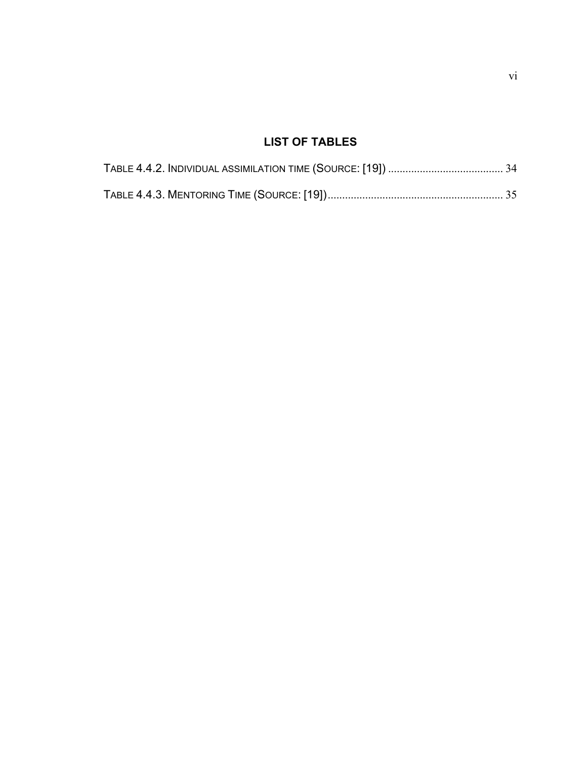# LIST OF TABLES

TABLE 4.4.2. INDIVIDUAL ASSIMILATION TIME (SOURCE: [19]) ........................................ 34

TABLE 4.4.3. MENTORING TIME (SOURCE: [19])............................................................. 35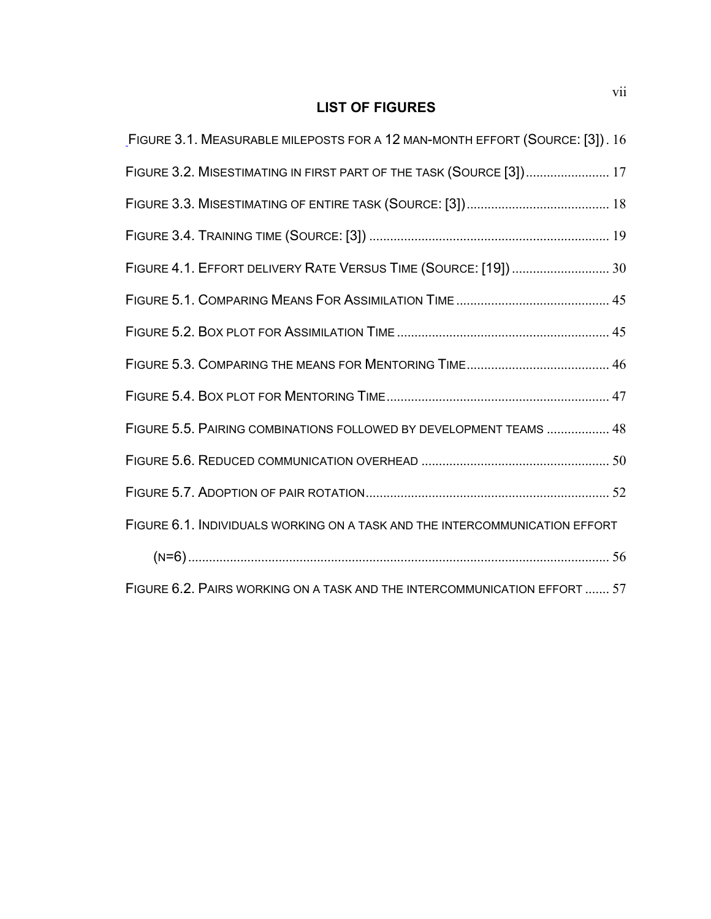## LIST OF FIGURES

Figure 3.1. Measurable mileposts for a 12 man-month effort (Source: [3]) . 16

Figure 3.2. Misestimating in first part of the task (Source [3]) ........................ 17

Figure 3.3. Misestimating of entire task (Source: [3]) ......................................... 18

Figure 3.4. Training time (Source: [3]) .................................................................... 19

Figure 4.1. Effort delivery Rate Versus Time (Source: [19]) ............................ 30

Figure 5.1. Comparing Means For Assimilation Time ............................................ 45

Figure 5.2. Box plot for Assimilation Time ............................................................ 45

Figure 5.3. Comparing the means for Mentoring Time......................................... 46

Figure 5.4. Box plot for Mentoring Time ................................................................ 47

Figure 5.5. Pairing combinations followed by development teams .................. 48

Figure 5.6. Reduced communication overhead ..................................................... 50

Figure 5.7. Adoption of pair rotation ..................................................................... 52

Figure 6.1. Individuals working on a task and the intercommunication effort (n=6) ........................................................................................................................ 56

Figure 6.2. Pairs working on a task and the intercommunication effort ....... 57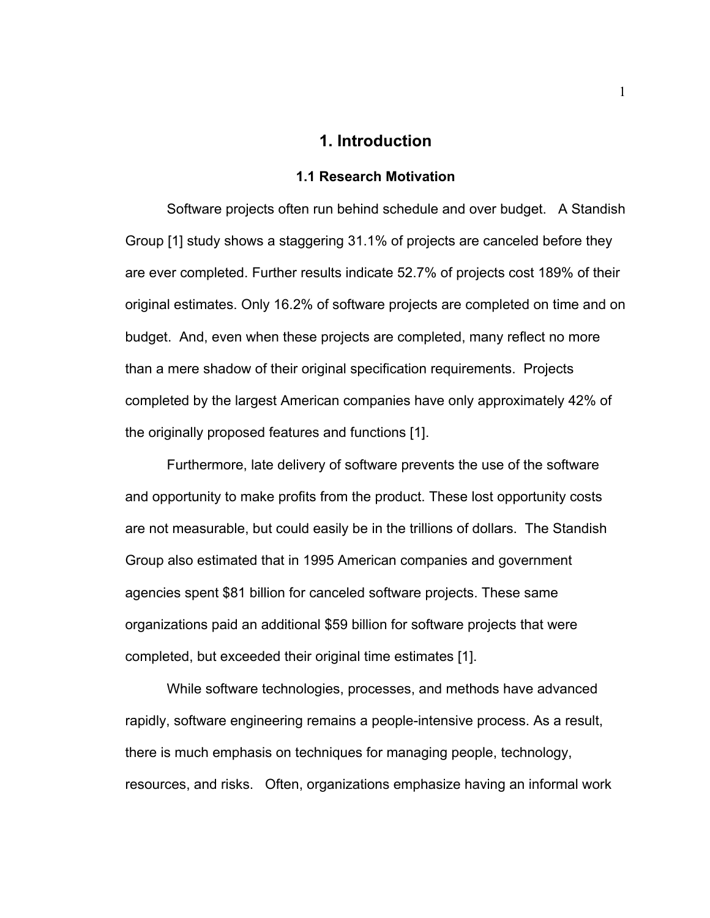# 1. Introduction

## 1.1 Research Motivation

Software projects often run behind schedule and over budget. A Standish Group [1] study shows a staggering 31.1% of projects are canceled before they are ever completed. Further results indicate 52.7% of projects cost 189% of their original estimates. Only 16.2% of software projects are completed on time and on budget. And, even when these projects are completed, many reflect no more than a mere shadow of their original specification requirements. Projects completed by the largest American companies have only approximately 42% of the originally proposed features and functions [1].

Furthermore, late delivery of software prevents the use of the software and opportunity to make profits from the product. These lost opportunity costs are not measurable, but could easily be in the trillions of dollars. The Standish Group also estimated that in 1995 American companies and government agencies spent $81 billion for canceled software projects. These same organizations paid an additional $59 billion for software projects that were completed, but exceeded their original time estimates [1].

While software technologies, processes, and methods have advanced rapidly, software engineering remains a people-intensive process. As a result, there is much emphasis on techniques for managing people, technology, resources, and risks. Often, organizations emphasize having an informal work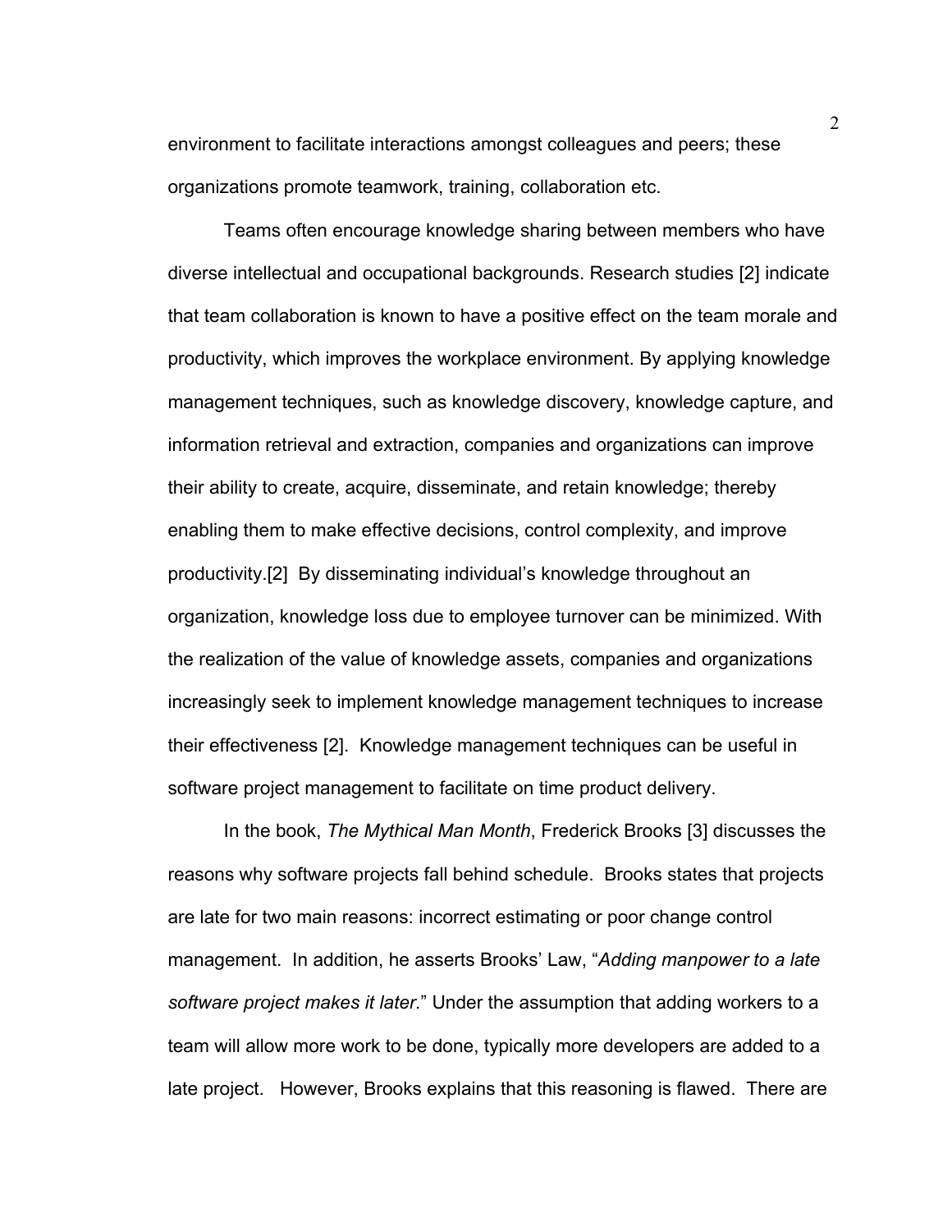environment to facilitate interactions amongst colleagues and peers; these organizations promote teamwork, training, collaboration etc.

Teams often encourage knowledge sharing between members who have diverse intellectual and occupational backgrounds. Research studies [2] indicate that team collaboration is known to have a positive effect on the team morale and productivity, which improves the workplace environment. By applying knowledge management techniques, such as knowledge discovery, knowledge capture, and information retrieval and extraction, companies and organizations can improve their ability to create, acquire, disseminate, and retain knowledge; thereby enabling them to make effective decisions, control complexity, and improve productivity.[2] By disseminating individual's knowledge throughout an organization, knowledge loss due to employee turnover can be minimized. With the realization of the value of knowledge assets, companies and organizations increasingly seek to implement knowledge management techniques to increase their effectiveness [2]. Knowledge management techniques can be useful in software project management to facilitate on time product delivery.

In the book, *The Mythical Man Month*, Frederick Brooks [3] discusses the reasons why software projects fall behind schedule. Brooks states that projects are late for two main reasons: incorrect estimating or poor change control management. In addition, he asserts Brooks' Law, "*Adding manpower to a late software project makes it later.*" Under the assumption that adding workers to a team will allow more work to be done, typically more developers are added to a late project. However, Brooks explains that this reasoning is flawed. There are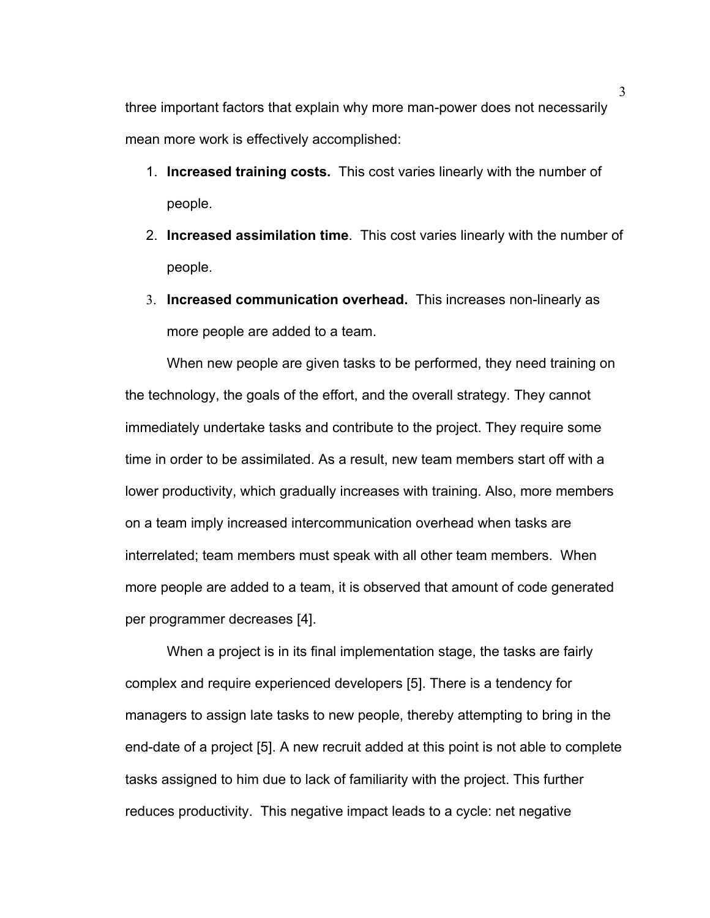three important factors that explain why more man-power does not necessarily mean more work is effectively accomplished:

1. **Increased training costs.** This cost varies linearly with the number of people.
2. **Increased assimilation time**. This cost varies linearly with the number of people.
3. **Increased communication overhead.** This increases non-linearly as more people are added to a team.

When new people are given tasks to be performed, they need training on the technology, the goals of the effort, and the overall strategy. They cannot immediately undertake tasks and contribute to the project. They require some time in order to be assimilated. As a result, new team members start off with a lower productivity, which gradually increases with training. Also, more members on a team imply increased intercommunication overhead when tasks are interrelated; team members must speak with all other team members. When more people are added to a team, it is observed that amount of code generated per programmer decreases [4].

When a project is in its final implementation stage, the tasks are fairly complex and require experienced developers [5]. There is a tendency for managers to assign late tasks to new people, thereby attempting to bring in the end-date of a project [5]. A new recruit added at this point is not able to complete tasks assigned to him due to lack of familiarity with the project. This further reduces productivity. This negative impact leads to a cycle: net negative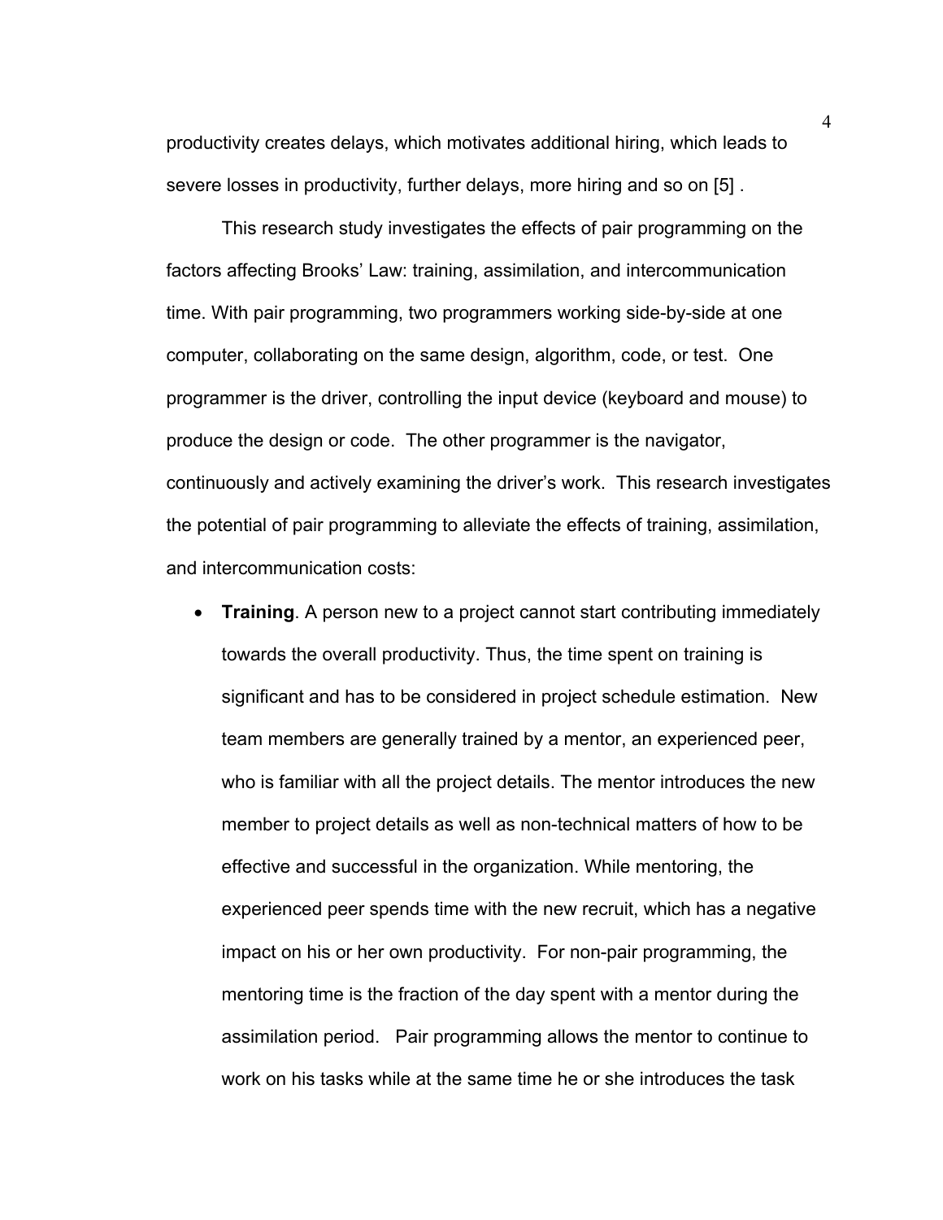productivity creates delays, which motivates additional hiring, which leads to severe losses in productivity, further delays, more hiring and so on [5] .

This research study investigates the effects of pair programming on the factors affecting Brooks' Law: training, assimilation, and intercommunication time. With pair programming, two programmers working side-by-side at one computer, collaborating on the same design, algorithm, code, or test. One programmer is the driver, controlling the input device (keyboard and mouse) to produce the design or code. The other programmer is the navigator, continuously and actively examining the driver's work. This research investigates the potential of pair programming to alleviate the effects of training, assimilation, and intercommunication costs:

- **Training**. A person new to a project cannot start contributing immediately towards the overall productivity. Thus, the time spent on training is significant and has to be considered in project schedule estimation. New team members are generally trained by a mentor, an experienced peer, who is familiar with all the project details. The mentor introduces the new member to project details as well as non-technical matters of how to be effective and successful in the organization. While mentoring, the experienced peer spends time with the new recruit, which has a negative impact on his or her own productivity. For non-pair programming, the mentoring time is the fraction of the day spent with a mentor during the assimilation period. Pair programming allows the mentor to continue to work on his tasks while at the same time he or she introduces the task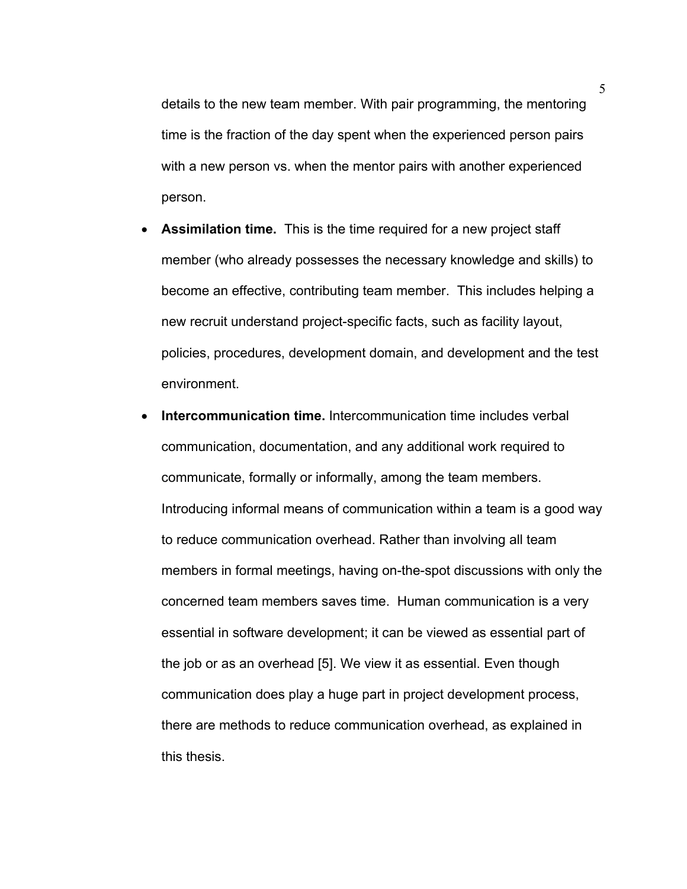details to the new team member. With pair programming, the mentoring time is the fraction of the day spent when the experienced person pairs with a new person vs. when the mentor pairs with another experienced person.

- **Assimilation time.** This is the time required for a new project staff member (who already possesses the necessary knowledge and skills) to become an effective, contributing team member. This includes helping a new recruit understand project-specific facts, such as facility layout, policies, procedures, development domain, and development and the test environment.
- **Intercommunication time.** Intercommunication time includes verbal communication, documentation, and any additional work required to communicate, formally or informally, among the team members. Introducing informal means of communication within a team is a good way to reduce communication overhead. Rather than involving all team members in formal meetings, having on-the-spot discussions with only the concerned team members saves time. Human communication is a very essential in software development; it can be viewed as essential part of the job or as an overhead [5]. We view it as essential. Even though communication does play a huge part in project development process, there are methods to reduce communication overhead, as explained in this thesis.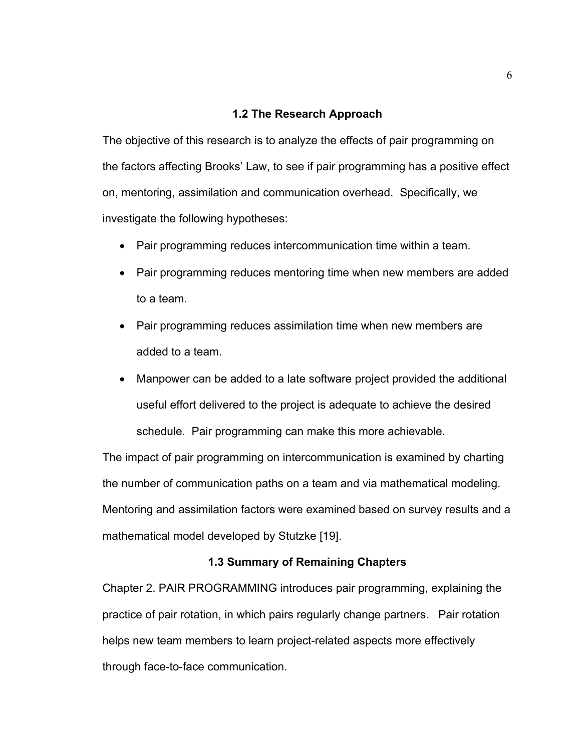## 1.2 The Research Approach

The objective of this research is to analyze the effects of pair programming on the factors affecting Brooks' Law, to see if pair programming has a positive effect on, mentoring, assimilation and communication overhead. Specifically, we investigate the following hypotheses:

- Pair programming reduces intercommunication time within a team.
- Pair programming reduces mentoring time when new members are added to a team.
- Pair programming reduces assimilation time when new members are added to a team.
- Manpower can be added to a late software project provided the additional useful effort delivered to the project is adequate to achieve the desired schedule. Pair programming can make this more achievable.

The impact of pair programming on intercommunication is examined by charting the number of communication paths on a team and via mathematical modeling. Mentoring and assimilation factors were examined based on survey results and a mathematical model developed by Stutzke [19].

## 1.3 Summary of Remaining Chapters

Chapter 2. PAIR PROGRAMMING introduces pair programming, explaining the practice of pair rotation, in which pairs regularly change partners. Pair rotation helps new team members to learn project-related aspects more effectively through face-to-face communication.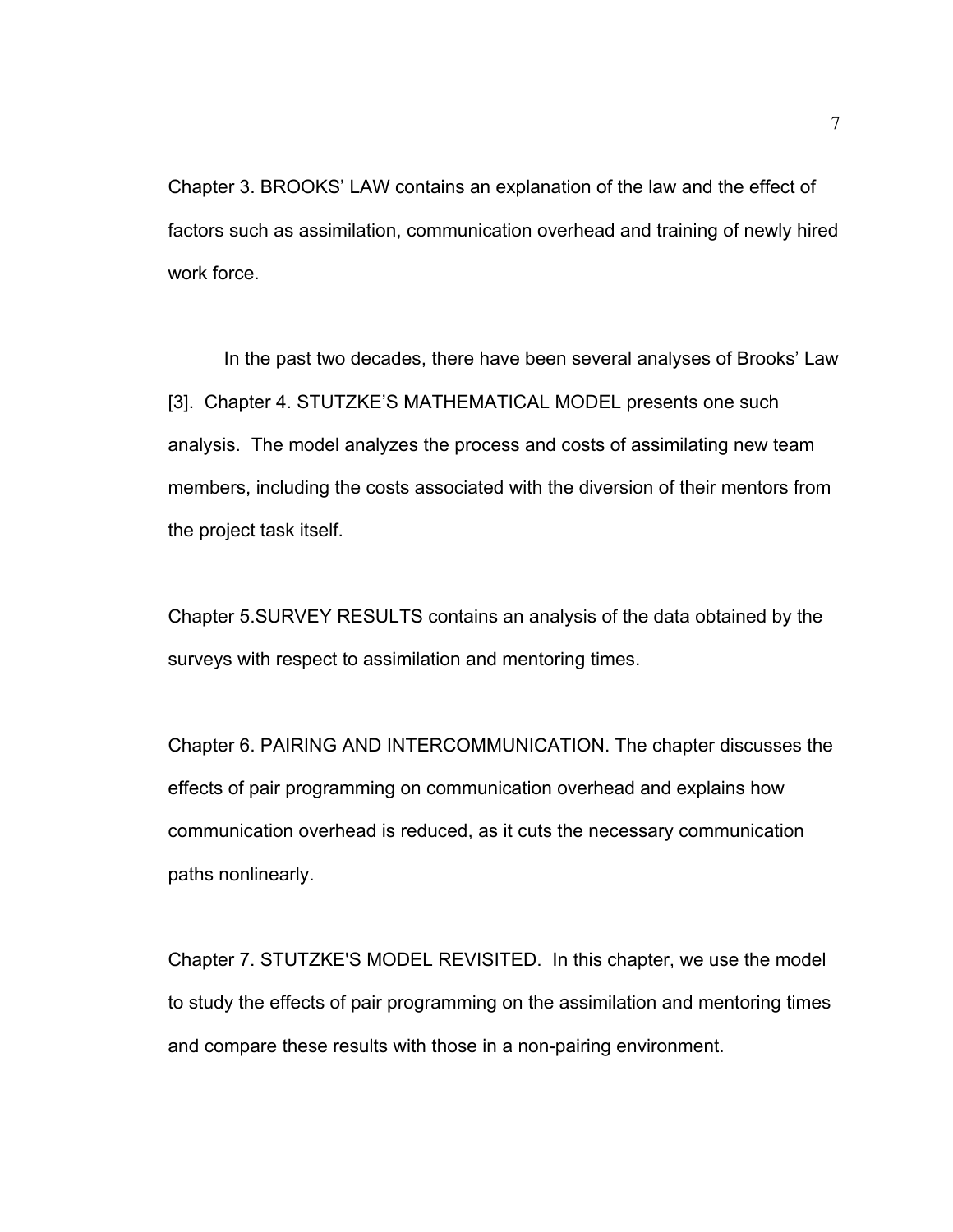Chapter 3. BROOKS' LAW contains an explanation of the law and the effect of factors such as assimilation, communication overhead and training of newly hired work force.

In the past two decades, there have been several analyses of Brooks' Law [3]. Chapter 4. STUTZKE'S MATHEMATICAL MODEL presents one such analysis. The model analyzes the process and costs of assimilating new team members, including the costs associated with the diversion of their mentors from the project task itself.

Chapter 5.SURVEY RESULTS contains an analysis of the data obtained by the surveys with respect to assimilation and mentoring times.

Chapter 6. PAIRING AND INTERCOMMUNICATION. The chapter discusses the effects of pair programming on communication overhead and explains how communication overhead is reduced, as it cuts the necessary communication paths nonlinearly.

Chapter 7. STUTZKE'S MODEL REVISITED. In this chapter, we use the model to study the effects of pair programming on the assimilation and mentoring times and compare these results with those in a non-pairing environment.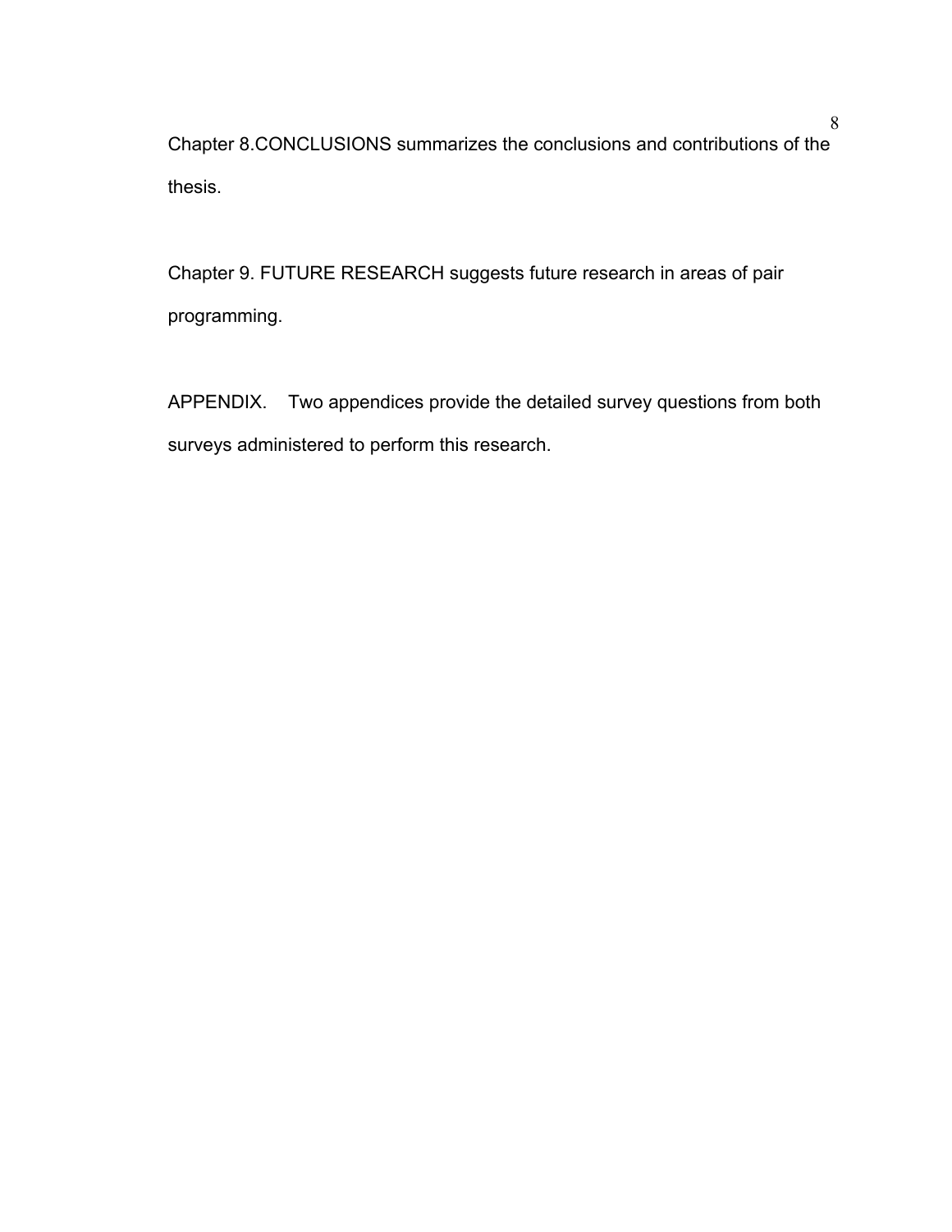Chapter 8.CONCLUSIONS summarizes the conclusions and contributions of the thesis.

Chapter 9. FUTURE RESEARCH suggests future research in areas of pair programming.

APPENDIX. Two appendices provide the detailed survey questions from both surveys administered to perform this research.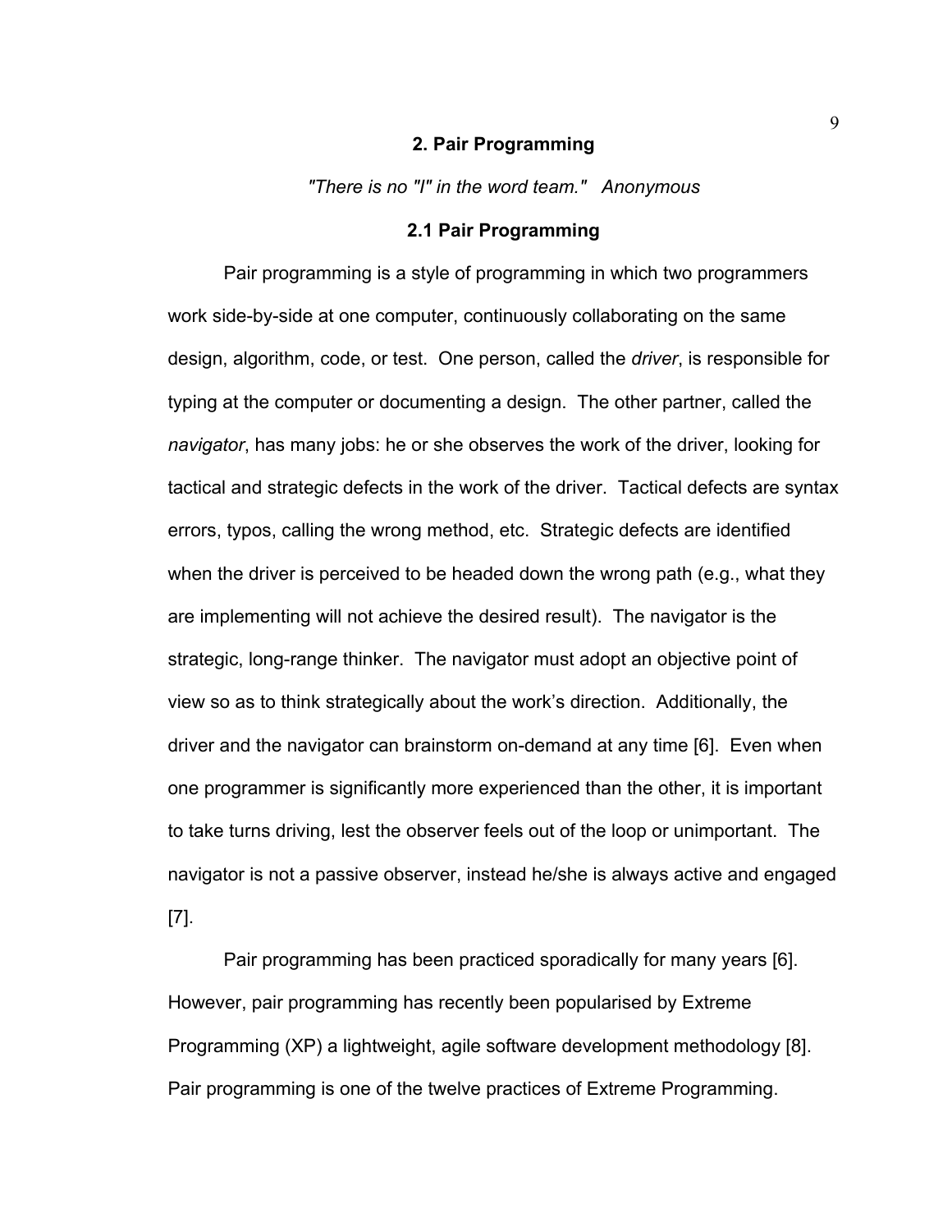# 2. Pair Programming

*"There is no "I" in the word team."   Anonymous*

## 2.1 Pair Programming

Pair programming is a style of programming in which two programmers work side-by-side at one computer, continuously collaborating on the same design, algorithm, code, or test. One person, called the *driver*, is responsible for typing at the computer or documenting a design. The other partner, called the *navigator*, has many jobs: he or she observes the work of the driver, looking for tactical and strategic defects in the work of the driver. Tactical defects are syntax errors, typos, calling the wrong method, etc. Strategic defects are identified when the driver is perceived to be headed down the wrong path (e.g., what they are implementing will not achieve the desired result). The navigator is the strategic, long-range thinker. The navigator must adopt an objective point of view so as to think strategically about the work's direction. Additionally, the driver and the navigator can brainstorm on-demand at any time [6]. Even when one programmer is significantly more experienced than the other, it is important to take turns driving, lest the observer feels out of the loop or unimportant. The navigator is not a passive observer, instead he/she is always active and engaged [7].

Pair programming has been practiced sporadically for many years [6]. However, pair programming has recently been popularised by Extreme Programming (XP) a lightweight, agile software development methodology [8]. Pair programming is one of the twelve practices of Extreme Programming.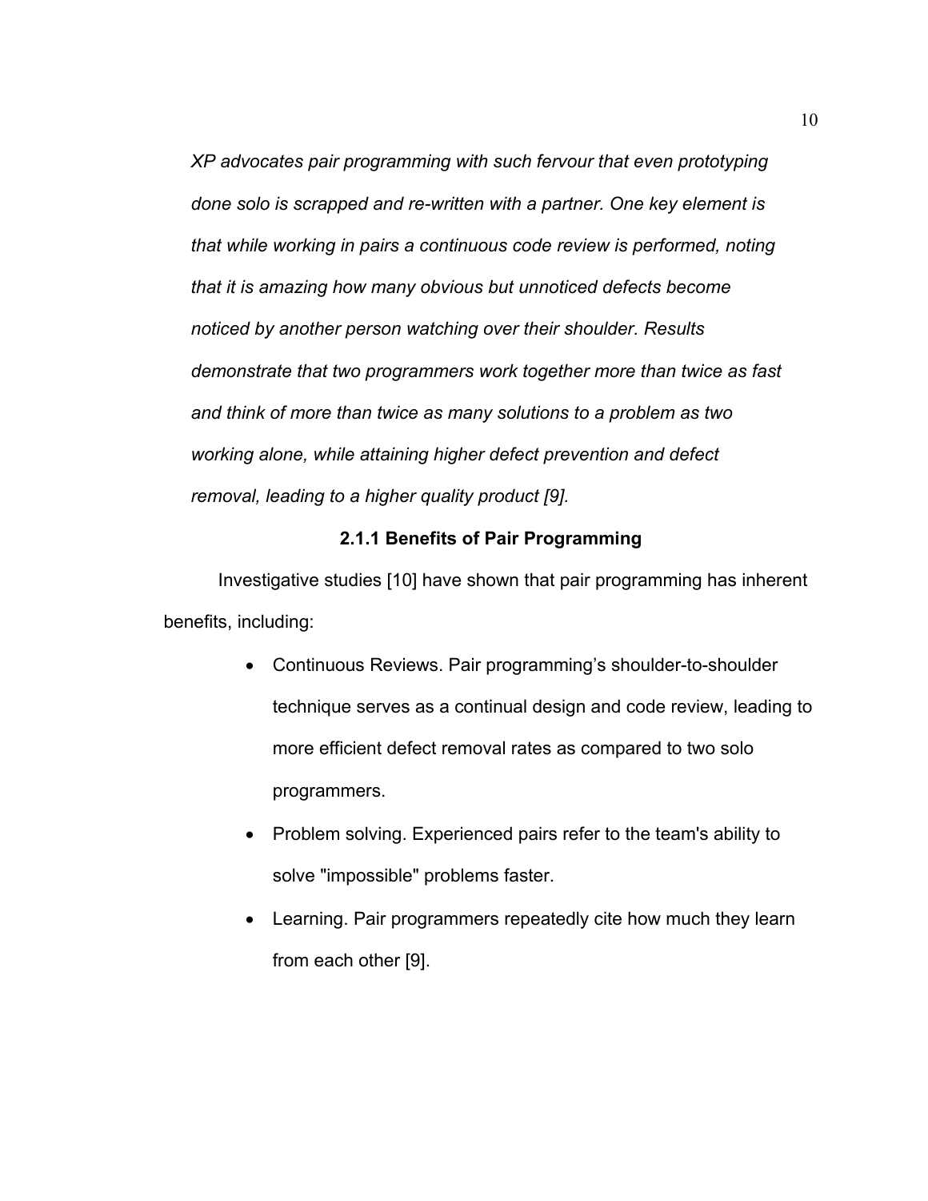*XP advocates pair programming with such fervour that even prototyping done solo is scrapped and re-written with a partner. One key element is that while working in pairs a continuous code review is performed, noting that it is amazing how many obvious but unnoticed defects become noticed by another person watching over their shoulder. Results demonstrate that two programmers work together more than twice as fast and think of more than twice as many solutions to a problem as two working alone, while attaining higher defect prevention and defect removal, leading to a higher quality product [9].*

### 2.1.1 Benefits of Pair Programming

Investigative studies [10] have shown that pair programming has inherent benefits, including:

- Continuous Reviews. Pair programming's shoulder-to-shoulder technique serves as a continual design and code review, leading to more efficient defect removal rates as compared to two solo programmers.
- Problem solving. Experienced pairs refer to the team's ability to solve "impossible" problems faster.
- Learning. Pair programmers repeatedly cite how much they learn from each other [9].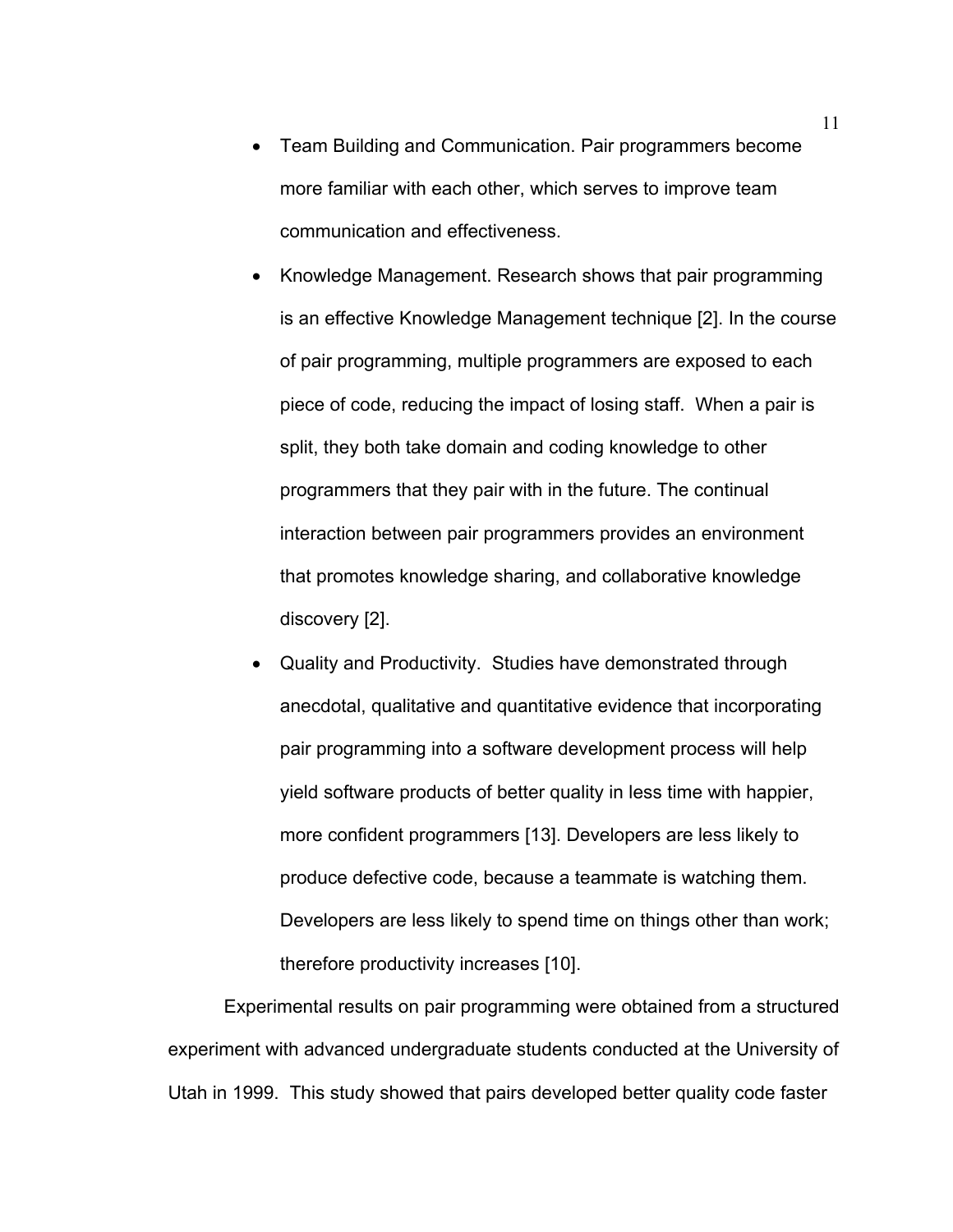- Team Building and Communication. Pair programmers become more familiar with each other, which serves to improve team communication and effectiveness.
- Knowledge Management. Research shows that pair programming is an effective Knowledge Management technique [2]. In the course of pair programming, multiple programmers are exposed to each piece of code, reducing the impact of losing staff. When a pair is split, they both take domain and coding knowledge to other programmers that they pair with in the future. The continual interaction between pair programmers provides an environment that promotes knowledge sharing, and collaborative knowledge discovery [2].
- Quality and Productivity. Studies have demonstrated through anecdotal, qualitative and quantitative evidence that incorporating pair programming into a software development process will help yield software products of better quality in less time with happier, more confident programmers [13]. Developers are less likely to produce defective code, because a teammate is watching them. Developers are less likely to spend time on things other than work; therefore productivity increases [10].

Experimental results on pair programming were obtained from a structured experiment with advanced undergraduate students conducted at the University of Utah in 1999. This study showed that pairs developed better quality code faster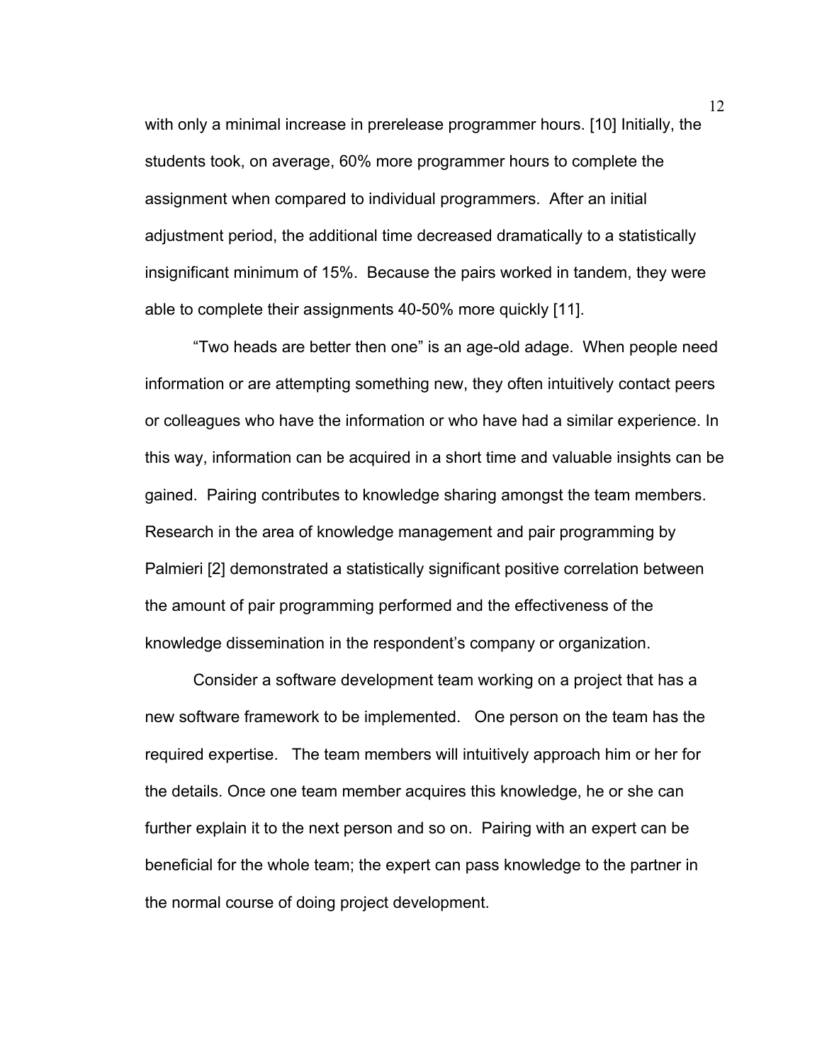with only a minimal increase in prerelease programmer hours. [10] Initially, the students took, on average, 60% more programmer hours to complete the assignment when compared to individual programmers. After an initial adjustment period, the additional time decreased dramatically to a statistically insignificant minimum of 15%. Because the pairs worked in tandem, they were able to complete their assignments 40-50% more quickly [11].

"Two heads are better then one" is an age-old adage. When people need information or are attempting something new, they often intuitively contact peers or colleagues who have the information or who have had a similar experience. In this way, information can be acquired in a short time and valuable insights can be gained. Pairing contributes to knowledge sharing amongst the team members. Research in the area of knowledge management and pair programming by Palmieri [2] demonstrated a statistically significant positive correlation between the amount of pair programming performed and the effectiveness of the knowledge dissemination in the respondent's company or organization.

Consider a software development team working on a project that has a new software framework to be implemented. One person on the team has the required expertise. The team members will intuitively approach him or her for the details. Once one team member acquires this knowledge, he or she can further explain it to the next person and so on. Pairing with an expert can be beneficial for the whole team; the expert can pass knowledge to the partner in the normal course of doing project development.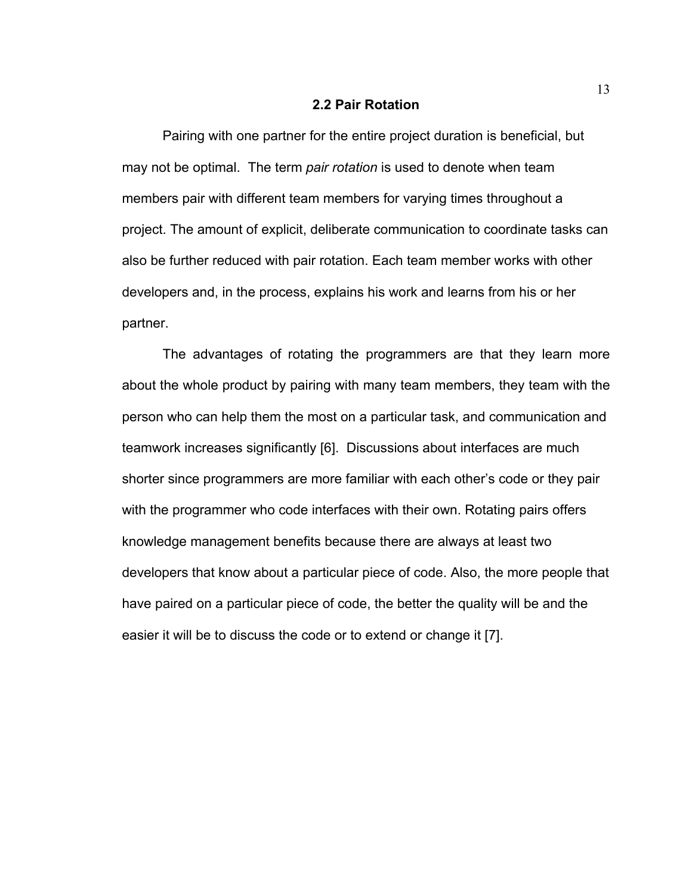## 2.2 Pair Rotation

Pairing with one partner for the entire project duration is beneficial, but may not be optimal. The term *pair rotation* is used to denote when team members pair with different team members for varying times throughout a project. The amount of explicit, deliberate communication to coordinate tasks can also be further reduced with pair rotation. Each team member works with other developers and, in the process, explains his work and learns from his or her partner.

The advantages of rotating the programmers are that they learn more about the whole product by pairing with many team members, they team with the person who can help them the most on a particular task, and communication and teamwork increases significantly [6]. Discussions about interfaces are much shorter since programmers are more familiar with each other's code or they pair with the programmer who code interfaces with their own. Rotating pairs offers knowledge management benefits because there are always at least two developers that know about a particular piece of code. Also, the more people that have paired on a particular piece of code, the better the quality will be and the easier it will be to discuss the code or to extend or change it [7].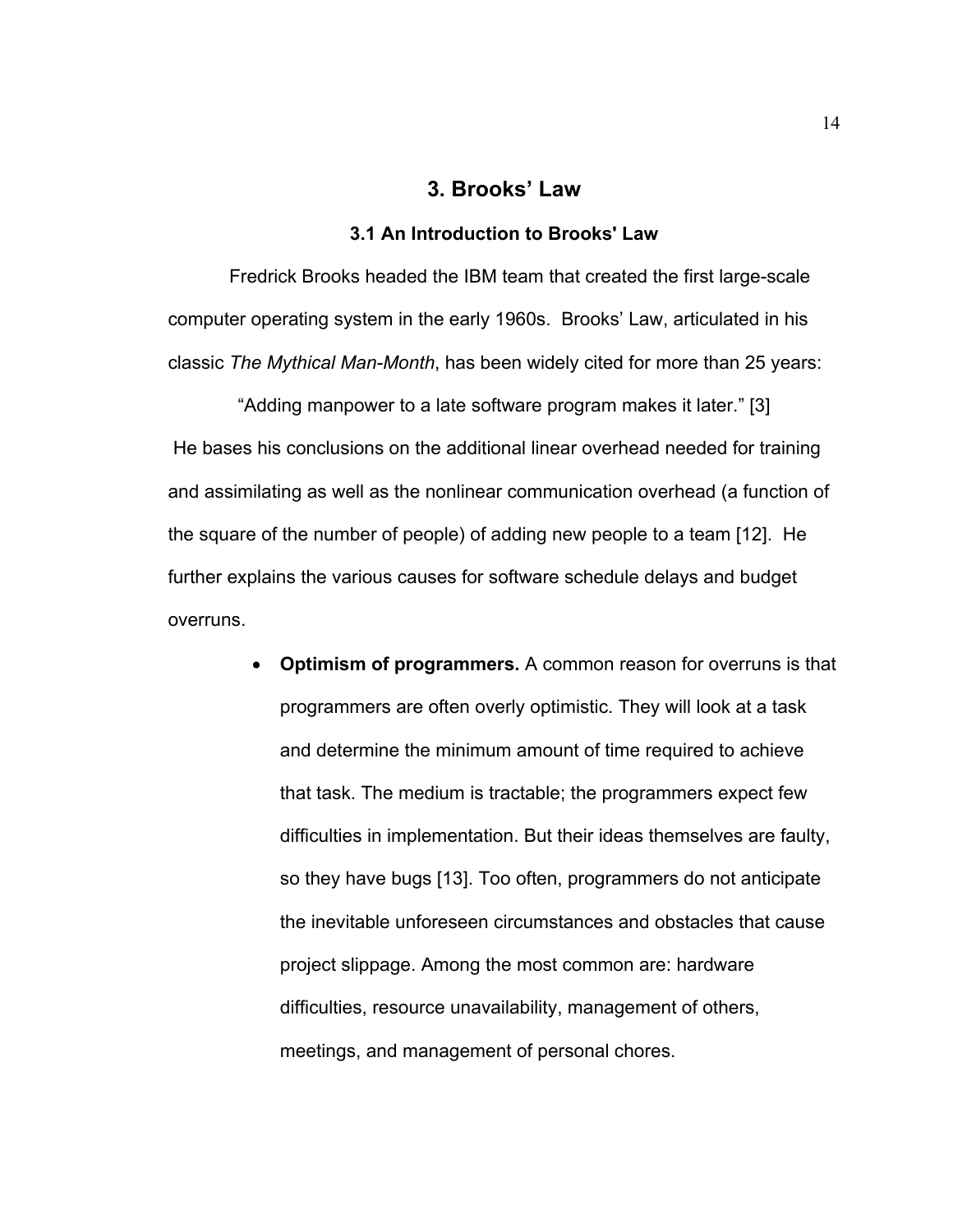# 3. Brooks' Law

## 3.1 An Introduction to Brooks' Law

Fredrick Brooks headed the IBM team that created the first large-scale computer operating system in the early 1960s. Brooks' Law, articulated in his classic *The Mythical Man-Month*, has been widely cited for more than 25 years:

"Adding manpower to a late software program makes it later." [3]

He bases his conclusions on the additional linear overhead needed for training and assimilating as well as the nonlinear communication overhead (a function of the square of the number of people) of adding new people to a team [12]. He further explains the various causes for software schedule delays and budget overruns.

- **Optimism of programmers.** A common reason for overruns is that programmers are often overly optimistic. They will look at a task and determine the minimum amount of time required to achieve that task. The medium is tractable; the programmers expect few difficulties in implementation. But their ideas themselves are faulty, so they have bugs [13]. Too often, programmers do not anticipate the inevitable unforeseen circumstances and obstacles that cause project slippage. Among the most common are: hardware difficulties, resource unavailability, management of others, meetings, and management of personal chores.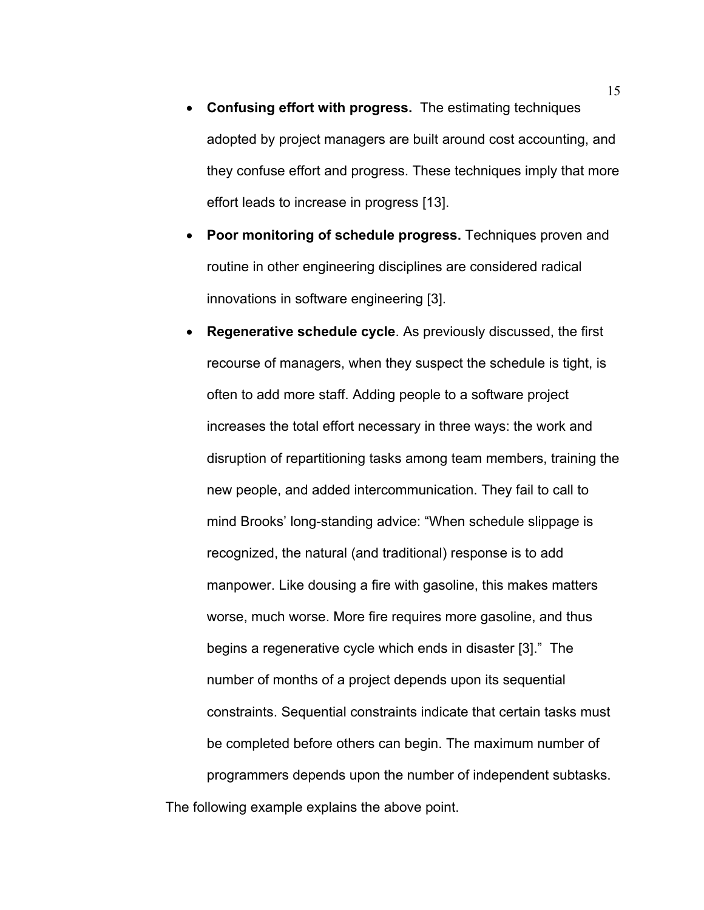- **Confusing effort with progress.** The estimating techniques adopted by project managers are built around cost accounting, and they confuse effort and progress. These techniques imply that more effort leads to increase in progress [13].
- **Poor monitoring of schedule progress.** Techniques proven and routine in other engineering disciplines are considered radical innovations in software engineering [3].
- **Regenerative schedule cycle**. As previously discussed, the first recourse of managers, when they suspect the schedule is tight, is often to add more staff. Adding people to a software project increases the total effort necessary in three ways: the work and disruption of repartitioning tasks among team members, training the new people, and added intercommunication. They fail to call to mind Brooks' long-standing advice: "When schedule slippage is recognized, the natural (and traditional) response is to add manpower. Like dousing a fire with gasoline, this makes matters worse, much worse. More fire requires more gasoline, and thus begins a regenerative cycle which ends in disaster [3]." The number of months of a project depends upon its sequential constraints. Sequential constraints indicate that certain tasks must be completed before others can begin. The maximum number of programmers depends upon the number of independent subtasks.

The following example explains the above point.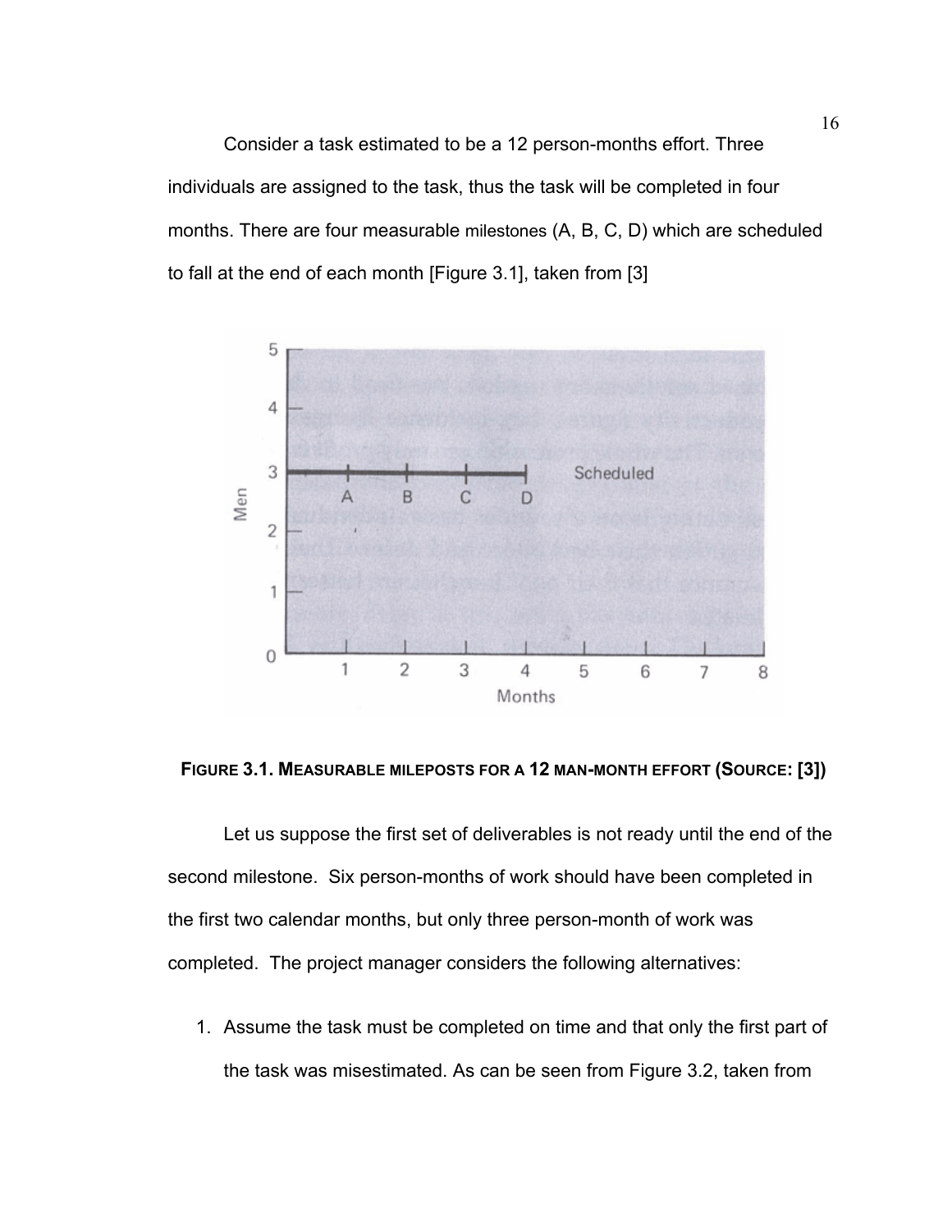Consider a task estimated to be a 12 person-months effort. Three individuals are assigned to the task, thus the task will be completed in four months. There are four measurable milestones (A, B, C, D) which are scheduled to fall at the end of each month [Figure 3.1], taken from [3]

**FIGURE 3.1. MEASURABLE MILEPOSTS FOR A 12 MAN-MONTH EFFORT (SOURCE: [3])**

Let us suppose the first set of deliverables is not ready until the end of the second milestone. Six person-months of work should have been completed in the first two calendar months, but only three person-month of work was completed. The project manager considers the following alternatives:

1. Assume the task must be completed on time and that only the first part of the task was misestimated. As can be seen from Figure 3.2, taken from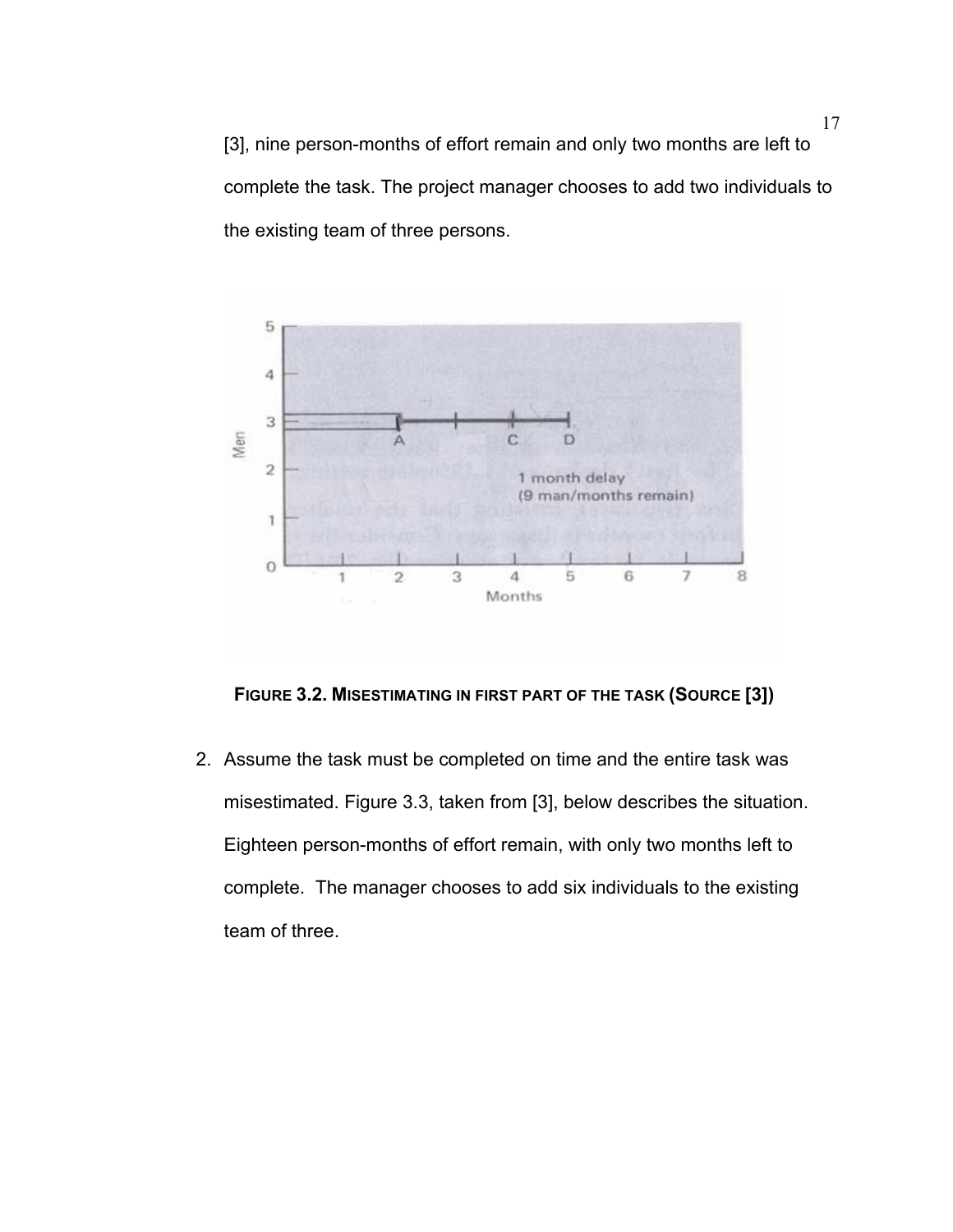[3], nine person-months of effort remain and only two months are left to complete the task. The project manager chooses to add two individuals to the existing team of three persons.

**FIGURE 3.2. MISESTIMATING IN FIRST PART OF THE TASK (SOURCE [3])**

2. Assume the task must be completed on time and the entire task was misestimated. Figure 3.3, taken from [3], below describes the situation. Eighteen person-months of effort remain, with only two months left to complete. The manager chooses to add six individuals to the existing team of three.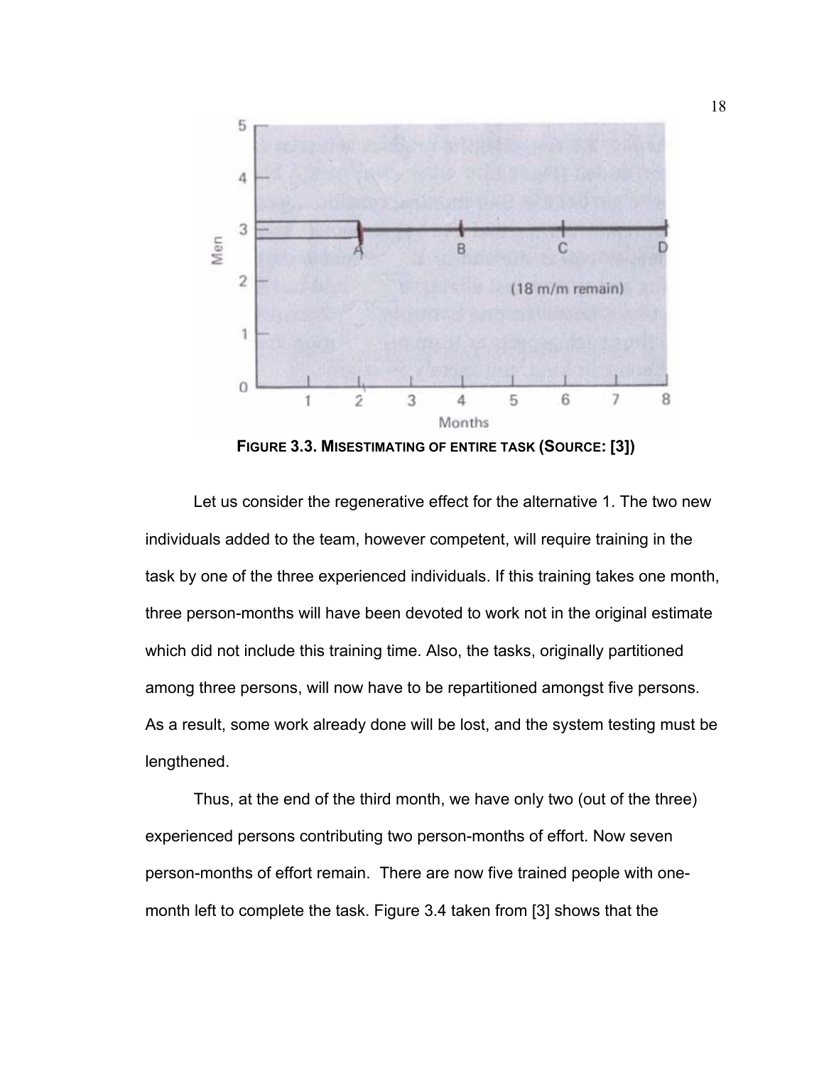**FIGURE 3.3. MISESTIMATING OF ENTIRE TASK (SOURCE: [3])**

Let us consider the regenerative effect for the alternative 1. The two new individuals added to the team, however competent, will require training in the task by one of the three experienced individuals. If this training takes one month, three person-months will have been devoted to work not in the original estimate which did not include this training time. Also, the tasks, originally partitioned among three persons, will now have to be repartitioned amongst five persons. As a result, some work already done will be lost, and the system testing must be lengthened.

Thus, at the end of the third month, we have only two (out of the three) experienced persons contributing two person-months of effort. Now seven person-months of effort remain. There are now five trained people with one-month left to complete the task. Figure 3.4 taken from [3] shows that the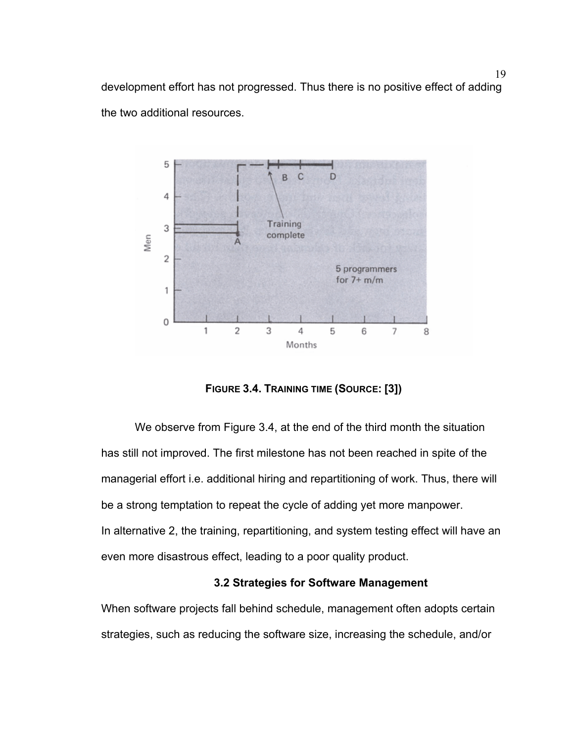development effort has not progressed. Thus there is no positive effect of adding the two additional resources.

**FIGURE 3.4. TRAINING TIME (SOURCE: [3])**

We observe from Figure 3.4, at the end of the third month the situation has still not improved. The first milestone has not been reached in spite of the managerial effort i.e. additional hiring and repartitioning of work. Thus, there will be a strong temptation to repeat the cycle of adding yet more manpower.
In alternative 2, the training, repartitioning, and system testing effect will have an even more disastrous effect, leading to a poor quality product.

### 3.2 Strategies for Software Management

When software projects fall behind schedule, management often adopts certain strategies, such as reducing the software size, increasing the schedule, and/or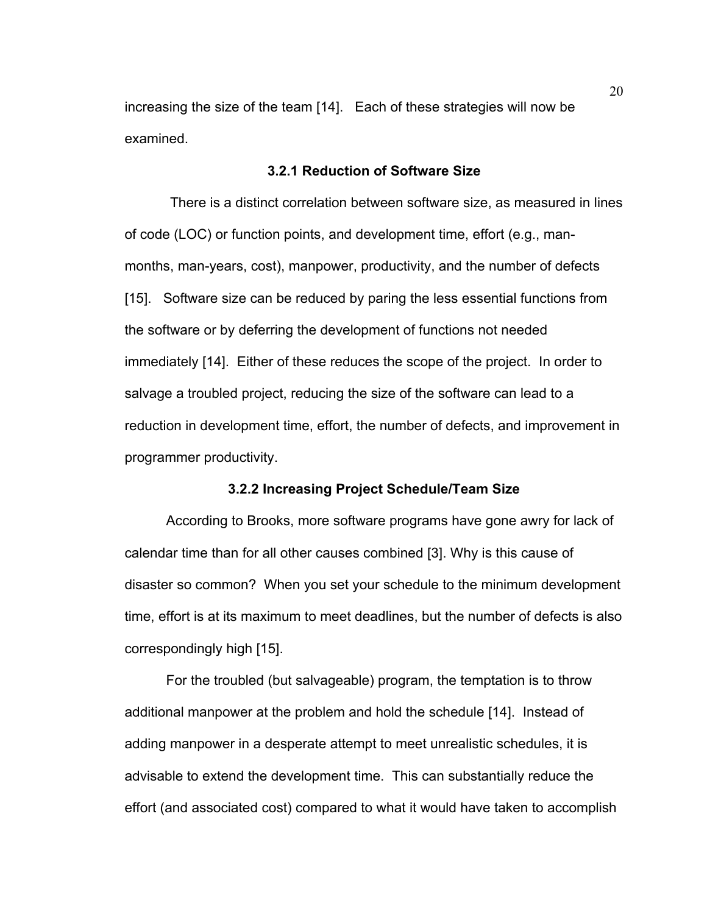increasing the size of the team [14]. Each of these strategies will now be examined.

### 3.2.1 Reduction of Software Size

There is a distinct correlation between software size, as measured in lines of code (LOC) or function points, and development time, effort (e.g., man-months, man-years, cost), manpower, productivity, and the number of defects [15]. Software size can be reduced by paring the less essential functions from the software or by deferring the development of functions not needed immediately [14]. Either of these reduces the scope of the project. In order to salvage a troubled project, reducing the size of the software can lead to a reduction in development time, effort, the number of defects, and improvement in programmer productivity.

### 3.2.2 Increasing Project Schedule/Team Size

According to Brooks, more software programs have gone awry for lack of calendar time than for all other causes combined [3]. Why is this cause of disaster so common? When you set your schedule to the minimum development time, effort is at its maximum to meet deadlines, but the number of defects is also correspondingly high [15].

For the troubled (but salvageable) program, the temptation is to throw additional manpower at the problem and hold the schedule [14]. Instead of adding manpower in a desperate attempt to meet unrealistic schedules, it is advisable to extend the development time. This can substantially reduce the effort (and associated cost) compared to what it would have taken to accomplish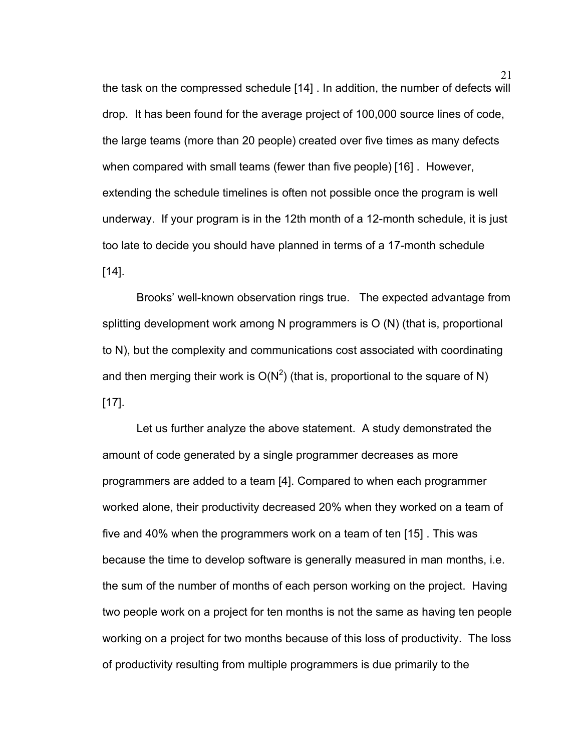the task on the compressed schedule [14] . In addition, the number of defects will drop. It has been found for the average project of 100,000 source lines of code, the large teams (more than 20 people) created over five times as many defects when compared with small teams (fewer than five people) [16] . However, extending the schedule timelines is often not possible once the program is well underway. If your program is in the 12th month of a 12-month schedule, it is just too late to decide you should have planned in terms of a 17-month schedule [14].

Brooks' well-known observation rings true. The expected advantage from splitting development work among N programmers is O (N) (that is, proportional to N), but the complexity and communications cost associated with coordinating and then merging their work is $O(N^2)$ (that is, proportional to the square of N) [17].

Let us further analyze the above statement. A study demonstrated the amount of code generated by a single programmer decreases as more programmers are added to a team [4]. Compared to when each programmer worked alone, their productivity decreased 20% when they worked on a team of five and 40% when the programmers work on a team of ten [15] . This was because the time to develop software is generally measured in man months, i.e. the sum of the number of months of each person working on the project. Having two people work on a project for ten months is not the same as having ten people working on a project for two months because of this loss of productivity. The loss of productivity resulting from multiple programmers is due primarily to the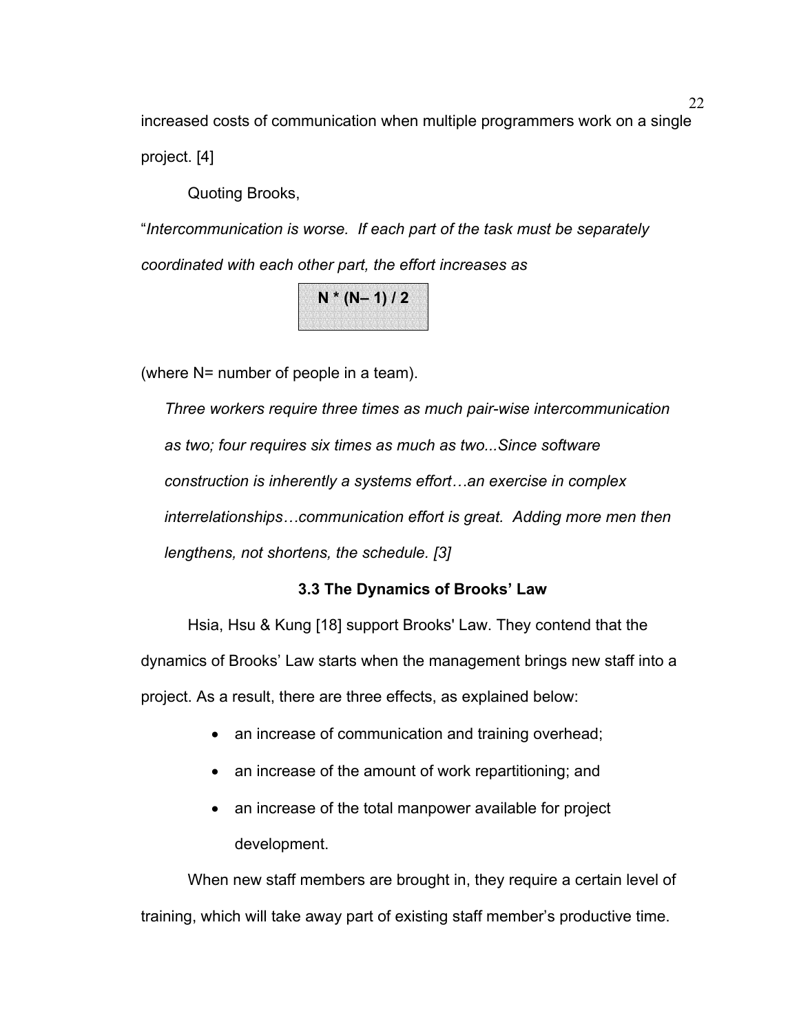increased costs of communication when multiple programmers work on a single project. [4]

Quoting Brooks,

"*Intercommunication is worse. If each part of the task must be separately coordinated with each other part, the effort increases as*

$$N * (N - 1) / 2$$

(where N= number of people in a team).

> *Three workers require three times as much pair-wise intercommunication as two; four requires six times as much as two...Since software construction is inherently a systems effort…an exercise in complex interrelationships…communication effort is great. Adding more men then lengthens, not shortens, the schedule. [3]*

### 3.3 The Dynamics of Brooks' Law

Hsia, Hsu & Kung [18] support Brooks' Law. They contend that the dynamics of Brooks' Law starts when the management brings new staff into a project. As a result, there are three effects, as explained below:

- an increase of communication and training overhead;
- an increase of the amount of work repartitioning; and
- an increase of the total manpower available for project development.

When new staff members are brought in, they require a certain level of training, which will take away part of existing staff member's productive time.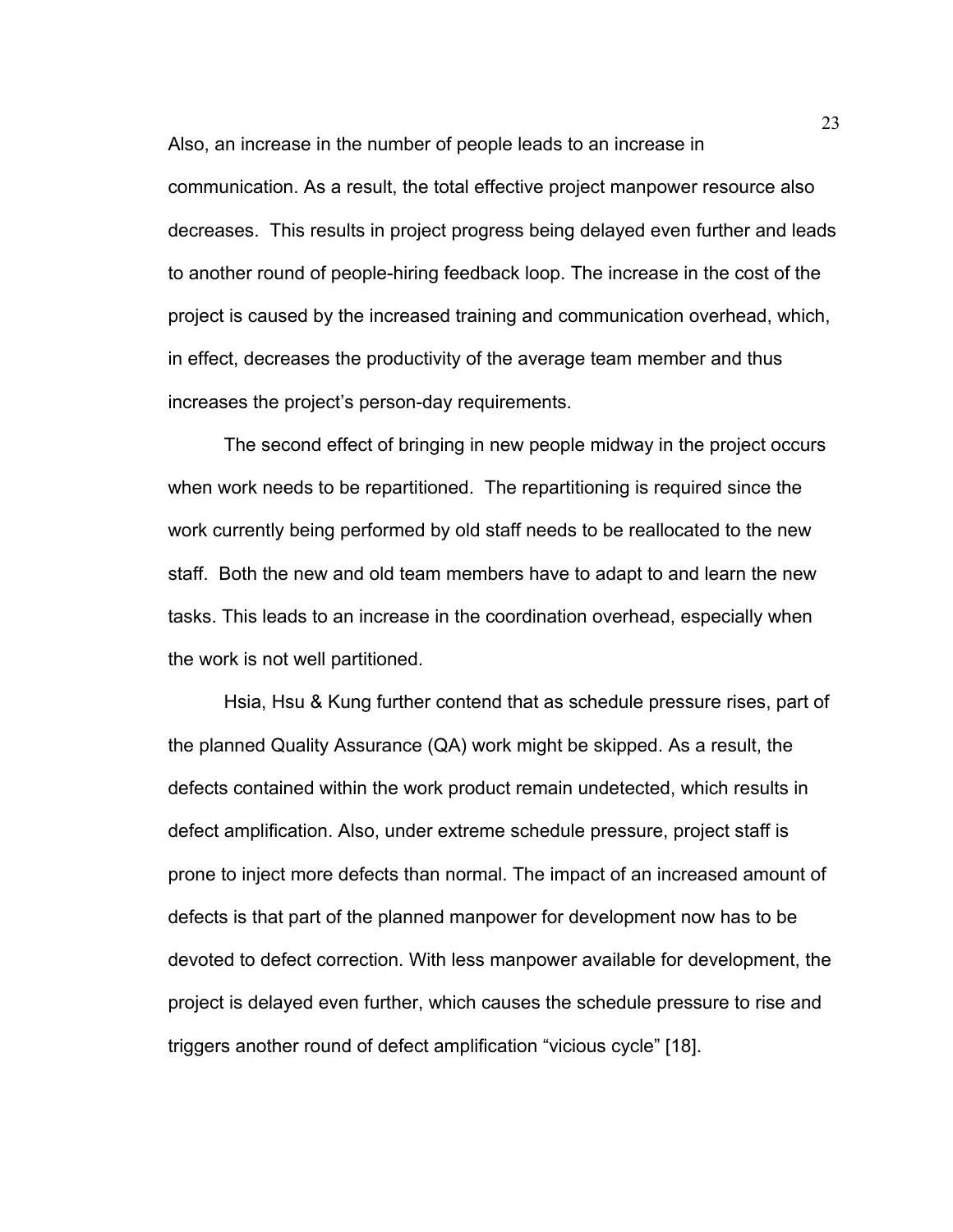Also, an increase in the number of people leads to an increase in communication. As a result, the total effective project manpower resource also decreases. This results in project progress being delayed even further and leads to another round of people-hiring feedback loop. The increase in the cost of the project is caused by the increased training and communication overhead, which, in effect, decreases the productivity of the average team member and thus increases the project's person-day requirements.

The second effect of bringing in new people midway in the project occurs when work needs to be repartitioned. The repartitioning is required since the work currently being performed by old staff needs to be reallocated to the new staff. Both the new and old team members have to adapt to and learn the new tasks. This leads to an increase in the coordination overhead, especially when the work is not well partitioned.

Hsia, Hsu & Kung further contend that as schedule pressure rises, part of the planned Quality Assurance (QA) work might be skipped. As a result, the defects contained within the work product remain undetected, which results in defect amplification. Also, under extreme schedule pressure, project staff is prone to inject more defects than normal. The impact of an increased amount of defects is that part of the planned manpower for development now has to be devoted to defect correction. With less manpower available for development, the project is delayed even further, which causes the schedule pressure to rise and triggers another round of defect amplification "vicious cycle" [18].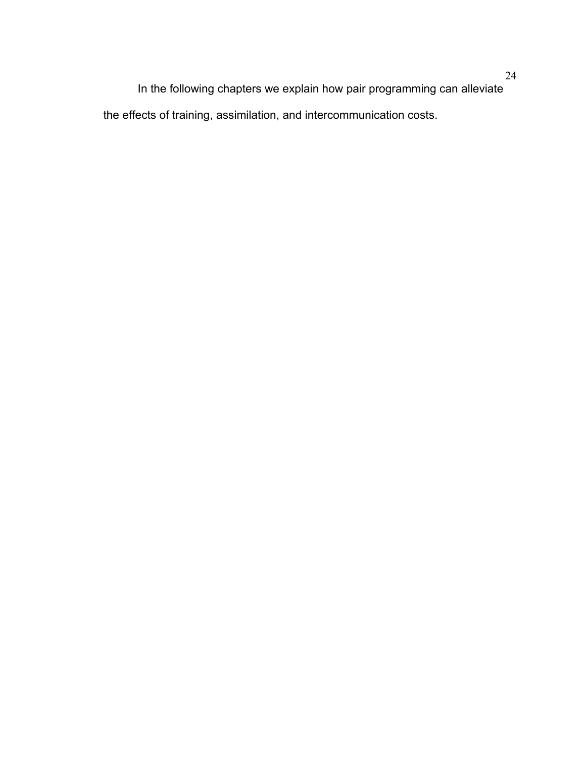In the following chapters we explain how pair programming can alleviate the effects of training, assimilation, and intercommunication costs.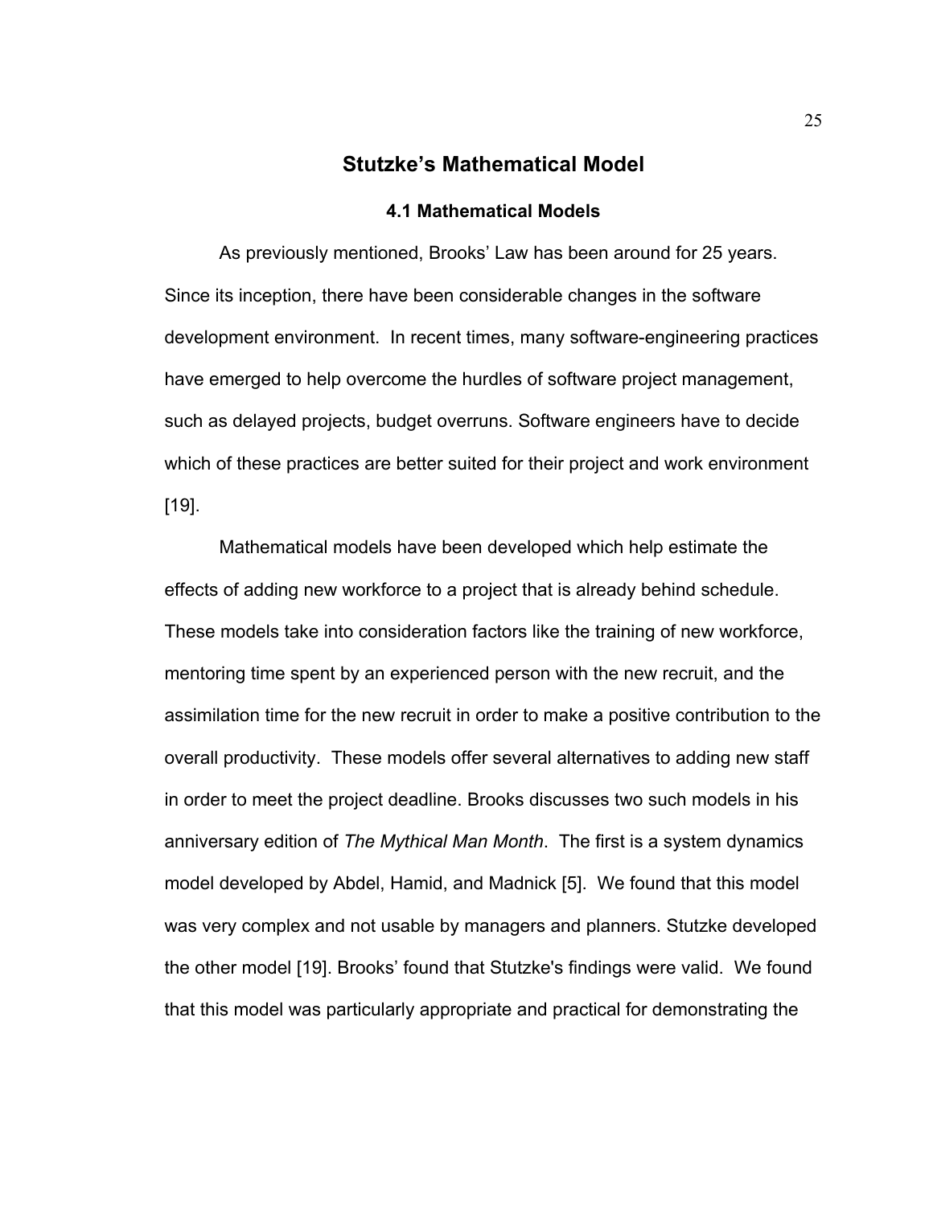# Stutzke's Mathematical Model

## 4.1 Mathematical Models

As previously mentioned, Brooks' Law has been around for 25 years. Since its inception, there have been considerable changes in the software development environment. In recent times, many software-engineering practices have emerged to help overcome the hurdles of software project management, such as delayed projects, budget overruns. Software engineers have to decide which of these practices are better suited for their project and work environment [19].

Mathematical models have been developed which help estimate the effects of adding new workforce to a project that is already behind schedule. These models take into consideration factors like the training of new workforce, mentoring time spent by an experienced person with the new recruit, and the assimilation time for the new recruit in order to make a positive contribution to the overall productivity. These models offer several alternatives to adding new staff in order to meet the project deadline. Brooks discusses two such models in his anniversary edition of *The Mythical Man Month*. The first is a system dynamics model developed by Abdel, Hamid, and Madnick [5]. We found that this model was very complex and not usable by managers and planners. Stutzke developed the other model [19]. Brooks' found that Stutzke's findings were valid. We found that this model was particularly appropriate and practical for demonstrating the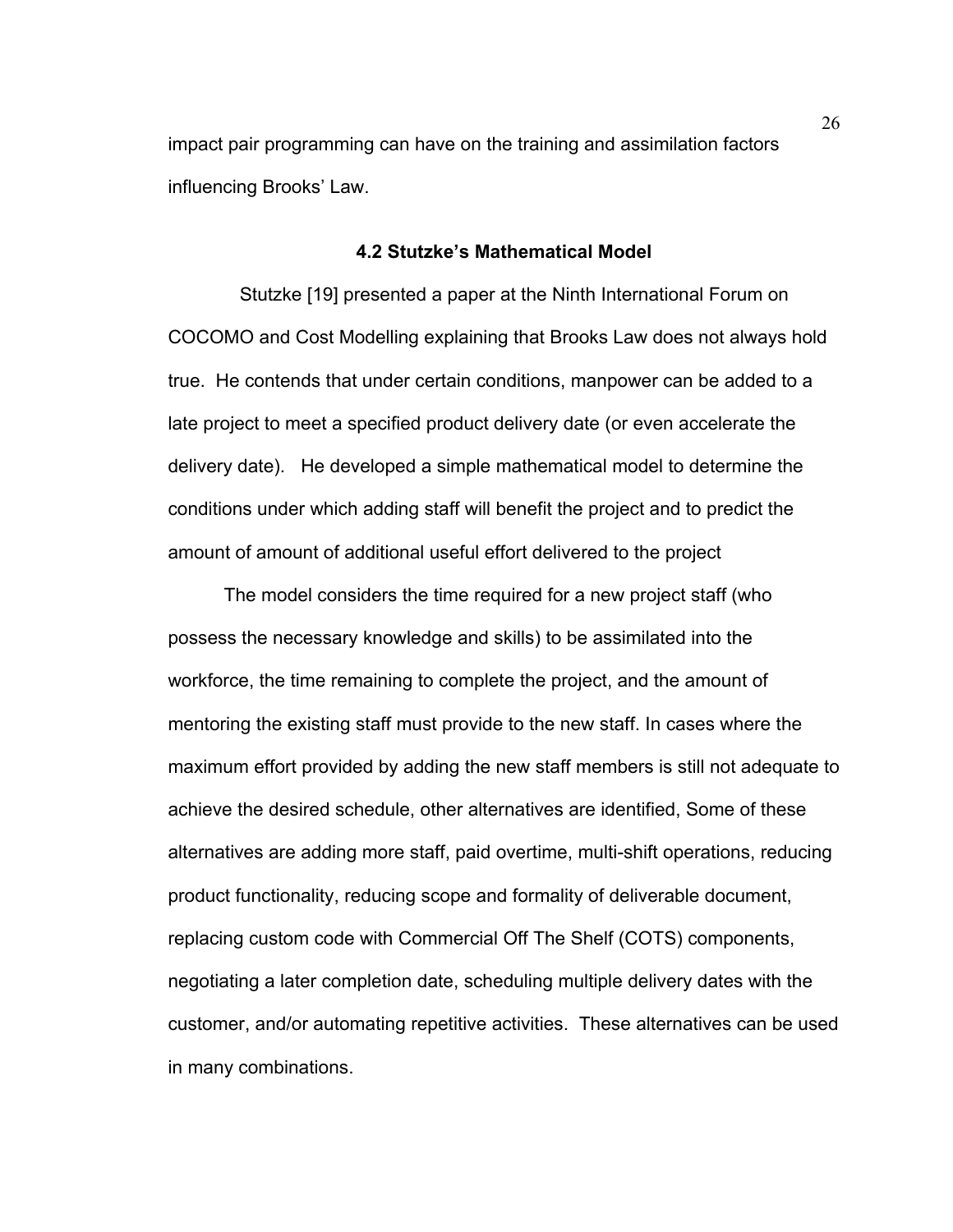impact pair programming can have on the training and assimilation factors influencing Brooks' Law.

### 4.2 Stutzke's Mathematical Model

Stutzke [19] presented a paper at the Ninth International Forum on COCOMO and Cost Modelling explaining that Brooks Law does not always hold true. He contends that under certain conditions, manpower can be added to a late project to meet a specified product delivery date (or even accelerate the delivery date). He developed a simple mathematical model to determine the conditions under which adding staff will benefit the project and to predict the amount of amount of additional useful effort delivered to the project

The model considers the time required for a new project staff (who possess the necessary knowledge and skills) to be assimilated into the workforce, the time remaining to complete the project, and the amount of mentoring the existing staff must provide to the new staff. In cases where the maximum effort provided by adding the new staff members is still not adequate to achieve the desired schedule, other alternatives are identified, Some of these alternatives are adding more staff, paid overtime, multi-shift operations, reducing product functionality, reducing scope and formality of deliverable document, replacing custom code with Commercial Off The Shelf (COTS) components, negotiating a later completion date, scheduling multiple delivery dates with the customer, and/or automating repetitive activities. These alternatives can be used in many combinations.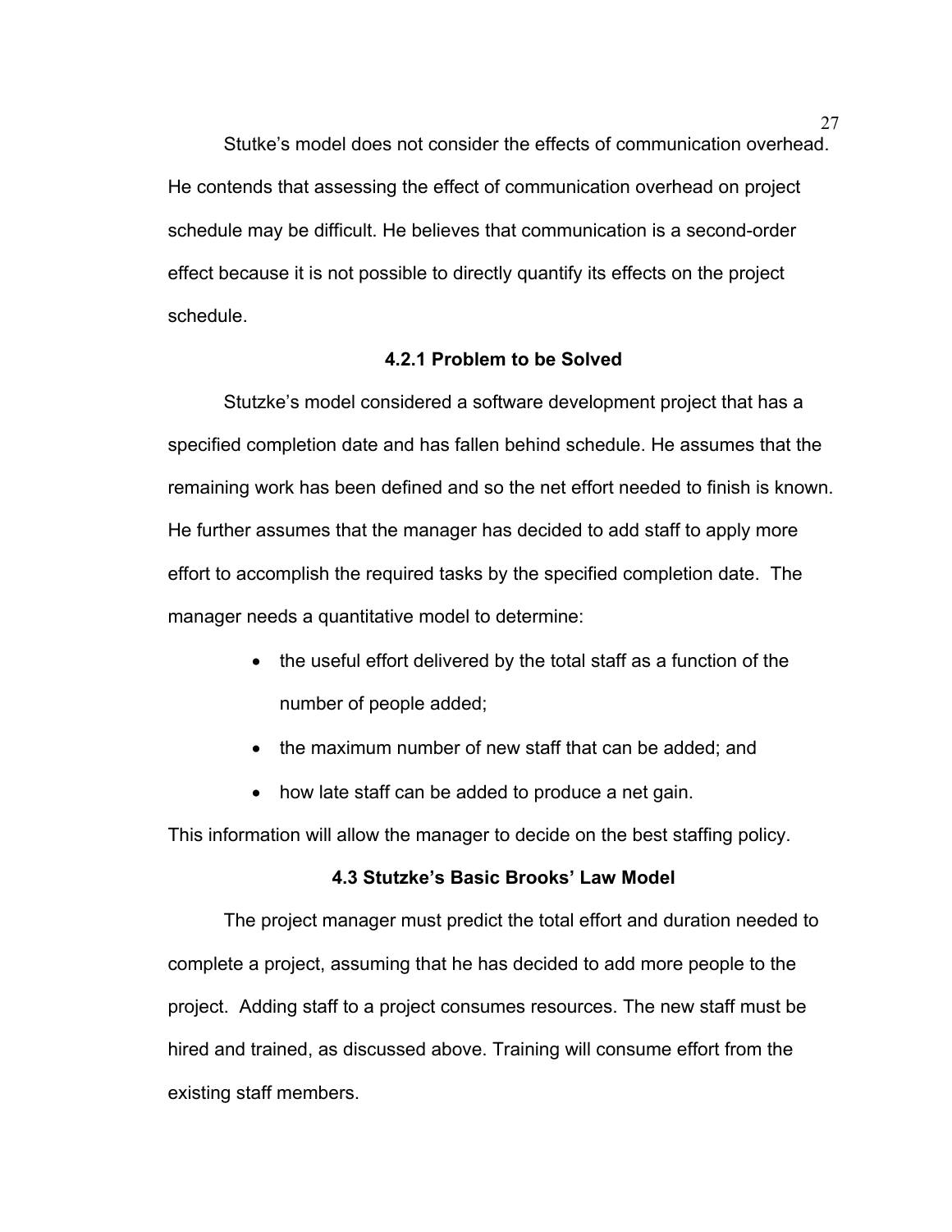Stutke's model does not consider the effects of communication overhead. He contends that assessing the effect of communication overhead on project schedule may be difficult. He believes that communication is a second-order effect because it is not possible to directly quantify its effects on the project schedule.

### 4.2.1 Problem to be Solved

Stutzke's model considered a software development project that has a specified completion date and has fallen behind schedule. He assumes that the remaining work has been defined and so the net effort needed to finish is known. He further assumes that the manager has decided to add staff to apply more effort to accomplish the required tasks by the specified completion date. The manager needs a quantitative model to determine:

- the useful effort delivered by the total staff as a function of the number of people added;
- the maximum number of new staff that can be added; and
- how late staff can be added to produce a net gain.

This information will allow the manager to decide on the best staffing policy.

### 4.3 Stutzke's Basic Brooks' Law Model

The project manager must predict the total effort and duration needed to complete a project, assuming that he has decided to add more people to the project. Adding staff to a project consumes resources. The new staff must be hired and trained, as discussed above. Training will consume effort from the existing staff members.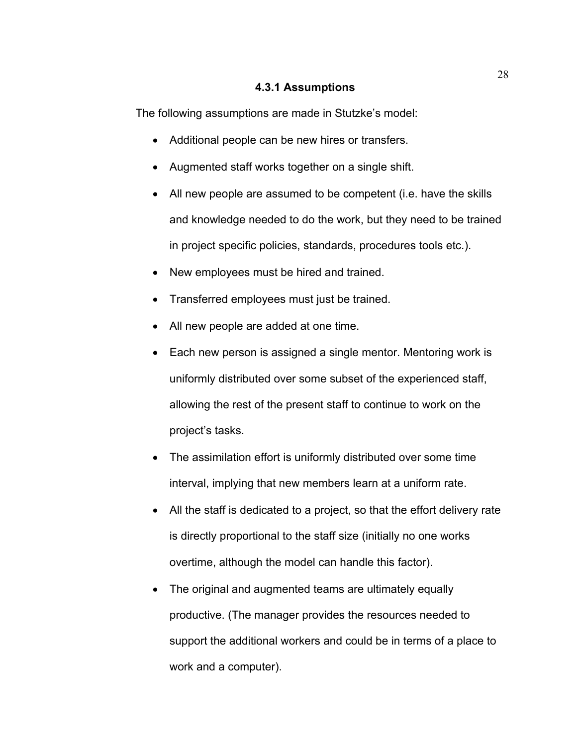### 4.3.1 Assumptions

The following assumptions are made in Stutzke's model:

- Additional people can be new hires or transfers.
- Augmented staff works together on a single shift.
- All new people are assumed to be competent (i.e. have the skills and knowledge needed to do the work, but they need to be trained in project specific policies, standards, procedures tools etc.).
- New employees must be hired and trained.
- Transferred employees must just be trained.
- All new people are added at one time.
- Each new person is assigned a single mentor. Mentoring work is uniformly distributed over some subset of the experienced staff, allowing the rest of the present staff to continue to work on the project's tasks.
- The assimilation effort is uniformly distributed over some time interval, implying that new members learn at a uniform rate.
- All the staff is dedicated to a project, so that the effort delivery rate is directly proportional to the staff size (initially no one works overtime, although the model can handle this factor).
- The original and augmented teams are ultimately equally productive. (The manager provides the resources needed to support the additional workers and could be in terms of a place to work and a computer).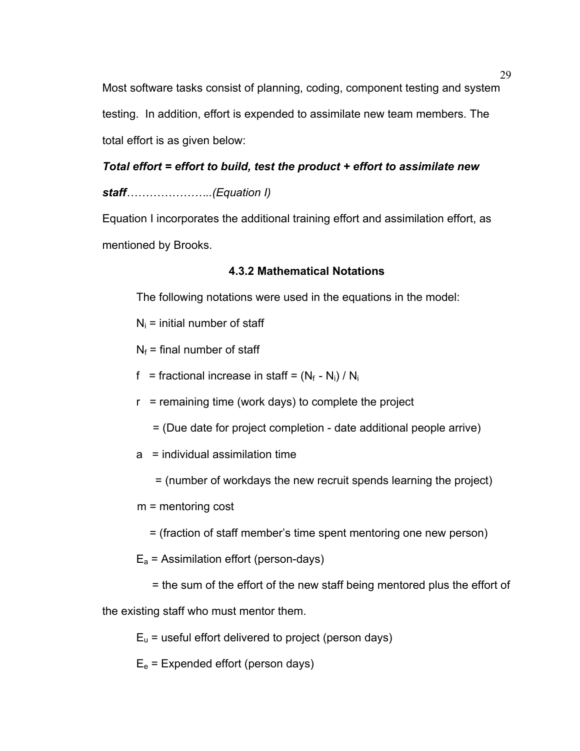Most software tasks consist of planning, coding, component testing and system testing. In addition, effort is expended to assimilate new team members. The total effort is as given below:

***Total effort = effort to build, test the product + effort to assimilate new staff****…………………..(Equation I)*

Equation I incorporates the additional training effort and assimilation effort, as mentioned by Brooks.

### 4.3.2 Mathematical Notations

The following notations were used in the equations in the model:

$N_i$ = initial number of staff

$N_f$ = final number of staff

f = fractional increase in staff = $(N_f - N_i) / N_i$

r = remaining time (work days) to complete the project

= (Due date for project completion - date additional people arrive)

a = individual assimilation time

= (number of workdays the new recruit spends learning the project)

m = mentoring cost

= (fraction of staff member's time spent mentoring one new person)

$E_a$ = Assimilation effort (person-days)

= the sum of the effort of the new staff being mentored plus the effort of the existing staff who must mentor them.

$E_u$ = useful effort delivered to project (person days)

$E_e$ = Expended effort (person days)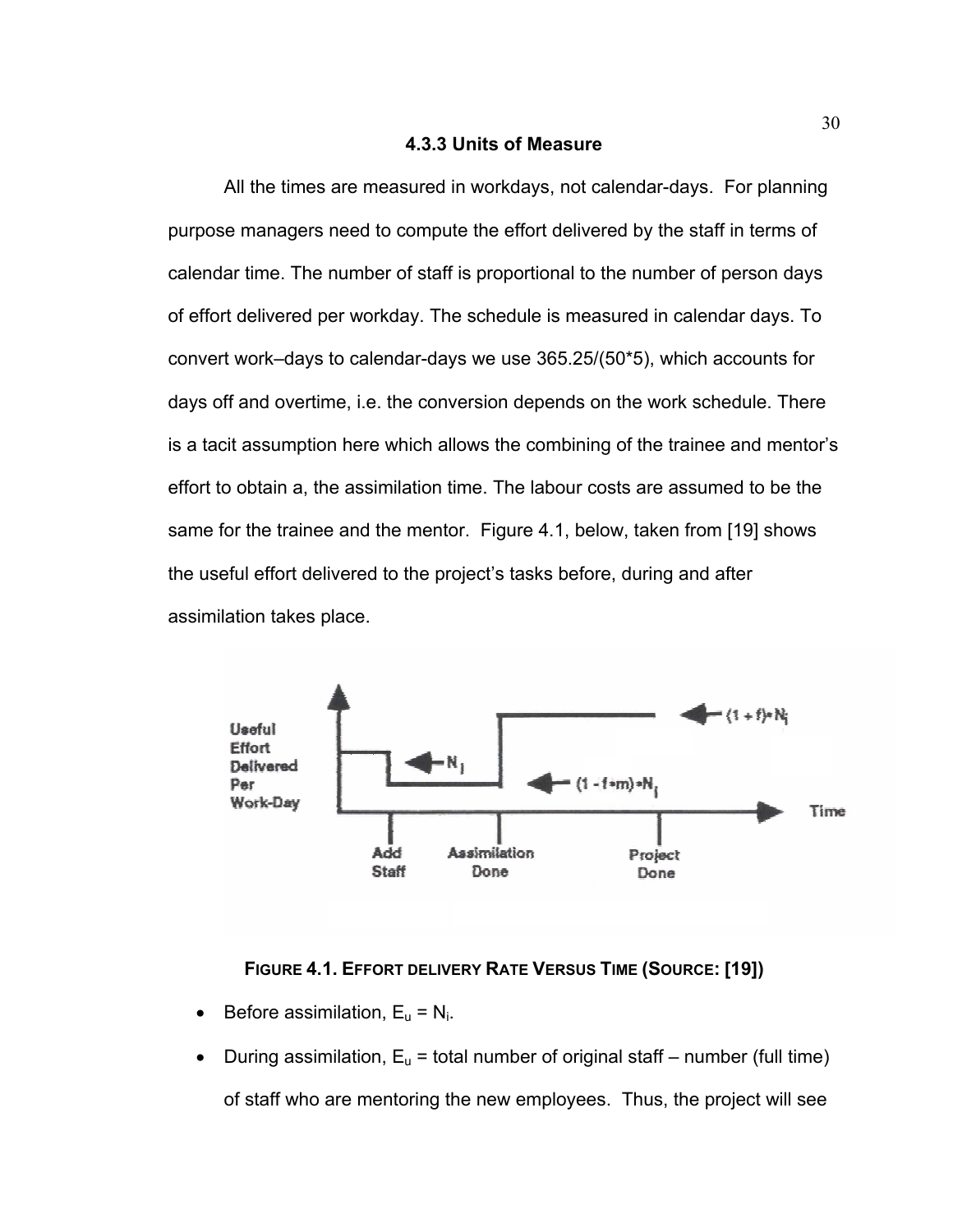### 4.3.3 Units of Measure

All the times are measured in workdays, not calendar-days. For planning purpose managers need to compute the effort delivered by the staff in terms of calendar time. The number of staff is proportional to the number of person days of effort delivered per workday. The schedule is measured in calendar days. To convert work–days to calendar-days we use 365.25/(50*5), which accounts for days off and overtime, i.e. the conversion depends on the work schedule. There is a tacit assumption here which allows the combining of the trainee and mentor's effort to obtain a, the assimilation time. The labour costs are assumed to be the same for the trainee and the mentor. Figure 4.1, below, taken from [19] shows the useful effort delivered to the project's tasks before, during and after assimilation takes place.

**FIGURE 4.1. EFFORT DELIVERY RATE VERSUS TIME (SOURCE: [19])**

- Before assimilation, $E_u = N_i$.
- During assimilation, $E_u$ = total number of original staff – number (full time) of staff who are mentoring the new employees. Thus, the project will see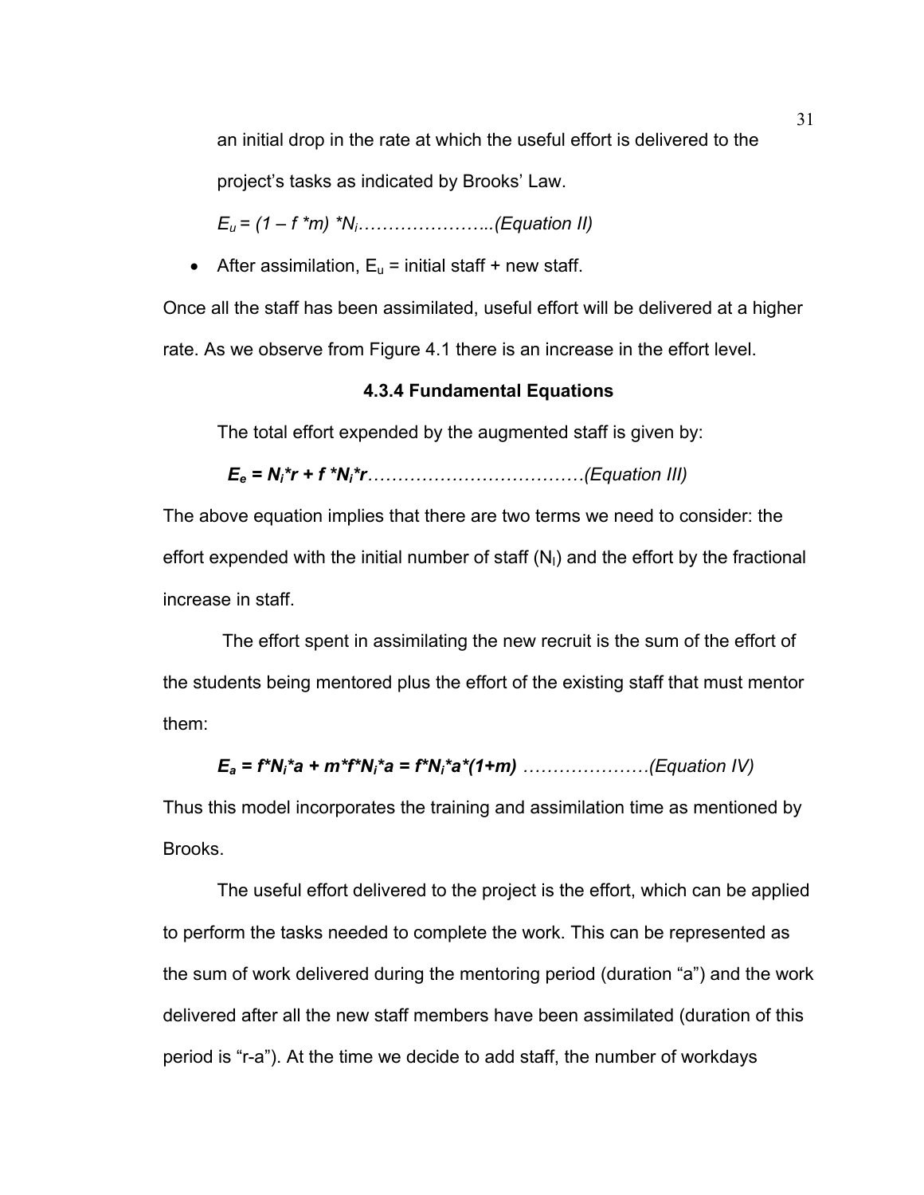an initial drop in the rate at which the useful effort is delivered to the project's tasks as indicated by Brooks' Law.

$E_u = (1 - f * m) * N_i$…………………...(Equation II)

- After assimilation, $E_u$ = initial staff + new staff.

Once all the staff has been assimilated, useful effort will be delivered at a higher rate. As we observe from Figure 4.1 there is an increase in the effort level.

### 4.3.4 Fundamental Equations

The total effort expended by the augmented staff is given by:

$\boldsymbol{E_e = N_i * r + f * N_i * r}$………………………………(Equation III)

The above equation implies that there are two terms we need to consider: the effort expended with the initial number of staff ($N_I$) and the effort by the fractional increase in staff.

The effort spent in assimilating the new recruit is the sum of the effort of the students being mentored plus the effort of the existing staff that must mentor them:

$\boldsymbol{E_a = f * N_i * a + m * f * N_i * a = f * N_i * a * (1+m)}$ …………………(Equation IV)

Thus this model incorporates the training and assimilation time as mentioned by Brooks.

The useful effort delivered to the project is the effort, which can be applied to perform the tasks needed to complete the work. This can be represented as the sum of work delivered during the mentoring period (duration "a") and the work delivered after all the new staff members have been assimilated (duration of this period is "r-a"). At the time we decide to add staff, the number of workdays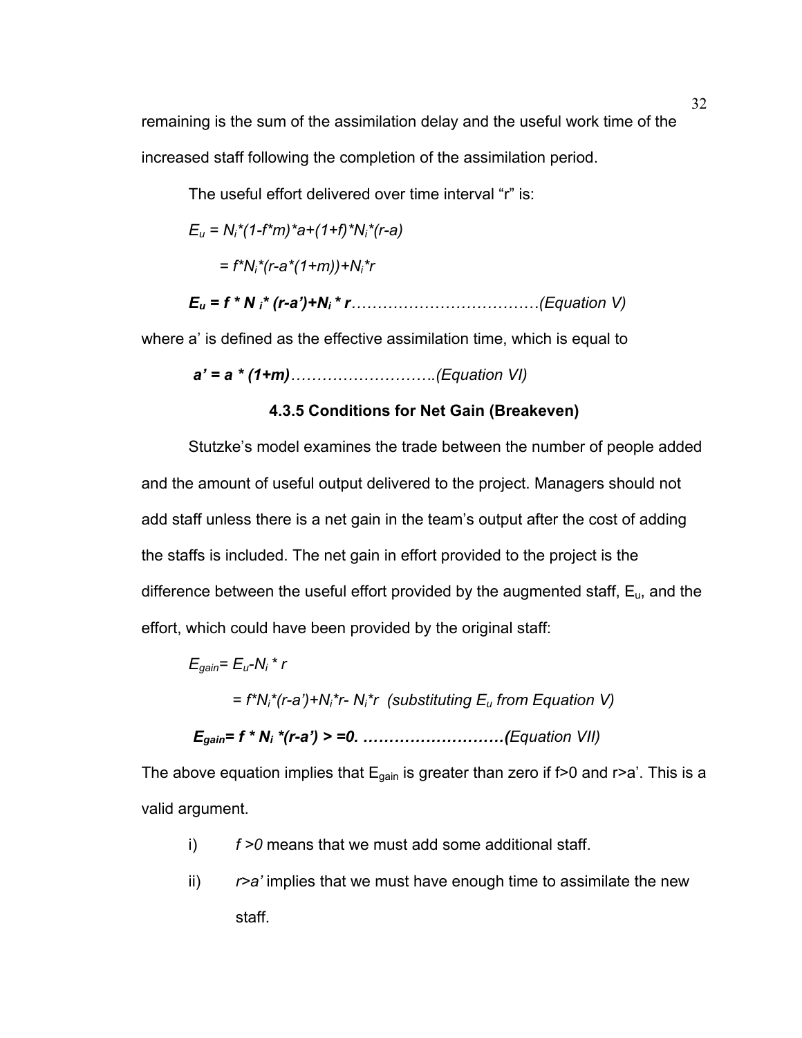remaining is the sum of the assimilation delay and the useful work time of the increased staff following the completion of the assimilation period.

The useful effort delivered over time interval "r" is:

$$E_u = N_i*(1-f*m)*a+(1+f)*N_i*(r-a)$$

$$= f*N_i*(r-a*(1+m))+N_i*r$$

$$\mathbf{E_u = f * N_i * (r-a')+N_i * r} \quad \text{.................................}(Equation\ V)$$

where a' is defined as the effective assimilation time, which is equal to

$$\mathbf{a' = a * (1+m)} \quad \text{..........................}(Equation\ VI)$$

### 4.3.5 Conditions for Net Gain (Breakeven)

Stutzke's model examines the trade between the number of people added and the amount of useful output delivered to the project. Managers should not add staff unless there is a net gain in the team's output after the cost of adding the staffs is included. The net gain in effort provided to the project is the difference between the useful effort provided by the augmented staff, $E_u$, and the effort, which could have been provided by the original staff:

$$E_{gain}= E_u-N_i * r$$

$$= f*N_i*(r-a')+N_i*r- N_i*r \quad (\text{substituting } E_u \text{ from Equation V})$$

$$\mathbf{E_{gain}= f * N_i *(r-a') > =0.} \quad \text{..........................}(Equation\ VII)$$

The above equation implies that $E_{gain}$ is greater than zero if f>0 and r>a'. This is a valid argument.

i) *f >0* means that we must add some additional staff.

ii) *r>a'* implies that we must have enough time to assimilate the new staff.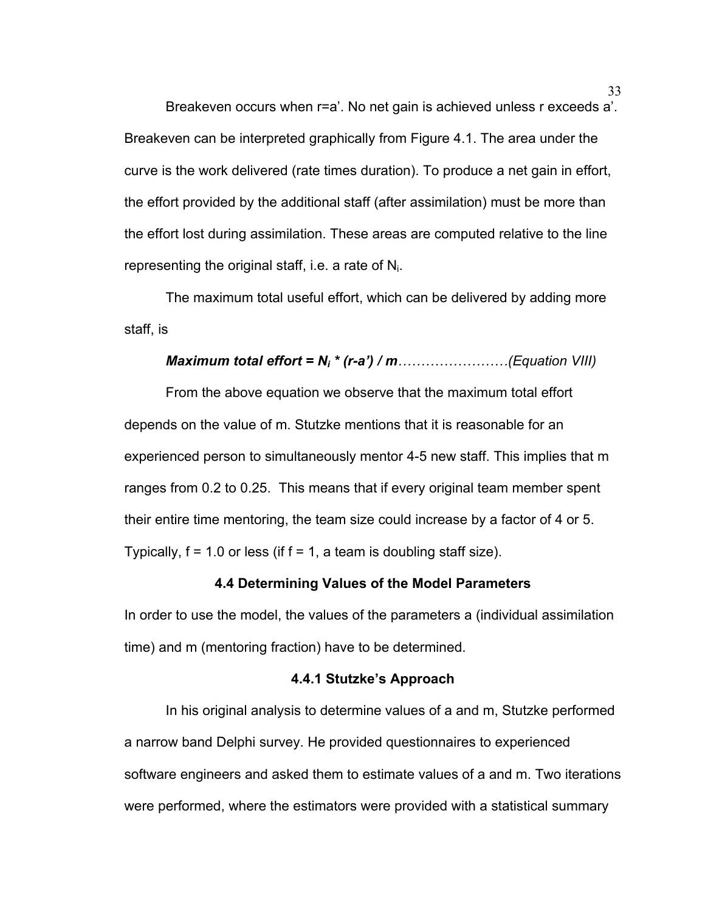Breakeven occurs when r=a'. No net gain is achieved unless r exceeds a'. Breakeven can be interpreted graphically from Figure 4.1. The area under the curve is the work delivered (rate times duration). To produce a net gain in effort, the effort provided by the additional staff (after assimilation) must be more than the effort lost during assimilation. These areas are computed relative to the line representing the original staff, i.e. a rate of $N_i$.

The maximum total useful effort, which can be delivered by adding more staff, is

***Maximum total effort = $N_i$ * (r-a') / m****……………………(Equation VIII)*

From the above equation we observe that the maximum total effort depends on the value of m. Stutzke mentions that it is reasonable for an experienced person to simultaneously mentor 4-5 new staff. This implies that m ranges from 0.2 to 0.25. This means that if every original team member spent their entire time mentoring, the team size could increase by a factor of 4 or 5. Typically, f = 1.0 or less (if f = 1, a team is doubling staff size).

### 4.4 Determining Values of the Model Parameters

In order to use the model, the values of the parameters a (individual assimilation time) and m (mentoring fraction) have to be determined.

#### 4.4.1 Stutzke's Approach

In his original analysis to determine values of a and m, Stutzke performed a narrow band Delphi survey. He provided questionnaires to experienced software engineers and asked them to estimate values of a and m. Two iterations were performed, where the estimators were provided with a statistical summary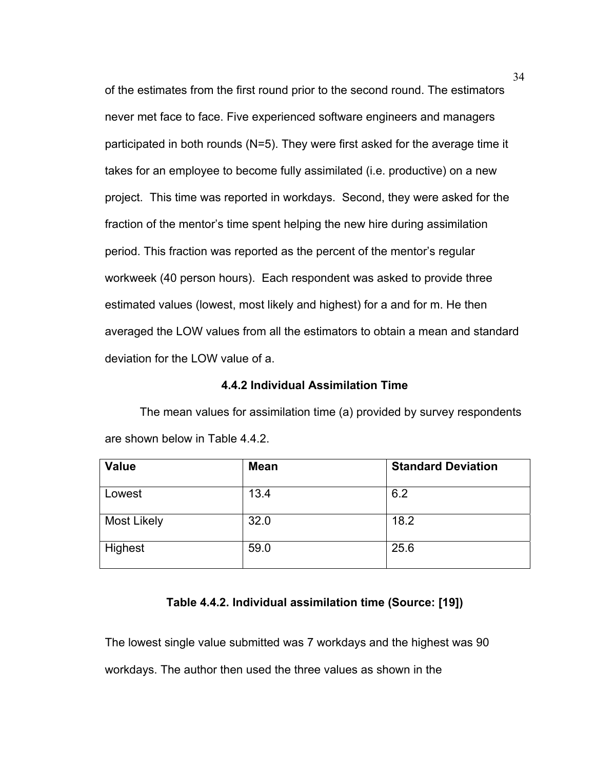of the estimates from the first round prior to the second round. The estimators never met face to face. Five experienced software engineers and managers participated in both rounds (N=5). They were first asked for the average time it takes for an employee to become fully assimilated (i.e. productive) on a new project. This time was reported in workdays. Second, they were asked for the fraction of the mentor's time spent helping the new hire during assimilation period. This fraction was reported as the percent of the mentor's regular workweek (40 person hours). Each respondent was asked to provide three estimated values (lowest, most likely and highest) for a and for m. He then averaged the LOW values from all the estimators to obtain a mean and standard deviation for the LOW value of a.

### 4.4.2 Individual Assimilation Time

The mean values for assimilation time (a) provided by survey respondents are shown below in Table 4.4.2.

| Value | Mean | Standard Deviation |
| --- | --- | --- |
| Lowest | 13.4 | 6.2 |
| Most Likely | 32.0 | 18.2 |
| Highest | 59.0 | 25.6 |

**Table 4.4.2. Individual assimilation time (Source: [19])**

The lowest single value submitted was 7 workdays and the highest was 90 workdays. The author then used the three values as shown in the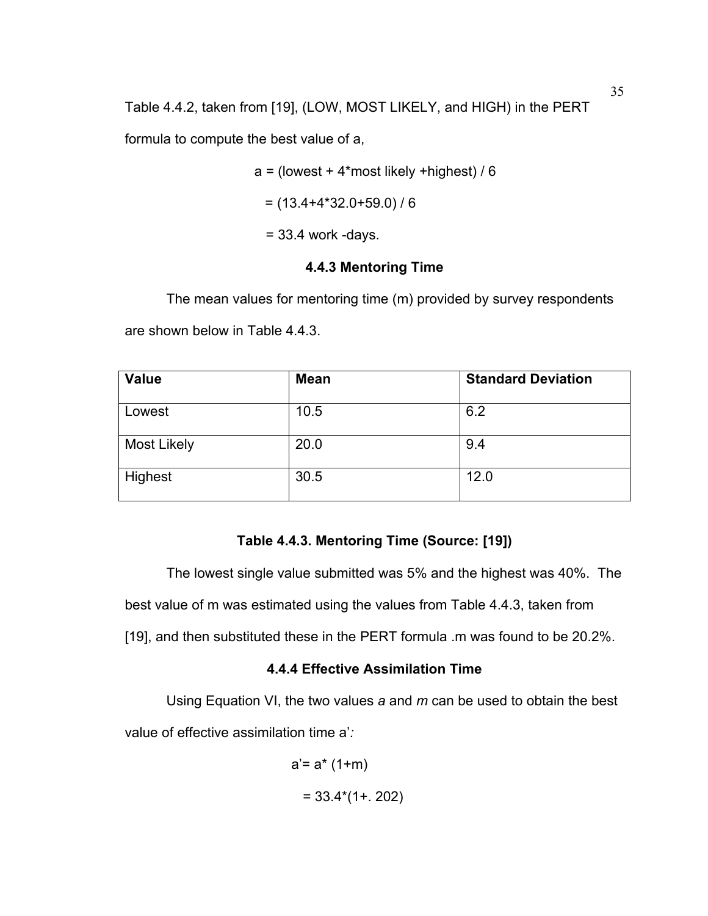Table 4.4.2, taken from [19], (LOW, MOST LIKELY, and HIGH) in the PERT formula to compute the best value of a,

$$a = (\text{lowest} + 4*\text{most likely} + \text{highest}) / 6$$

$$= (13.4+4*32.0+59.0) / 6$$

$$= 33.4 \text{ work -days.}$$

#### 4.4.3 Mentoring Time

The mean values for mentoring time (m) provided by survey respondents are shown below in Table 4.4.3.

| **Value** | **Mean** | **Standard Deviation** |
|---|---|---|
| Lowest | 10.5 | 6.2 |
| Most Likely | 20.0 | 9.4 |
| Highest | 30.5 | 12.0 |

**Table 4.4.3. Mentoring Time (Source: [19])**

The lowest single value submitted was 5% and the highest was 40%. The best value of m was estimated using the values from Table 4.4.3, taken from [19], and then substituted these in the PERT formula .m was found to be 20.2%.

#### 4.4.4 Effective Assimilation Time

Using Equation VI, the two values *a* and *m* can be used to obtain the best value of effective assimilation time a'*:*

$$a' = a * (1+m)$$

$$= 33.4*(1+.202)$$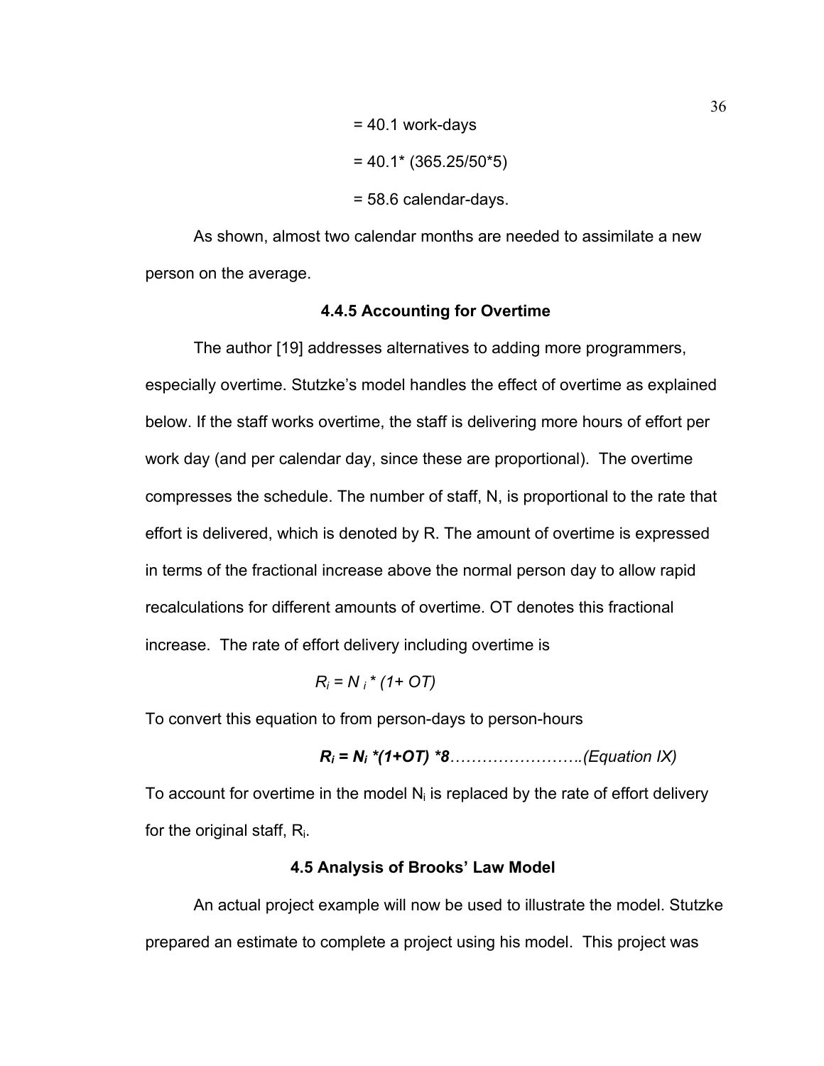= 40.1 work-days

= 40.1* (365.25/50*5)

= 58.6 calendar-days.

As shown, almost two calendar months are needed to assimilate a new person on the average.

### 4.4.5 Accounting for Overtime

The author [19] addresses alternatives to adding more programmers, especially overtime. Stutzke's model handles the effect of overtime as explained below. If the staff works overtime, the staff is delivering more hours of effort per work day (and per calendar day, since these are proportional). The overtime compresses the schedule. The number of staff, N, is proportional to the rate that effort is delivered, which is denoted by R. The amount of overtime is expressed in terms of the fractional increase above the normal person day to allow rapid recalculations for different amounts of overtime. OT denotes this fractional increase. The rate of effort delivery including overtime is

$$R_i = N_i * (1+ OT)$$

To convert this equation to from person-days to person-hours

$$R_i = N_i *(1+OT) *8 \quad \text{(Equation IX)}$$

To account for overtime in the model $N_i$ is replaced by the rate of effort delivery for the original staff, $R_i$.

### 4.5 Analysis of Brooks' Law Model

An actual project example will now be used to illustrate the model. Stutzke prepared an estimate to complete a project using his model. This project was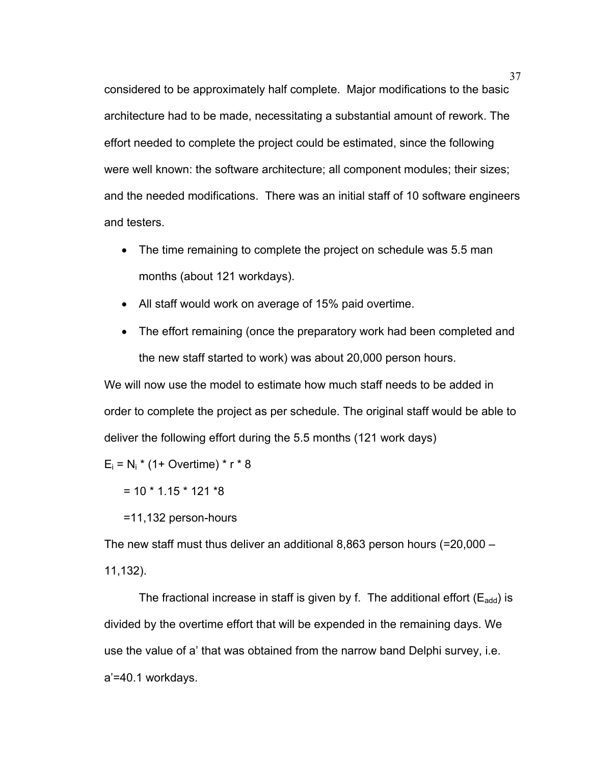considered to be approximately half complete. Major modifications to the basic architecture had to be made, necessitating a substantial amount of rework. The effort needed to complete the project could be estimated, since the following were well known: the software architecture; all component modules; their sizes; and the needed modifications. There was an initial staff of 10 software engineers and testers.

- The time remaining to complete the project on schedule was 5.5 man months (about 121 workdays).
- All staff would work on average of 15% paid overtime.
- The effort remaining (once the preparatory work had been completed and the new staff started to work) was about 20,000 person hours.

We will now use the model to estimate how much staff needs to be added in order to complete the project as per schedule. The original staff would be able to deliver the following effort during the 5.5 months (121 work days)

$E_i = N_i * (1 + \text{Overtime}) * r * 8$

$= 10 * 1.15 * 121 * 8$

$= 11{,}132$ person-hours

The new staff must thus deliver an additional 8,863 person hours (=20,000 – 11,132).

The fractional increase in staff is given by f. The additional effort ($E_{add}$) is divided by the overtime effort that will be expended in the remaining days. We use the value of a’ that was obtained from the narrow band Delphi survey, i.e. a’=40.1 workdays.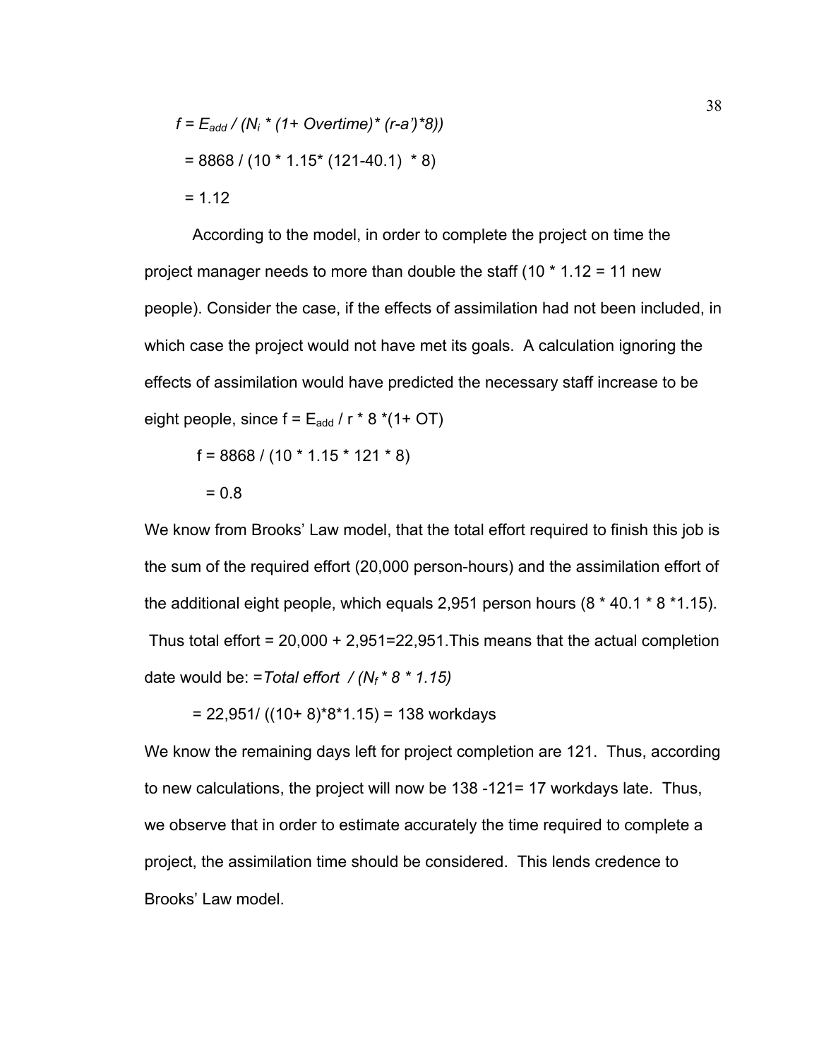$f = E_{add} / (N_i * (1 + Overtime) * (r - a') * 8))$

$= 8868 / (10 * 1.15 * (121 - 40.1) * 8)$

$= 1.12$

According to the model, in order to complete the project on time the project manager needs to more than double the staff (10 * 1.12 = 11 new people). Consider the case, if the effects of assimilation had not been included, in which case the project would not have met its goals. A calculation ignoring the effects of assimilation would have predicted the necessary staff increase to be eight people, since $f = E_{add} / r * 8 * (1 + OT)$

$f = 8868 / (10 * 1.15 * 121 * 8)$

$= 0.8$

We know from Brooks' Law model, that the total effort required to finish this job is the sum of the required effort (20,000 person-hours) and the assimilation effort of the additional eight people, which equals 2,951 person hours (8 * 40.1 * 8 *1.15). Thus total effort = 20,000 + 2,951=22,951.This means that the actual completion date would be: $= Total\ effort\ / (N_f * 8 * 1.15)$

$= 22{,}951 / ((10 + 8) * 8 * 1.15) = 138$ workdays

We know the remaining days left for project completion are 121. Thus, according to new calculations, the project will now be 138 -121= 17 workdays late. Thus, we observe that in order to estimate accurately the time required to complete a project, the assimilation time should be considered. This lends credence to Brooks' Law model.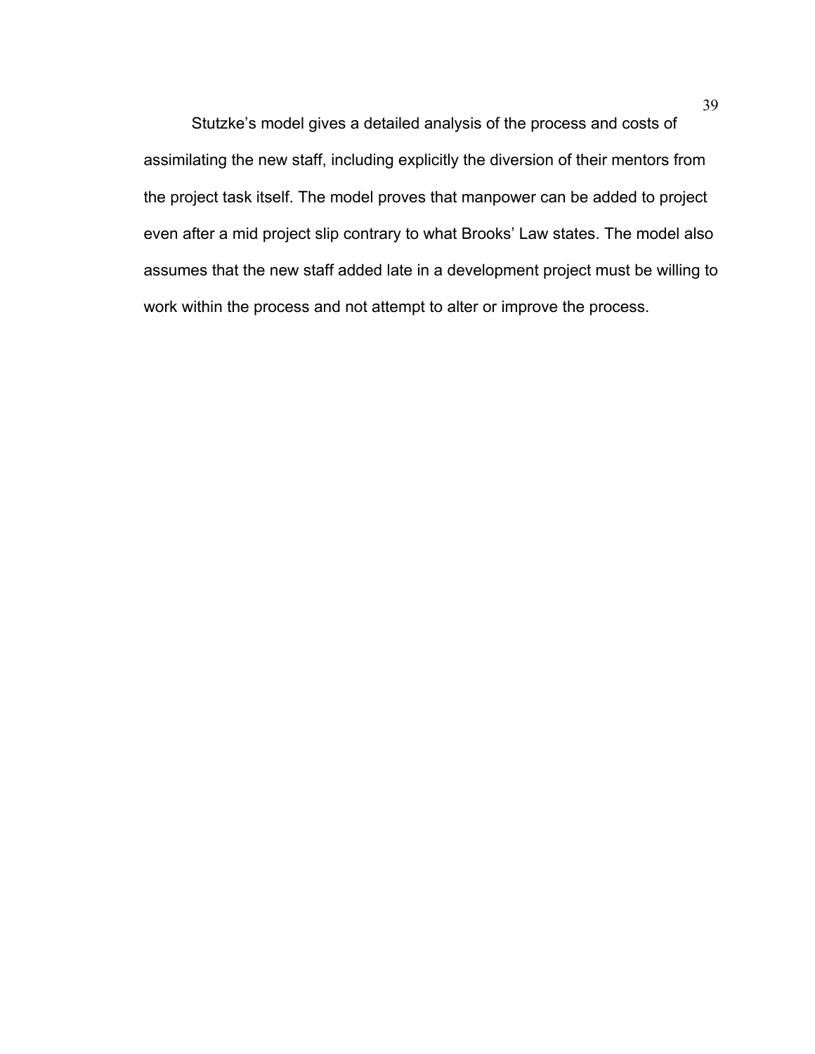Stutzke’s model gives a detailed analysis of the process and costs of assimilating the new staff, including explicitly the diversion of their mentors from the project task itself. The model proves that manpower can be added to project even after a mid project slip contrary to what Brooks’ Law states. The model also assumes that the new staff added late in a development project must be willing to work within the process and not attempt to alter or improve the process.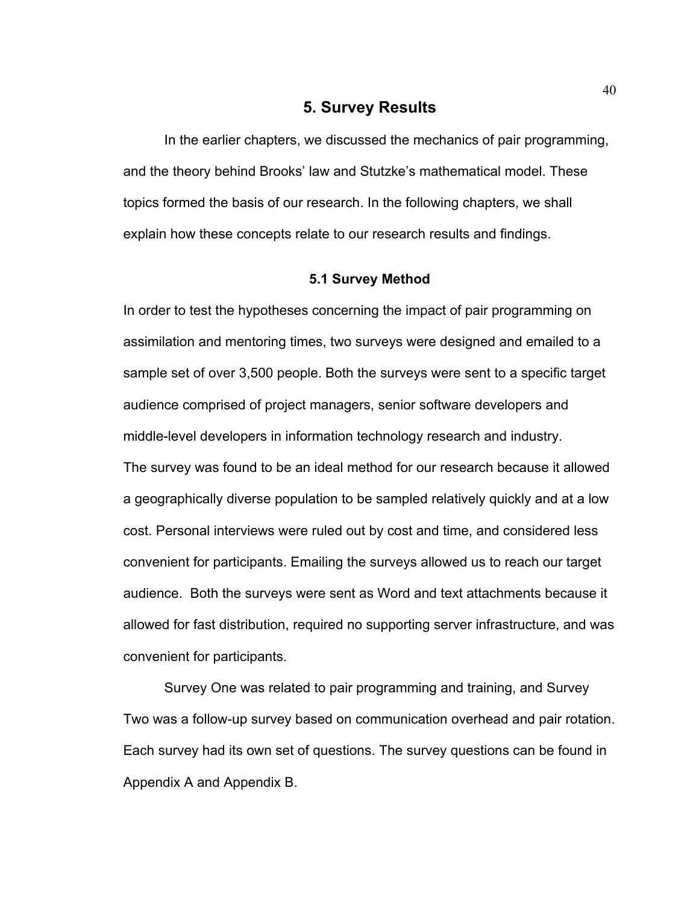# 5. Survey Results

In the earlier chapters, we discussed the mechanics of pair programming, and the theory behind Brooks' law and Stutzke's mathematical model. These topics formed the basis of our research. In the following chapters, we shall explain how these concepts relate to our research results and findings.

## 5.1 Survey Method

In order to test the hypotheses concerning the impact of pair programming on assimilation and mentoring times, two surveys were designed and emailed to a sample set of over 3,500 people. Both the surveys were sent to a specific target audience comprised of project managers, senior software developers and middle-level developers in information technology research and industry.

The survey was found to be an ideal method for our research because it allowed a geographically diverse population to be sampled relatively quickly and at a low cost. Personal interviews were ruled out by cost and time, and considered less convenient for participants. Emailing the surveys allowed us to reach our target audience. Both the surveys were sent as Word and text attachments because it allowed for fast distribution, required no supporting server infrastructure, and was convenient for participants.

Survey One was related to pair programming and training, and Survey Two was a follow-up survey based on communication overhead and pair rotation. Each survey had its own set of questions. The survey questions can be found in Appendix A and Appendix B.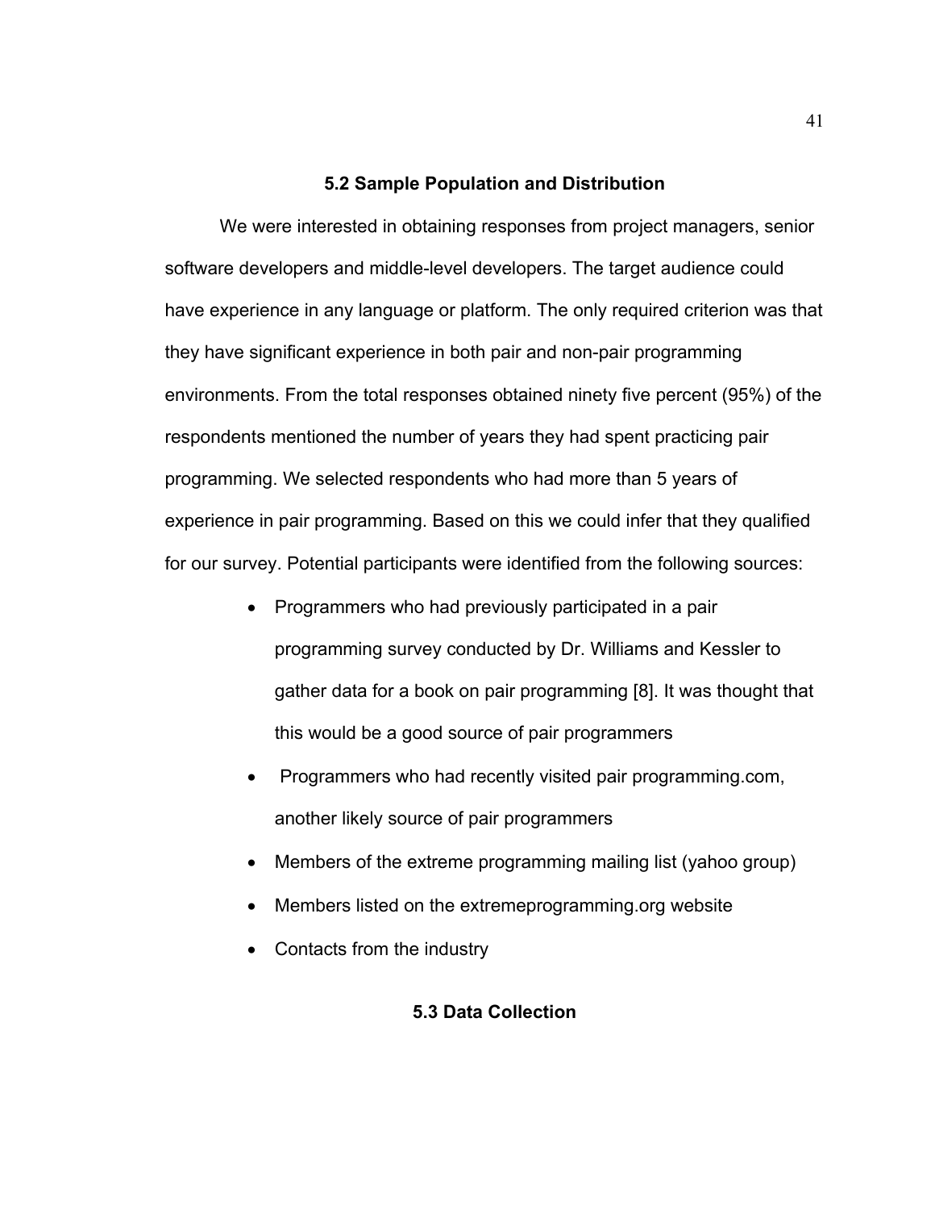## 5.2 Sample Population and Distribution

We were interested in obtaining responses from project managers, senior software developers and middle-level developers. The target audience could have experience in any language or platform. The only required criterion was that they have significant experience in both pair and non-pair programming environments. From the total responses obtained ninety five percent (95%) of the respondents mentioned the number of years they had spent practicing pair programming. We selected respondents who had more than 5 years of experience in pair programming. Based on this we could infer that they qualified for our survey. Potential participants were identified from the following sources:

- Programmers who had previously participated in a pair programming survey conducted by Dr. Williams and Kessler to gather data for a book on pair programming [8]. It was thought that this would be a good source of pair programmers
- Programmers who had recently visited pair programming.com, another likely source of pair programmers
- Members of the extreme programming mailing list (yahoo group)
- Members listed on the extremeprogramming.org website
- Contacts from the industry

## 5.3 Data Collection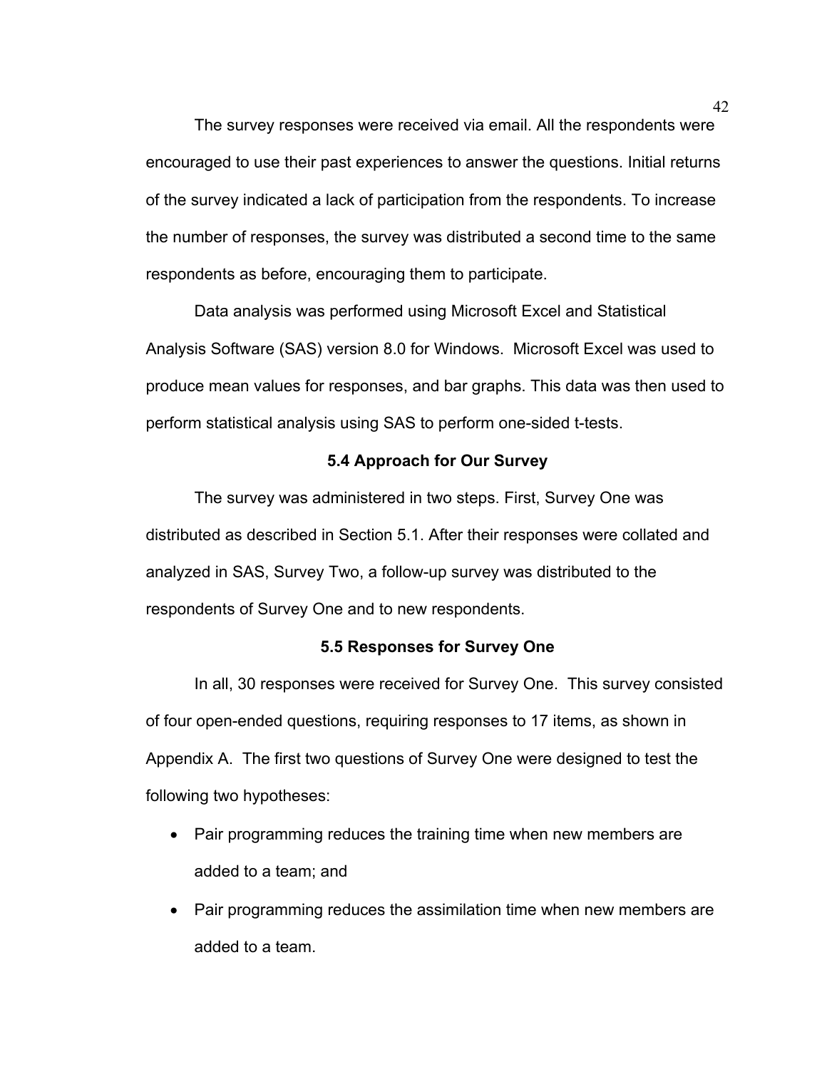The survey responses were received via email. All the respondents were encouraged to use their past experiences to answer the questions. Initial returns of the survey indicated a lack of participation from the respondents. To increase the number of responses, the survey was distributed a second time to the same respondents as before, encouraging them to participate.

Data analysis was performed using Microsoft Excel and Statistical Analysis Software (SAS) version 8.0 for Windows. Microsoft Excel was used to produce mean values for responses, and bar graphs. This data was then used to perform statistical analysis using SAS to perform one-sided t-tests.

### 5.4 Approach for Our Survey

The survey was administered in two steps. First, Survey One was distributed as described in Section 5.1. After their responses were collated and analyzed in SAS, Survey Two, a follow-up survey was distributed to the respondents of Survey One and to new respondents.

### 5.5 Responses for Survey One

In all, 30 responses were received for Survey One. This survey consisted of four open-ended questions, requiring responses to 17 items, as shown in Appendix A. The first two questions of Survey One were designed to test the following two hypotheses:

- Pair programming reduces the training time when new members are added to a team; and
- Pair programming reduces the assimilation time when new members are added to a team.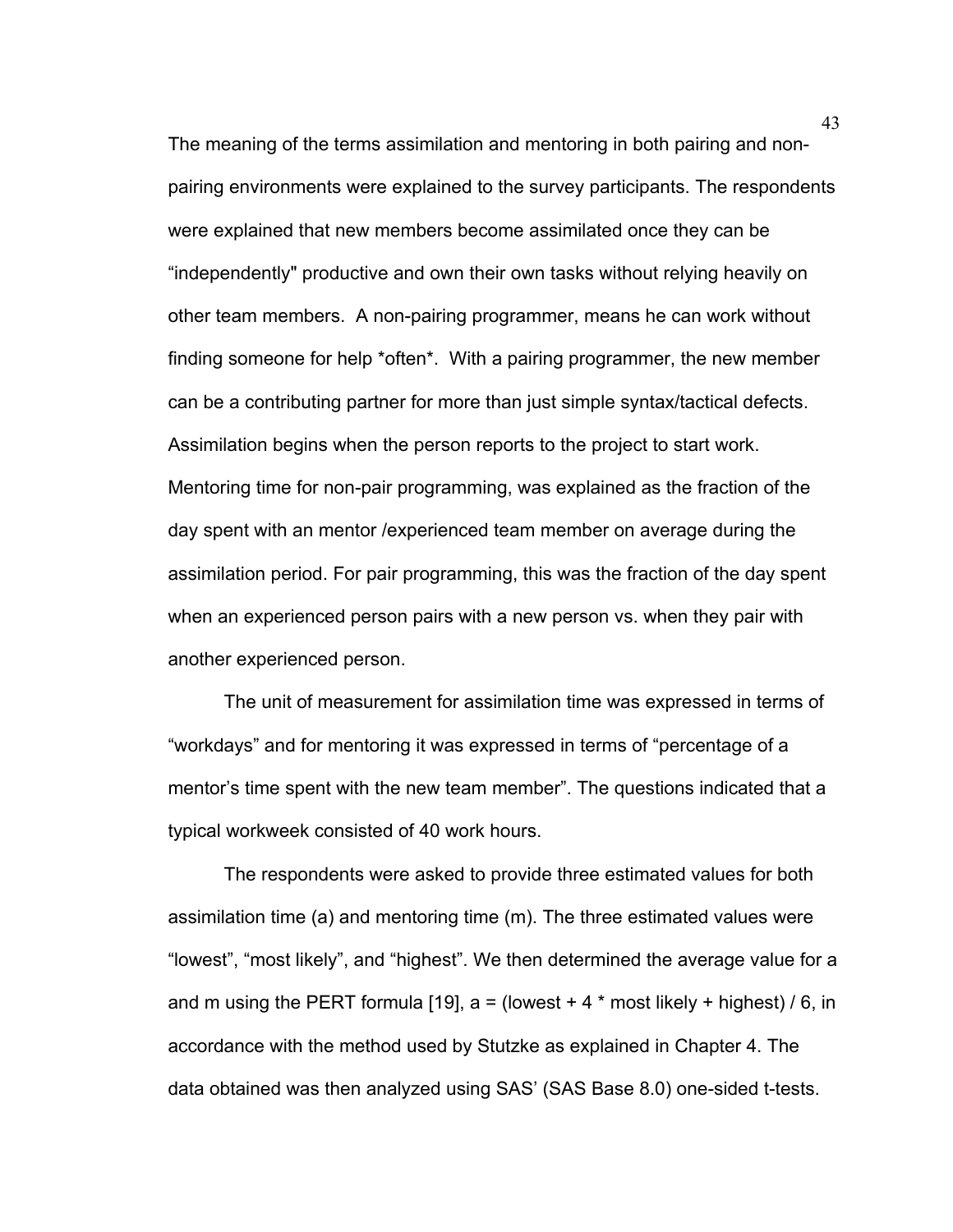The meaning of the terms assimilation and mentoring in both pairing and non-pairing environments were explained to the survey participants. The respondents were explained that new members become assimilated once they can be “independently" productive and own their own tasks without relying heavily on other team members. A non-pairing programmer, means he can work without finding someone for help *often*. With a pairing programmer, the new member can be a contributing partner for more than just simple syntax/tactical defects. Assimilation begins when the person reports to the project to start work. Mentoring time for non-pair programming, was explained as the fraction of the day spent with an mentor /experienced team member on average during the assimilation period. For pair programming, this was the fraction of the day spent when an experienced person pairs with a new person vs. when they pair with another experienced person.

The unit of measurement for assimilation time was expressed in terms of “workdays” and for mentoring it was expressed in terms of “percentage of a mentor’s time spent with the new team member”. The questions indicated that a typical workweek consisted of 40 work hours.

The respondents were asked to provide three estimated values for both assimilation time (a) and mentoring time (m). The three estimated values were “lowest”, “most likely”, and “highest”. We then determined the average value for a and m using the PERT formula [19], a = (lowest + 4 * most likely + highest) / 6, in accordance with the method used by Stutzke as explained in Chapter 4. The data obtained was then analyzed using SAS’ (SAS Base 8.0) one-sided t-tests.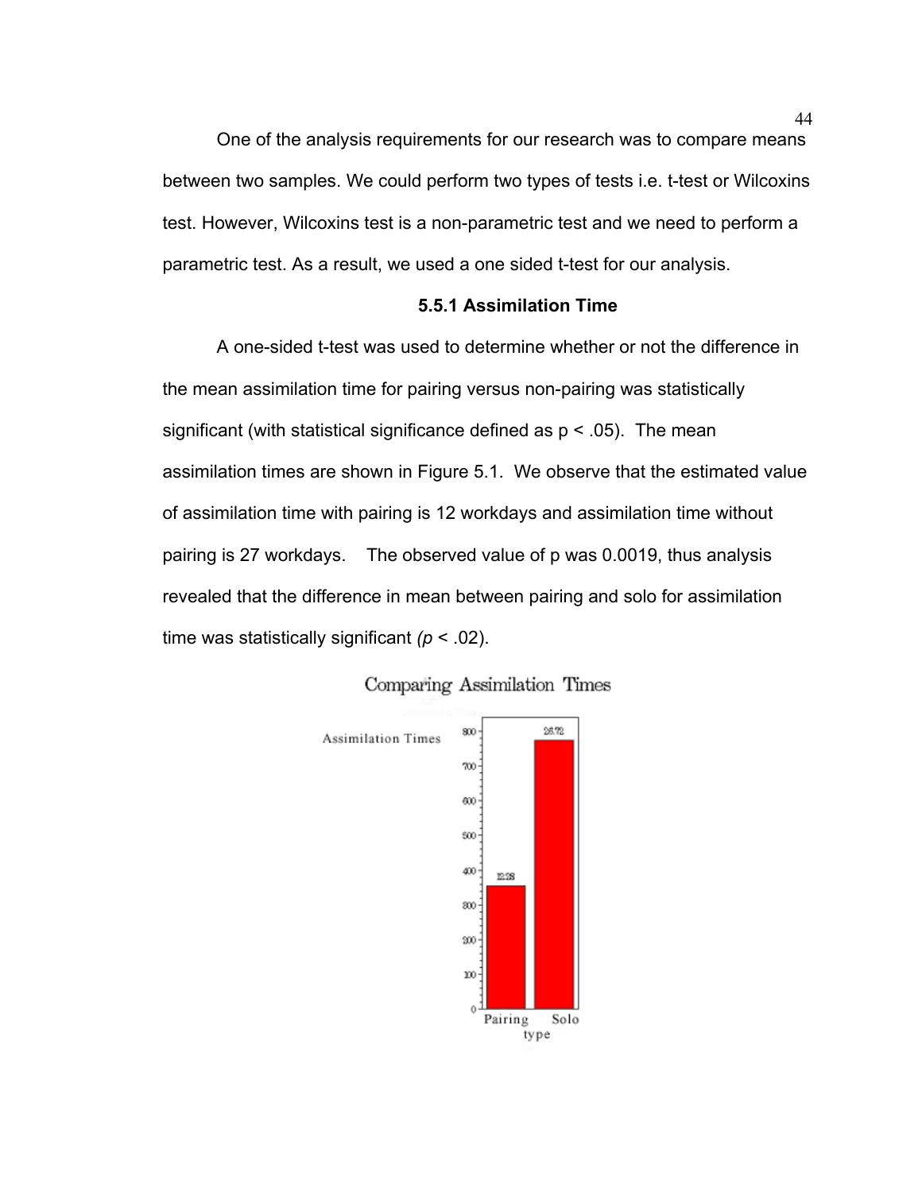One of the analysis requirements for our research was to compare means between two samples. We could perform two types of tests i.e. t-test or Wilcoxins test. However, Wilcoxins test is a non-parametric test and we need to perform a parametric test. As a result, we used a one sided t-test for our analysis.

### 5.5.1 Assimilation Time

A one-sided t-test was used to determine whether or not the difference in the mean assimilation time for pairing versus non-pairing was statistically significant (with statistical significance defined as $p < .05$). The mean assimilation times are shown in Figure 5.1. We observe that the estimated value of assimilation time with pairing is 12 workdays and assimilation time without pairing is 27 workdays. The observed value of p was 0.0019, thus analysis revealed that the difference in mean between pairing and solo for assimilation time was statistically significant *($p$ < .02)*.

Comparing Assimilation Times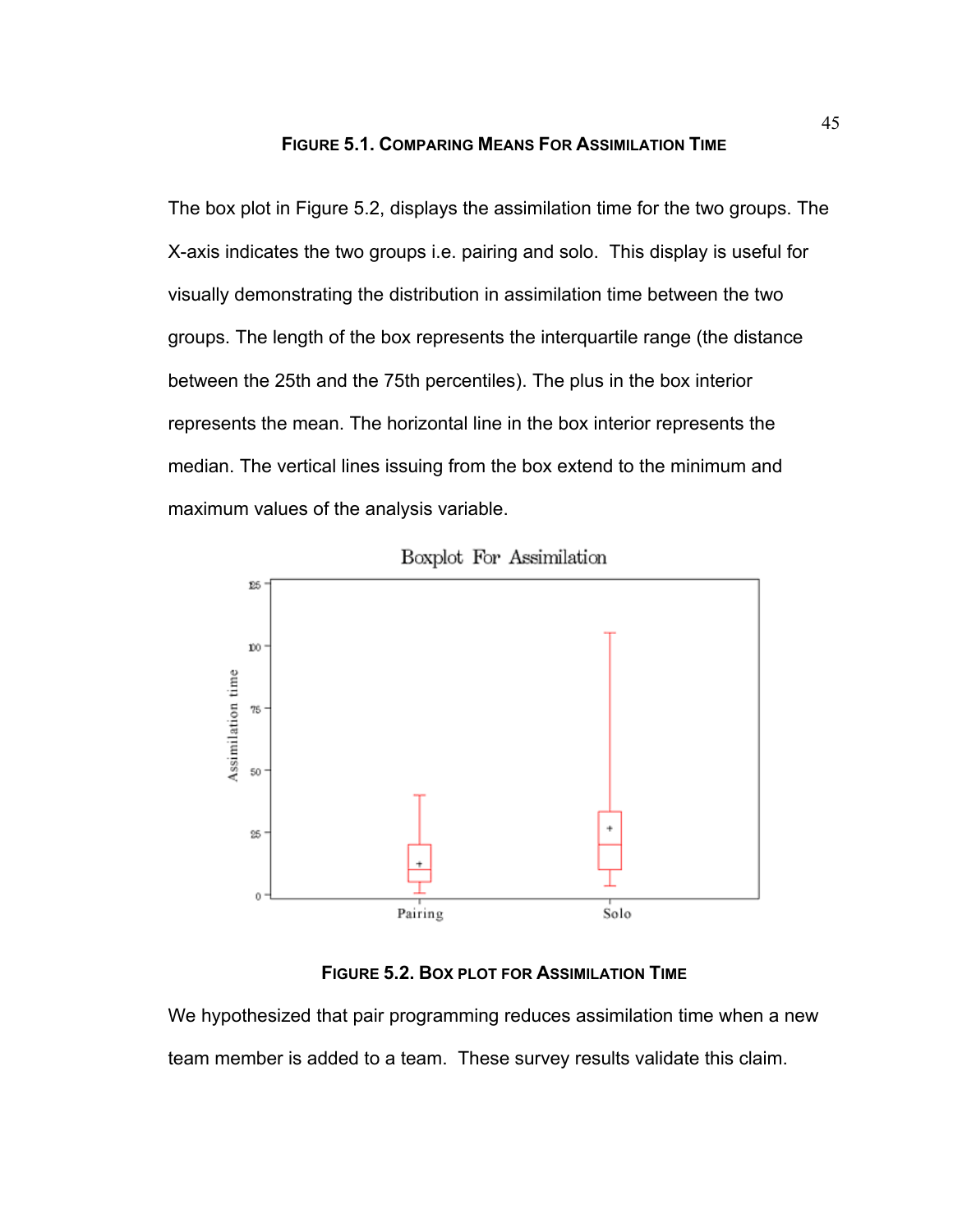**FIGURE 5.1. COMPARING MEANS FOR ASSIMILATION TIME**

The box plot in Figure 5.2, displays the assimilation time for the two groups. The X-axis indicates the two groups i.e. pairing and solo. This display is useful for visually demonstrating the distribution in assimilation time between the two groups. The length of the box represents the interquartile range (the distance between the 25th and the 75th percentiles). The plus in the box interior represents the mean. The horizontal line in the box interior represents the median. The vertical lines issuing from the box extend to the minimum and maximum values of the analysis variable.

**FIGURE 5.2. BOX PLOT FOR ASSIMILATION TIME**

We hypothesized that pair programming reduces assimilation time when a new team member is added to a team. These survey results validate this claim.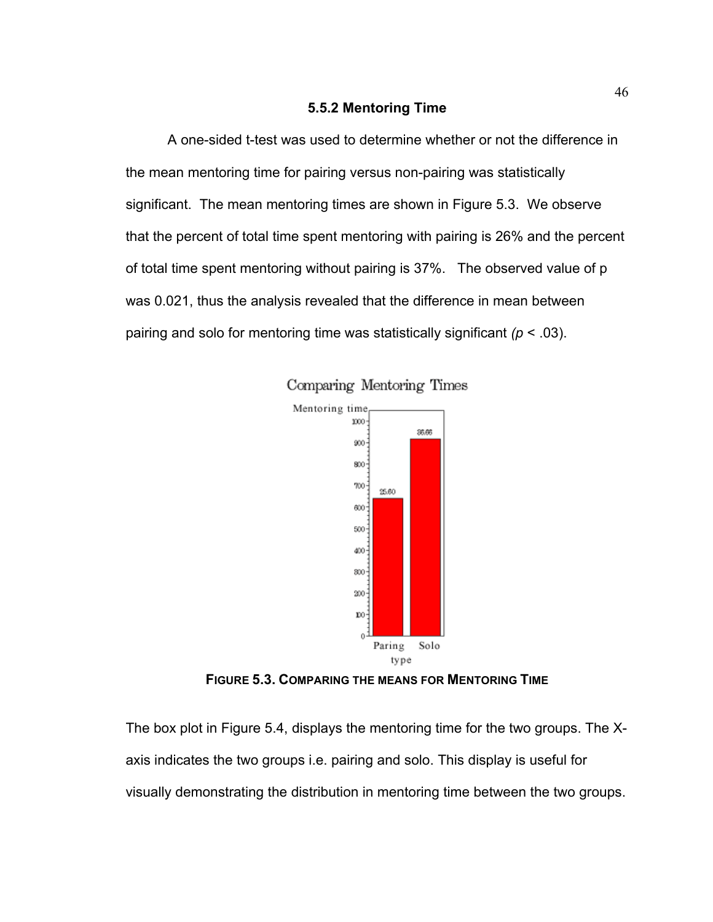### 5.5.2 Mentoring Time

A one-sided t-test was used to determine whether or not the difference in the mean mentoring time for pairing versus non-pairing was statistically significant. The mean mentoring times are shown in Figure 5.3. We observe that the percent of total time spent mentoring with pairing is 26% and the percent of total time spent mentoring without pairing is 37%. The observed value of p was 0.021, thus the analysis revealed that the difference in mean between pairing and solo for mentoring time was statistically significant *(p* < .03).

**FIGURE 5.3. COMPARING THE MEANS FOR MENTORING TIME**

The box plot in Figure 5.4, displays the mentoring time for the two groups. The X-axis indicates the two groups i.e. pairing and solo. This display is useful for visually demonstrating the distribution in mentoring time between the two groups.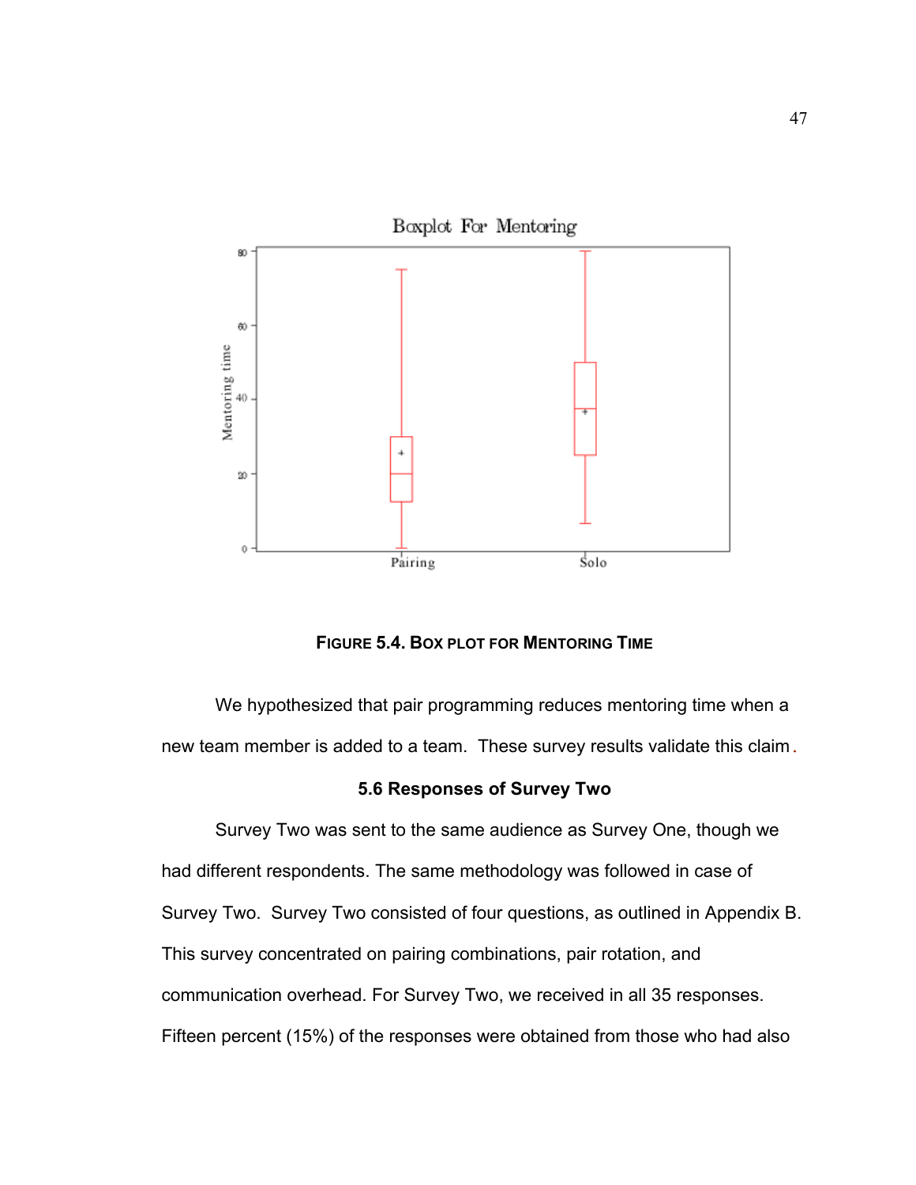**FIGURE 5.4. BOX PLOT FOR MENTORING TIME**

We hypothesized that pair programming reduces mentoring time when a new team member is added to a team. These survey results validate this claim.

### 5.6 Responses of Survey Two

Survey Two was sent to the same audience as Survey One, though we had different respondents. The same methodology was followed in case of Survey Two. Survey Two consisted of four questions, as outlined in Appendix B. This survey concentrated on pairing combinations, pair rotation, and communication overhead. For Survey Two, we received in all 35 responses. Fifteen percent (15%) of the responses were obtained from those who had also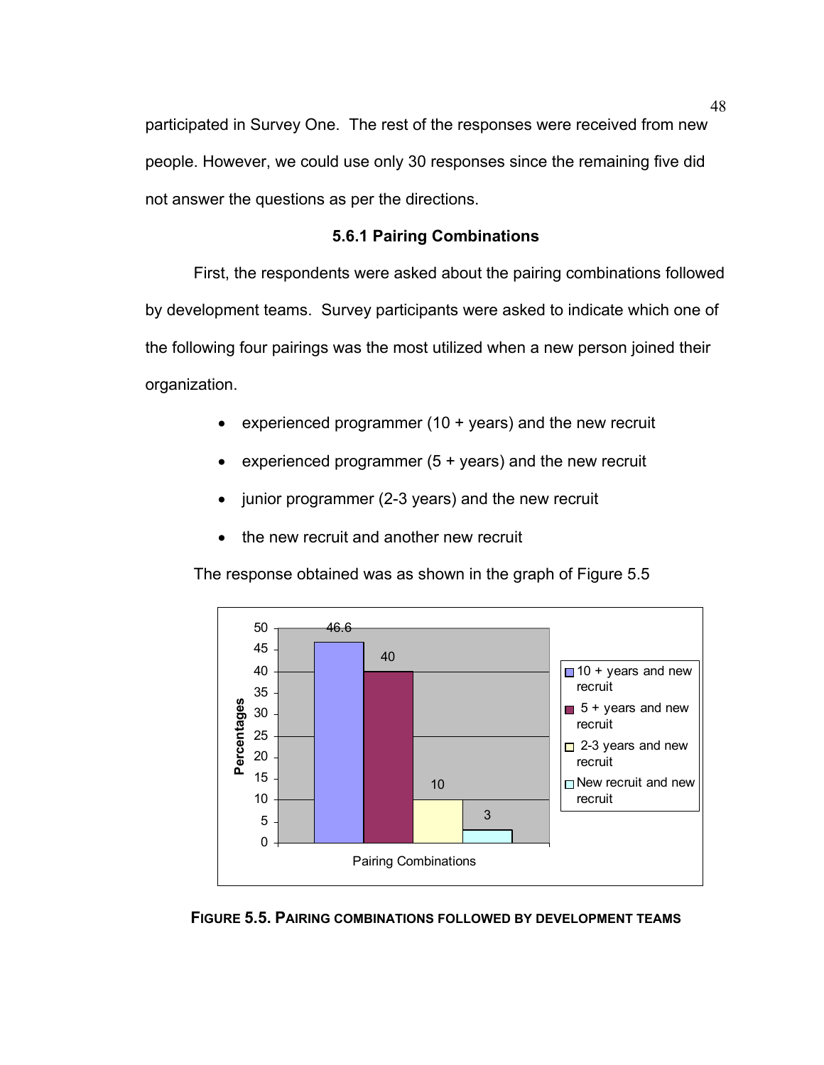participated in Survey One. The rest of the responses were received from new people. However, we could use only 30 responses since the remaining five did not answer the questions as per the directions.

### 5.6.1 Pairing Combinations

First, the respondents were asked about the pairing combinations followed by development teams. Survey participants were asked to indicate which one of the following four pairings was the most utilized when a new person joined their organization.

- experienced programmer (10 + years) and the new recruit
- experienced programmer (5 + years) and the new recruit
- junior programmer (2-3 years) and the new recruit
- the new recruit and another new recruit

The response obtained was as shown in the graph of Figure 5.5

| Pairing Combinations | Percentages |
|---|---|
| 10 + years and new recruit | 46.6 |
| 5 + years and new recruit | 40 |
| 2-3 years and new recruit | 10 |
| New recruit and new recruit | 3 |

**FIGURE 5.5. PAIRING COMBINATIONS FOLLOWED BY DEVELOPMENT TEAMS**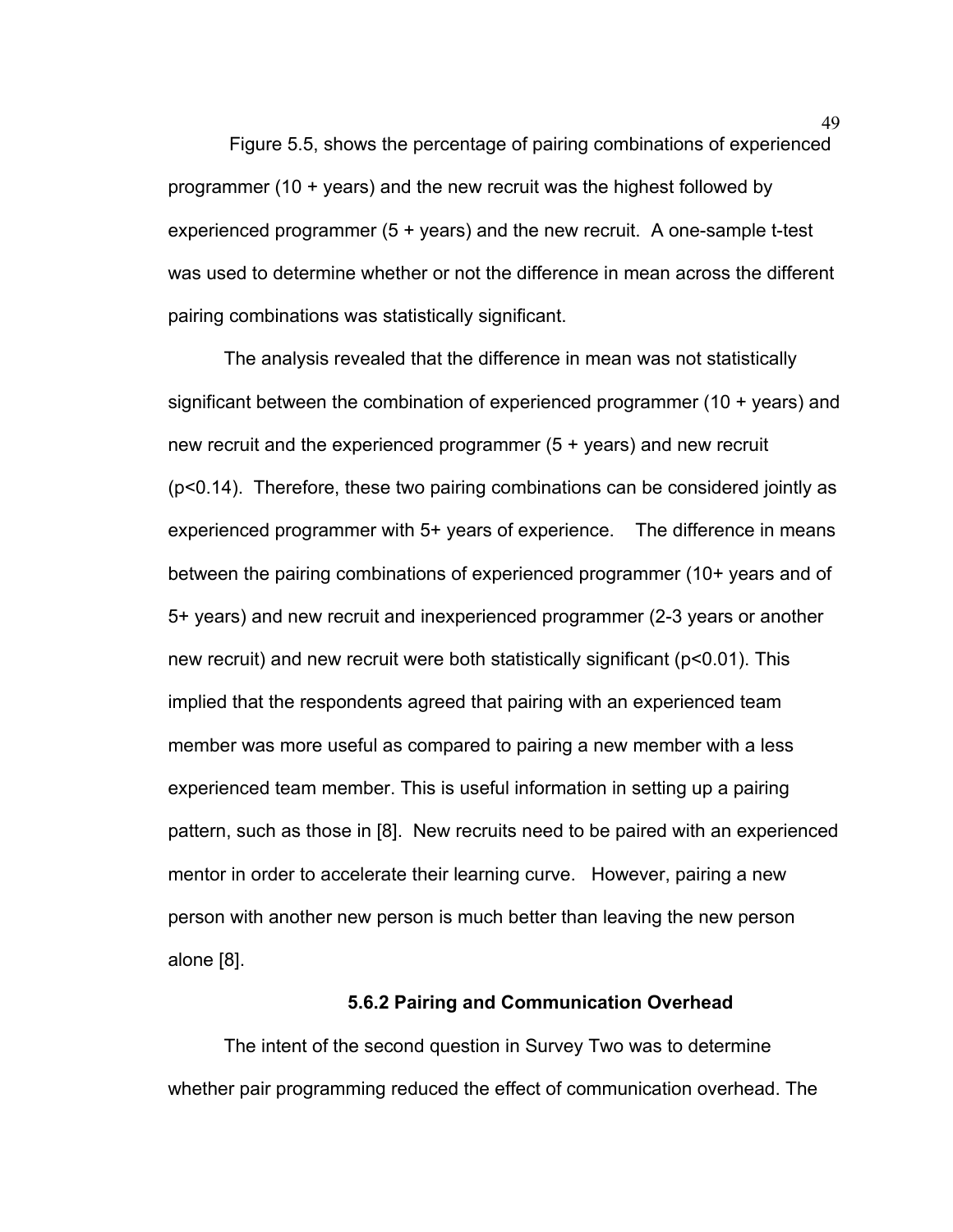Figure 5.5, shows the percentage of pairing combinations of experienced programmer (10 + years) and the new recruit was the highest followed by experienced programmer (5 + years) and the new recruit. A one-sample t-test was used to determine whether or not the difference in mean across the different pairing combinations was statistically significant.

The analysis revealed that the difference in mean was not statistically significant between the combination of experienced programmer (10 + years) and new recruit and the experienced programmer (5 + years) and new recruit ($p<0.14$). Therefore, these two pairing combinations can be considered jointly as experienced programmer with 5+ years of experience. The difference in means between the pairing combinations of experienced programmer (10+ years and of 5+ years) and new recruit and inexperienced programmer (2-3 years or another new recruit) and new recruit were both statistically significant ($p<0.01$). This implied that the respondents agreed that pairing with an experienced team member was more useful as compared to pairing a new member with a less experienced team member. This is useful information in setting up a pairing pattern, such as those in [8]. New recruits need to be paired with an experienced mentor in order to accelerate their learning curve. However, pairing a new person with another new person is much better than leaving the new person alone [8].

### 5.6.2 Pairing and Communication Overhead

The intent of the second question in Survey Two was to determine whether pair programming reduced the effect of communication overhead. The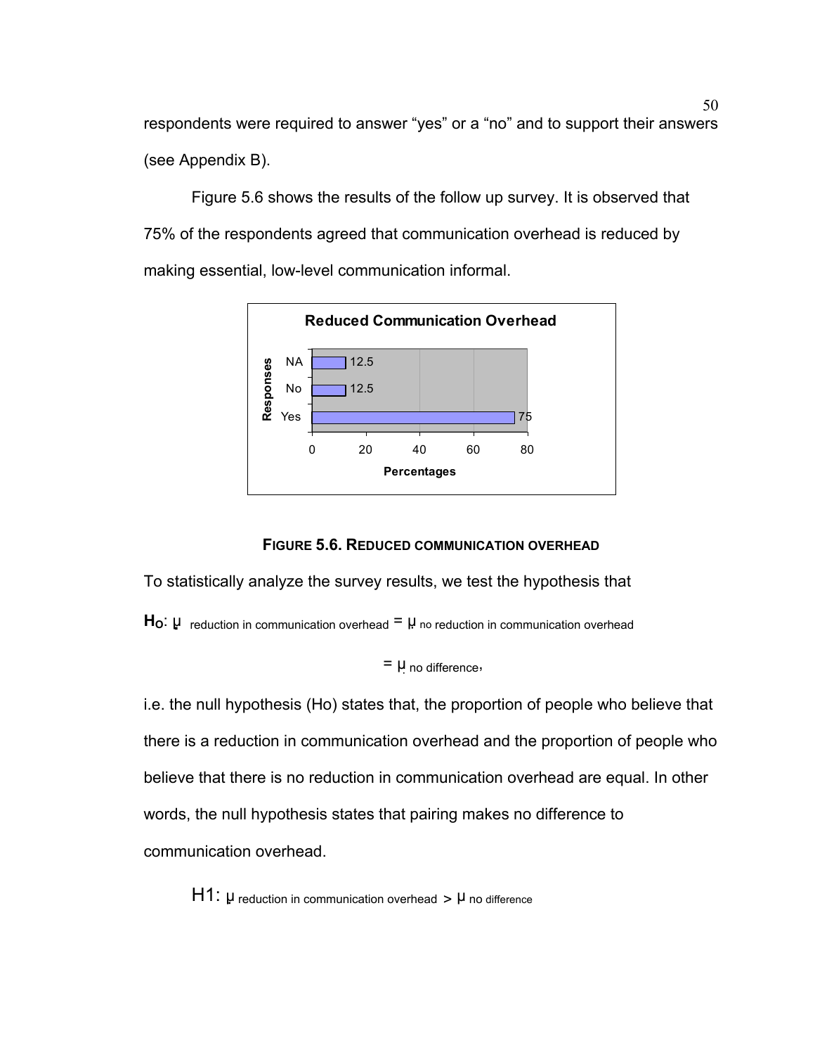respondents were required to answer "yes" or a "no" and to support their answers (see Appendix B).

Figure 5.6 shows the results of the follow up survey. It is observed that 75% of the respondents agreed that communication overhead is reduced by making essential, low-level communication informal.

**Reduced Communication Overhead**

| Responses | Percentages |
|---|---|
| NA | 12.5 |
| No | 12.5 |
| Yes | 75 |

**FIGURE 5.6. REDUCED COMMUNICATION OVERHEAD**

To statistically analyze the survey results, we test the hypothesis that

$$\mathbf{H_O}: \mu_{\text{reduction in communication overhead}} = \mu_{\text{no reduction in communication overhead}}$$

$$= \mu_{\text{no difference}},$$

i.e. the null hypothesis (Ho) states that, the proportion of people who believe that there is a reduction in communication overhead and the proportion of people who believe that there is no reduction in communication overhead are equal. In other words, the null hypothesis states that pairing makes no difference to communication overhead.

$$H1: \mu_{\text{reduction in communication overhead}} > \mu_{\text{no difference}}$$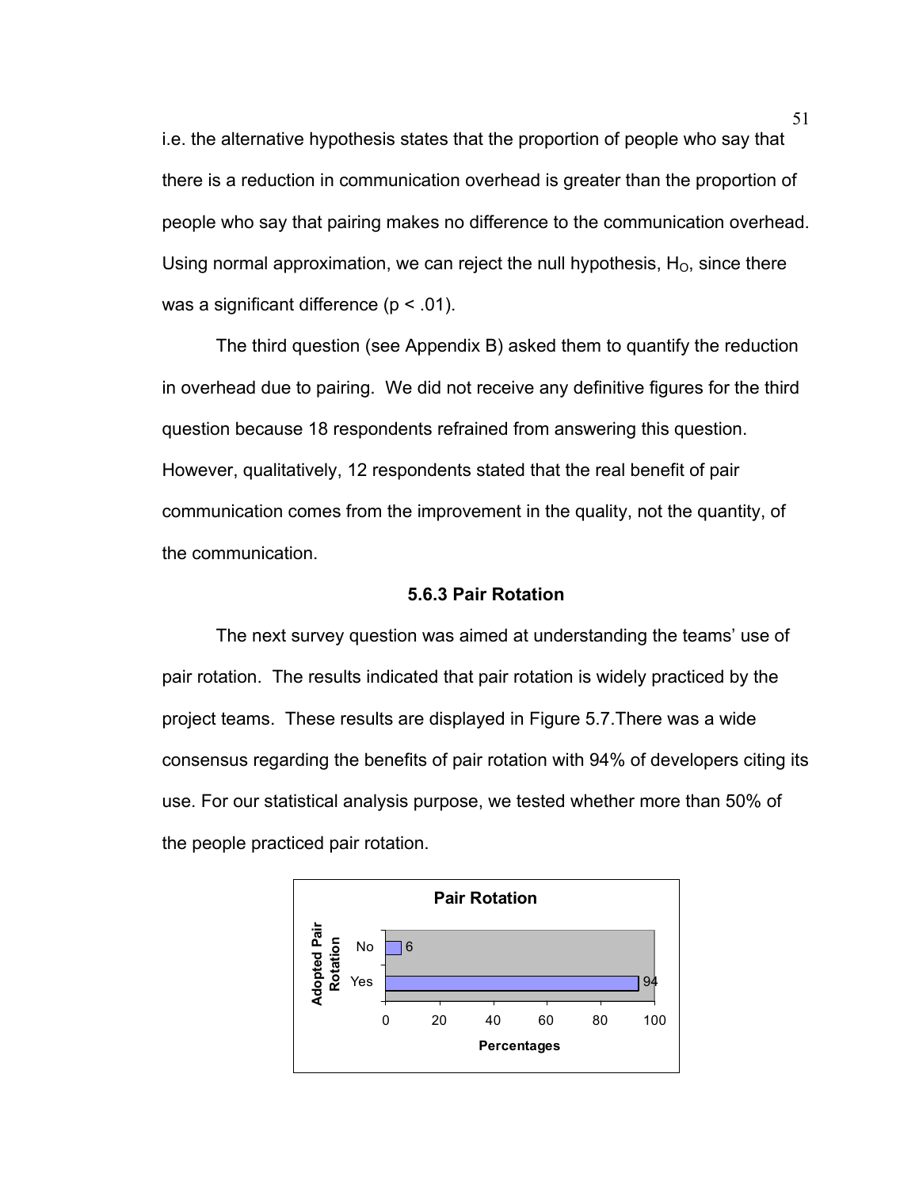i.e. the alternative hypothesis states that the proportion of people who say that there is a reduction in communication overhead is greater than the proportion of people who say that pairing makes no difference to the communication overhead. Using normal approximation, we can reject the null hypothesis, $H_O$, since there was a significant difference ($p < .01$).

The third question (see Appendix B) asked them to quantify the reduction in overhead due to pairing. We did not receive any definitive figures for the third question because 18 respondents refrained from answering this question. However, qualitatively, 12 respondents stated that the real benefit of pair communication comes from the improvement in the quality, not the quantity, of the communication.

### 5.6.3 Pair Rotation

The next survey question was aimed at understanding the teams' use of pair rotation. The results indicated that pair rotation is widely practiced by the project teams. These results are displayed in Figure 5.7.There was a wide consensus regarding the benefits of pair rotation with 94% of developers citing its use. For our statistical analysis purpose, we tested whether more than 50% of the people practiced pair rotation.

**Pair Rotation**

| Adopted Pair Rotation | Percentages |
|---|---|
| No | 6 |
| Yes | 94 |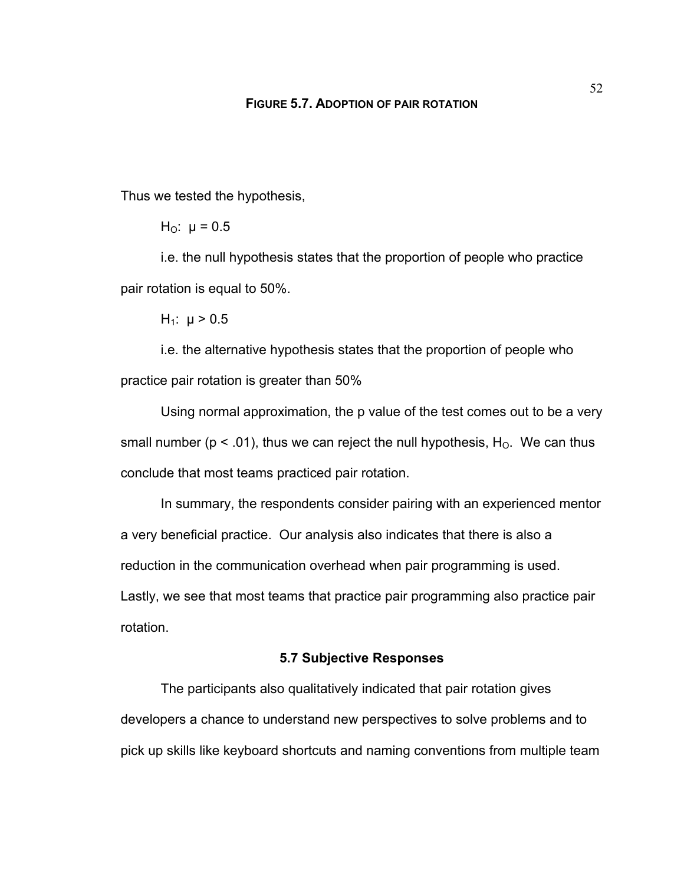**FIGURE 5.7. ADOPTION OF PAIR ROTATION**

Thus we tested the hypothesis,

$H_O$: $\mu = 0.5$

i.e. the null hypothesis states that the proportion of people who practice pair rotation is equal to 50%.

$H_1$: $\mu > 0.5$

i.e. the alternative hypothesis states that the proportion of people who practice pair rotation is greater than 50%

Using normal approximation, the p value of the test comes out to be a very small number ($p < .01$), thus we can reject the null hypothesis, $H_O$. We can thus conclude that most teams practiced pair rotation.

In summary, the respondents consider pairing with an experienced mentor a very beneficial practice. Our analysis also indicates that there is also a reduction in the communication overhead when pair programming is used. Lastly, we see that most teams that practice pair programming also practice pair rotation.

### 5.7 Subjective Responses

The participants also qualitatively indicated that pair rotation gives developers a chance to understand new perspectives to solve problems and to pick up skills like keyboard shortcuts and naming conventions from multiple team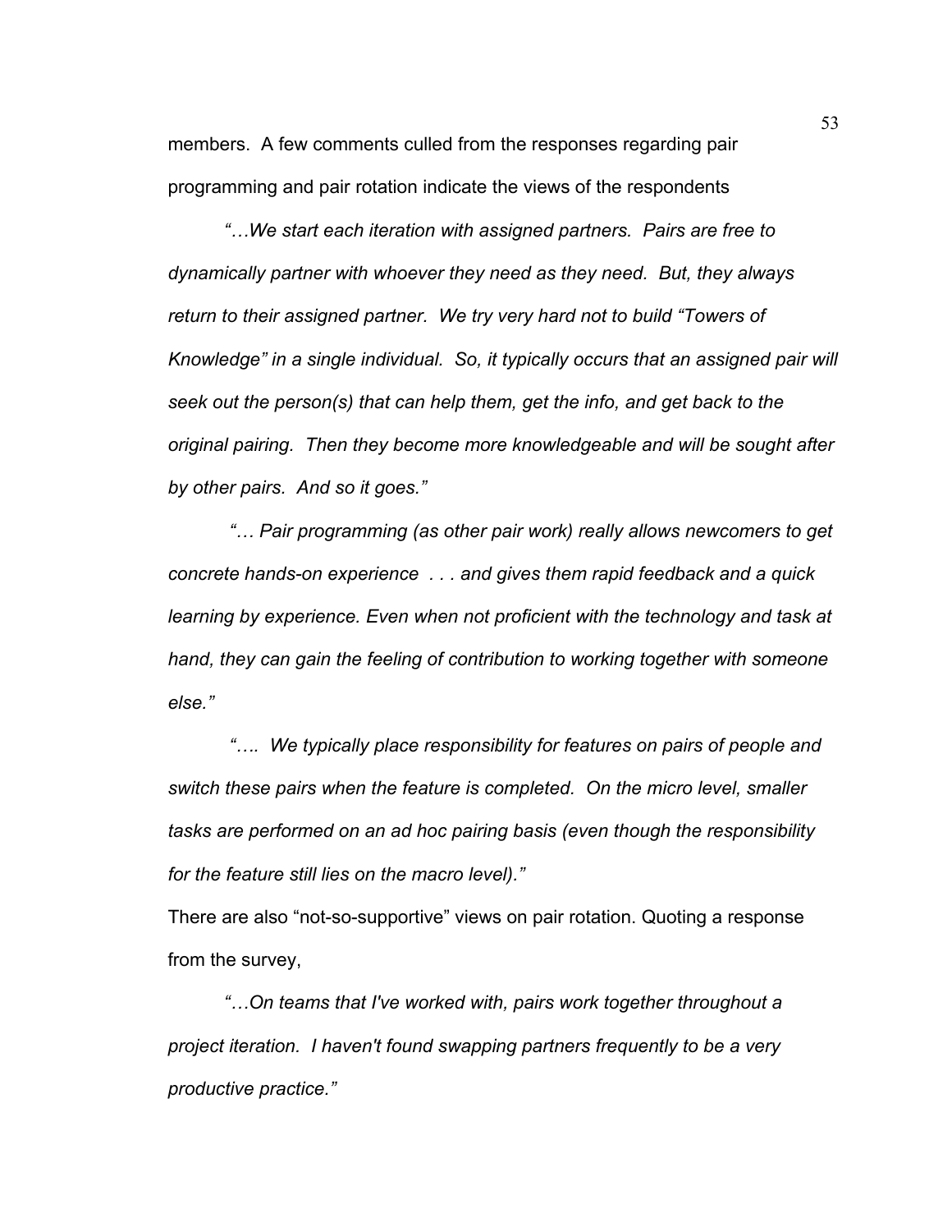members. A few comments culled from the responses regarding pair programming and pair rotation indicate the views of the respondents

*"…We start each iteration with assigned partners. Pairs are free to dynamically partner with whoever they need as they need. But, they always return to their assigned partner. We try very hard not to build "Towers of Knowledge" in a single individual. So, it typically occurs that an assigned pair will seek out the person(s) that can help them, get the info, and get back to the original pairing. Then they become more knowledgeable and will be sought after by other pairs. And so it goes."*

*"… Pair programming (as other pair work) really allows newcomers to get concrete hands-on experience . . . and gives them rapid feedback and a quick learning by experience. Even when not proficient with the technology and task at hand, they can gain the feeling of contribution to working together with someone else."*

*"…. We typically place responsibility for features on pairs of people and switch these pairs when the feature is completed. On the micro level, smaller tasks are performed on an ad hoc pairing basis (even though the responsibility for the feature still lies on the macro level)."*

There are also "not-so-supportive" views on pair rotation. Quoting a response from the survey,

*"…On teams that I've worked with, pairs work together throughout a project iteration. I haven't found swapping partners frequently to be a very productive practice."*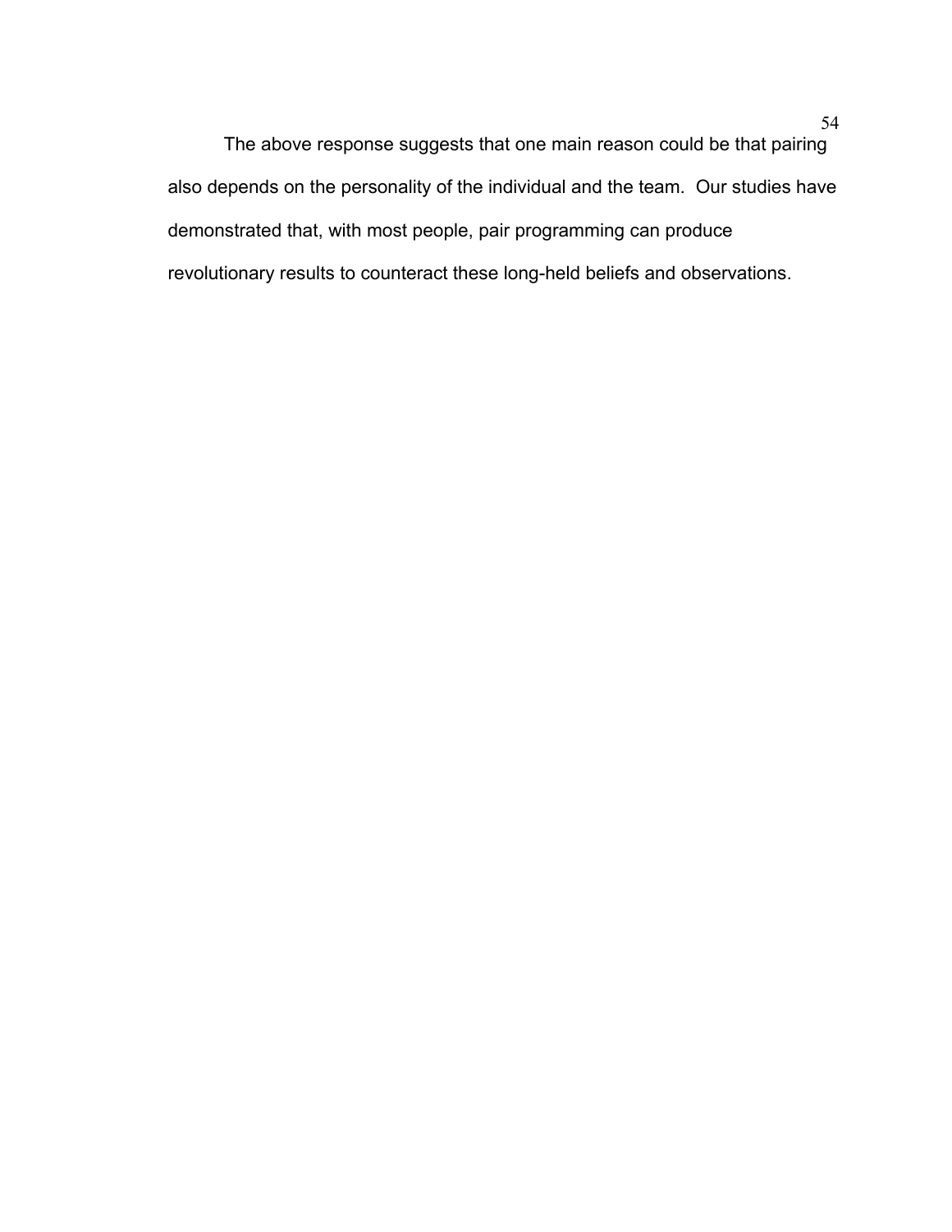The above response suggests that one main reason could be that pairing also depends on the personality of the individual and the team. Our studies have demonstrated that, with most people, pair programming can produce revolutionary results to counteract these long-held beliefs and observations.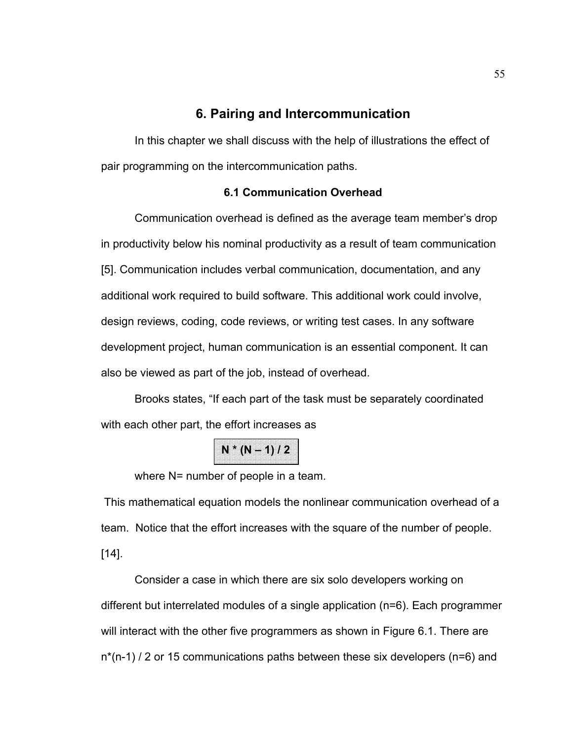# 6. Pairing and Intercommunication

In this chapter we shall discuss with the help of illustrations the effect of pair programming on the intercommunication paths.

### 6.1 Communication Overhead

Communication overhead is defined as the average team member's drop in productivity below his nominal productivity as a result of team communication [5]. Communication includes verbal communication, documentation, and any additional work required to build software. This additional work could involve, design reviews, coding, code reviews, or writing test cases. In any software development project, human communication is an essential component. It can also be viewed as part of the job, instead of overhead.

Brooks states, "If each part of the task must be separately coordinated with each other part, the effort increases as

$$N * (N - 1) / 2$$

where N= number of people in a team.

This mathematical equation models the nonlinear communication overhead of a team. Notice that the effort increases with the square of the number of people. [14].

Consider a case in which there are six solo developers working on different but interrelated modules of a single application (n=6). Each programmer will interact with the other five programmers as shown in Figure 6.1. There are n*(n-1) / 2 or 15 communications paths between these six developers (n=6) and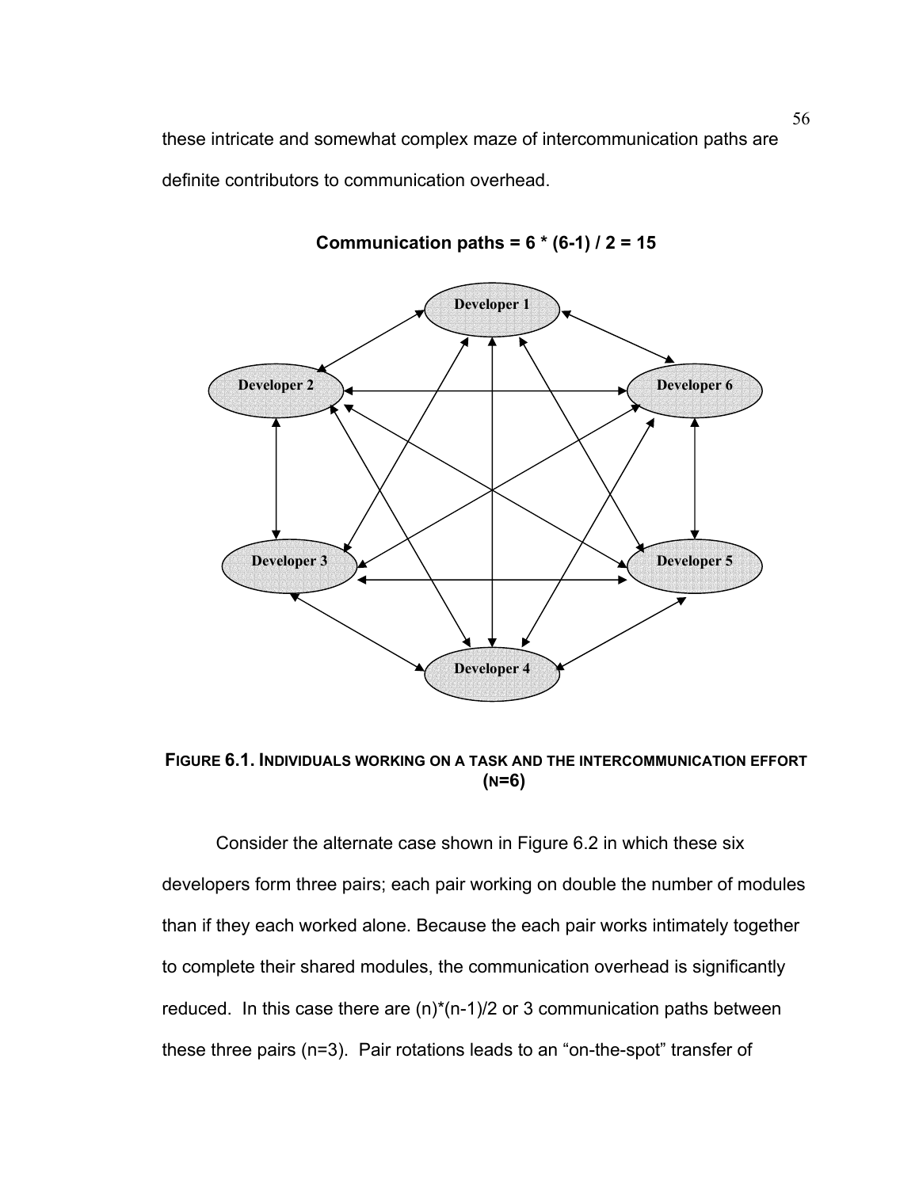these intricate and somewhat complex maze of intercommunication paths are definite contributors to communication overhead.

**Communication paths = 6 * (6-1) / 2 = 15**

**FIGURE 6.1. INDIVIDUALS WORKING ON A TASK AND THE INTERCOMMUNICATION EFFORT (N=6)**

Consider the alternate case shown in Figure 6.2 in which these six developers form three pairs; each pair working on double the number of modules than if they each worked alone. Because the each pair works intimately together to complete their shared modules, the communication overhead is significantly reduced. In this case there are (n)*(n-1)/2 or 3 communication paths between these three pairs (n=3). Pair rotations leads to an "on-the-spot" transfer of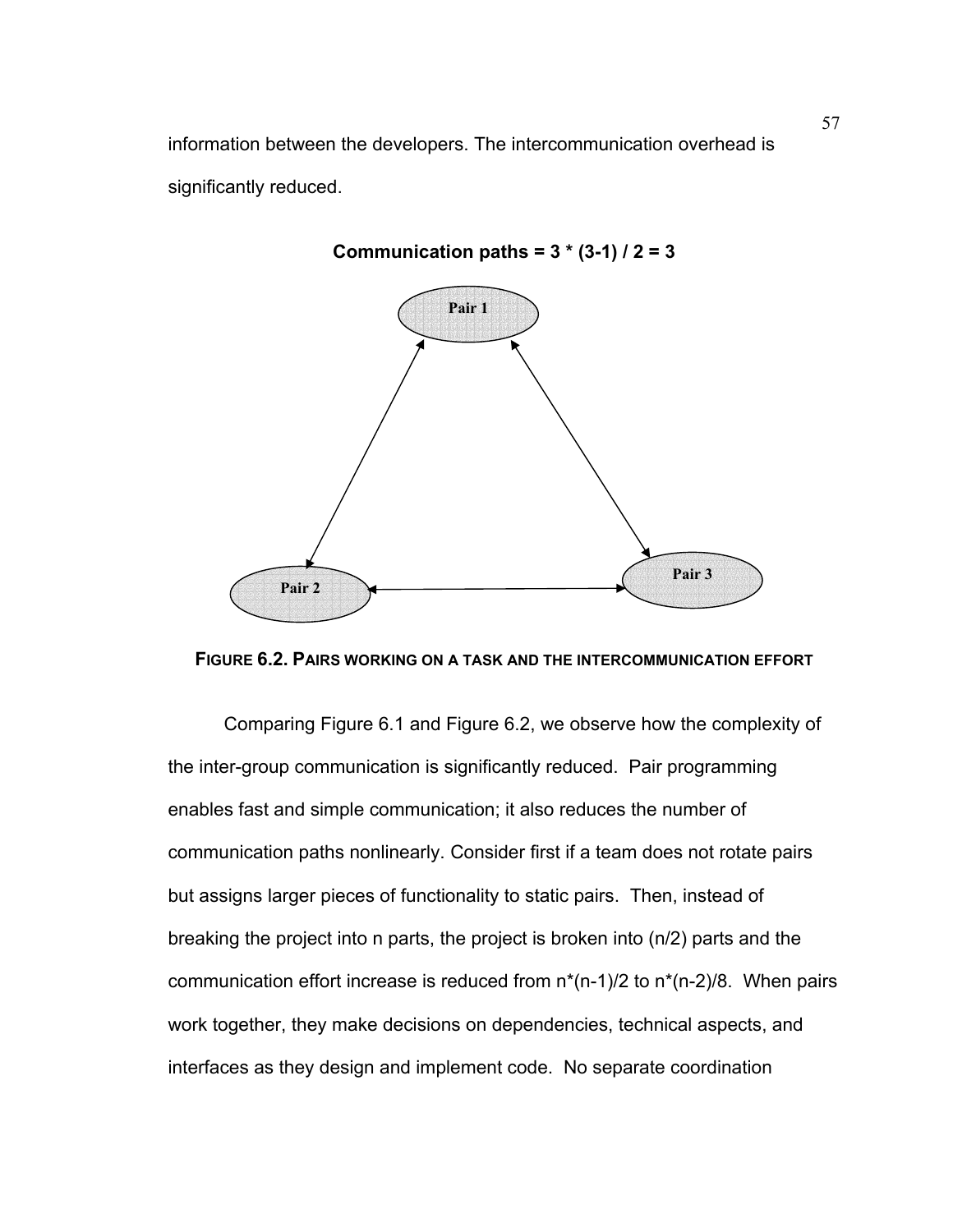information between the developers. The intercommunication overhead is significantly reduced.

**Communication paths = 3 * (3-1) / 2 = 3**

Pair 1

Pair 2

Pair 3

**FIGURE 6.2. PAIRS WORKING ON A TASK AND THE INTERCOMMUNICATION EFFORT**

Comparing Figure 6.1 and Figure 6.2, we observe how the complexity of the inter-group communication is significantly reduced. Pair programming enables fast and simple communication; it also reduces the number of communication paths nonlinearly. Consider first if a team does not rotate pairs but assigns larger pieces of functionality to static pairs. Then, instead of breaking the project into n parts, the project is broken into (n/2) parts and the communication effort increase is reduced from $n*(n-1)/2$ to $n*(n-2)/8$. When pairs work together, they make decisions on dependencies, technical aspects, and interfaces as they design and implement code. No separate coordination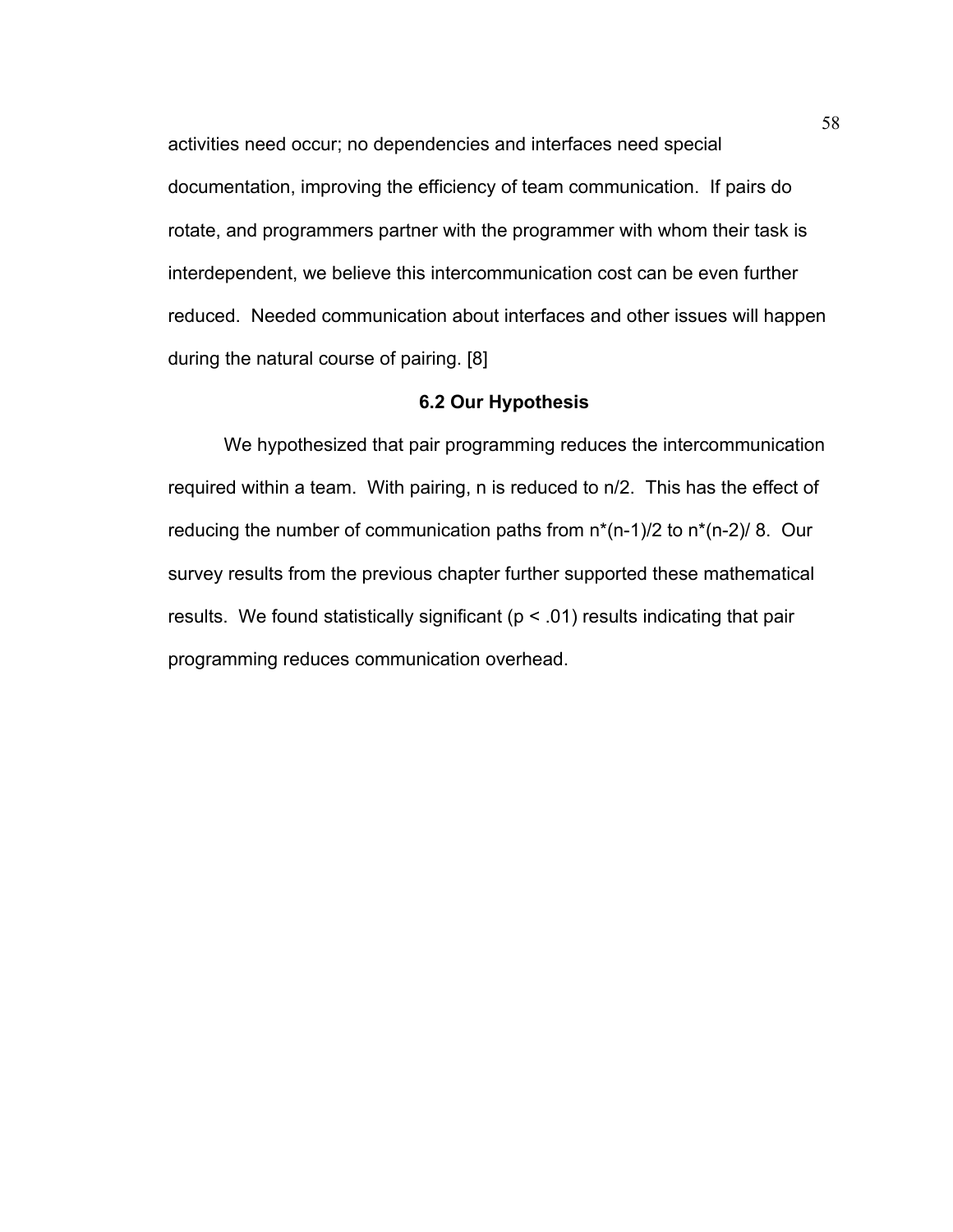activities need occur; no dependencies and interfaces need special documentation, improving the efficiency of team communication. If pairs do rotate, and programmers partner with the programmer with whom their task is interdependent, we believe this intercommunication cost can be even further reduced. Needed communication about interfaces and other issues will happen during the natural course of pairing. [8]

### 6.2 Our Hypothesis

We hypothesized that pair programming reduces the intercommunication required within a team. With pairing, $n$ is reduced to $n/2$. This has the effect of reducing the number of communication paths from $n*(n-1)/2$ to $n*(n-2)/8$. Our survey results from the previous chapter further supported these mathematical results. We found statistically significant ($p < .01$) results indicating that pair programming reduces communication overhead.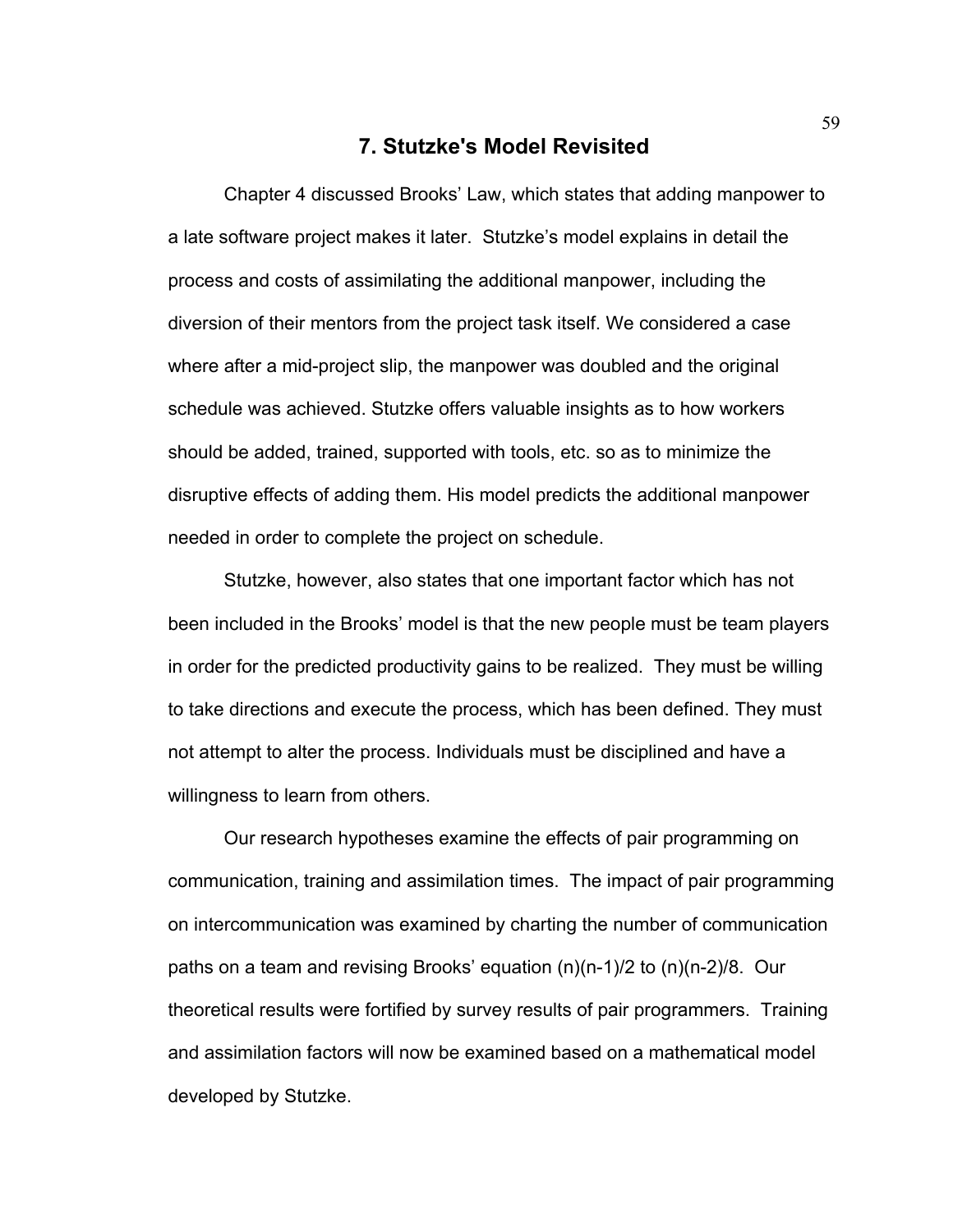# 7. Stutzke's Model Revisited

Chapter 4 discussed Brooks' Law, which states that adding manpower to a late software project makes it later. Stutzke's model explains in detail the process and costs of assimilating the additional manpower, including the diversion of their mentors from the project task itself. We considered a case where after a mid-project slip, the manpower was doubled and the original schedule was achieved. Stutzke offers valuable insights as to how workers should be added, trained, supported with tools, etc. so as to minimize the disruptive effects of adding them. His model predicts the additional manpower needed in order to complete the project on schedule.

Stutzke, however, also states that one important factor which has not been included in the Brooks' model is that the new people must be team players in order for the predicted productivity gains to be realized. They must be willing to take directions and execute the process, which has been defined. They must not attempt to alter the process. Individuals must be disciplined and have a willingness to learn from others.

Our research hypotheses examine the effects of pair programming on communication, training and assimilation times. The impact of pair programming on intercommunication was examined by charting the number of communication paths on a team and revising Brooks' equation $(n)(n-1)/2$ to $(n)(n-2)/8$. Our theoretical results were fortified by survey results of pair programmers. Training and assimilation factors will now be examined based on a mathematical model developed by Stutzke.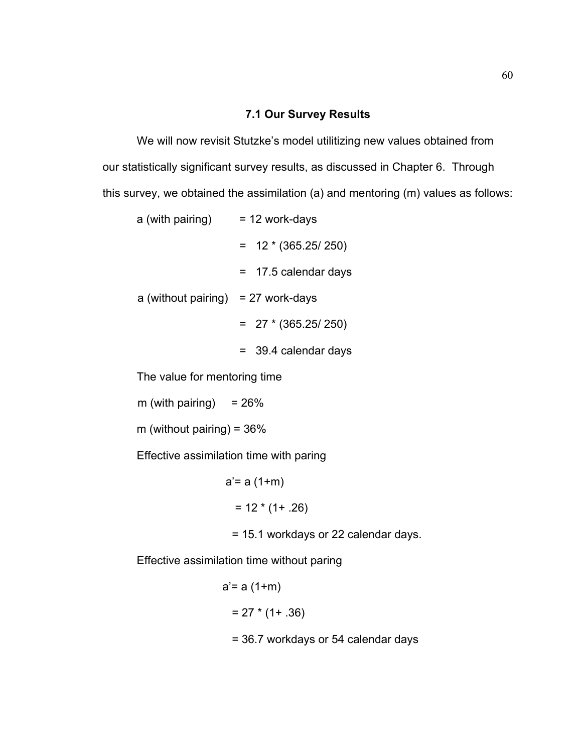### 7.1 Our Survey Results

We will now revisit Stutzke's model utilitizing new values obtained from our statistically significant survey results, as discussed in Chapter 6. Through this survey, we obtained the assimilation (a) and mentoring (m) values as follows:

a (with pairing) = 12 work-days

= 12 * (365.25/ 250)

= 17.5 calendar days

a (without pairing) = 27 work-days

= 27 * (365.25/ 250)

= 39.4 calendar days

The value for mentoring time

m (with pairing) = 26%

m (without pairing) = 36%

Effective assimilation time with paring

$$a' = a\,(1+m)$$

$$= 12 * (1+ .26)$$

= 15.1 workdays or 22 calendar days.

Effective assimilation time without paring

$$a' = a\,(1+m)$$

$$= 27 * (1+ .36)$$

= 36.7 workdays or 54 calendar days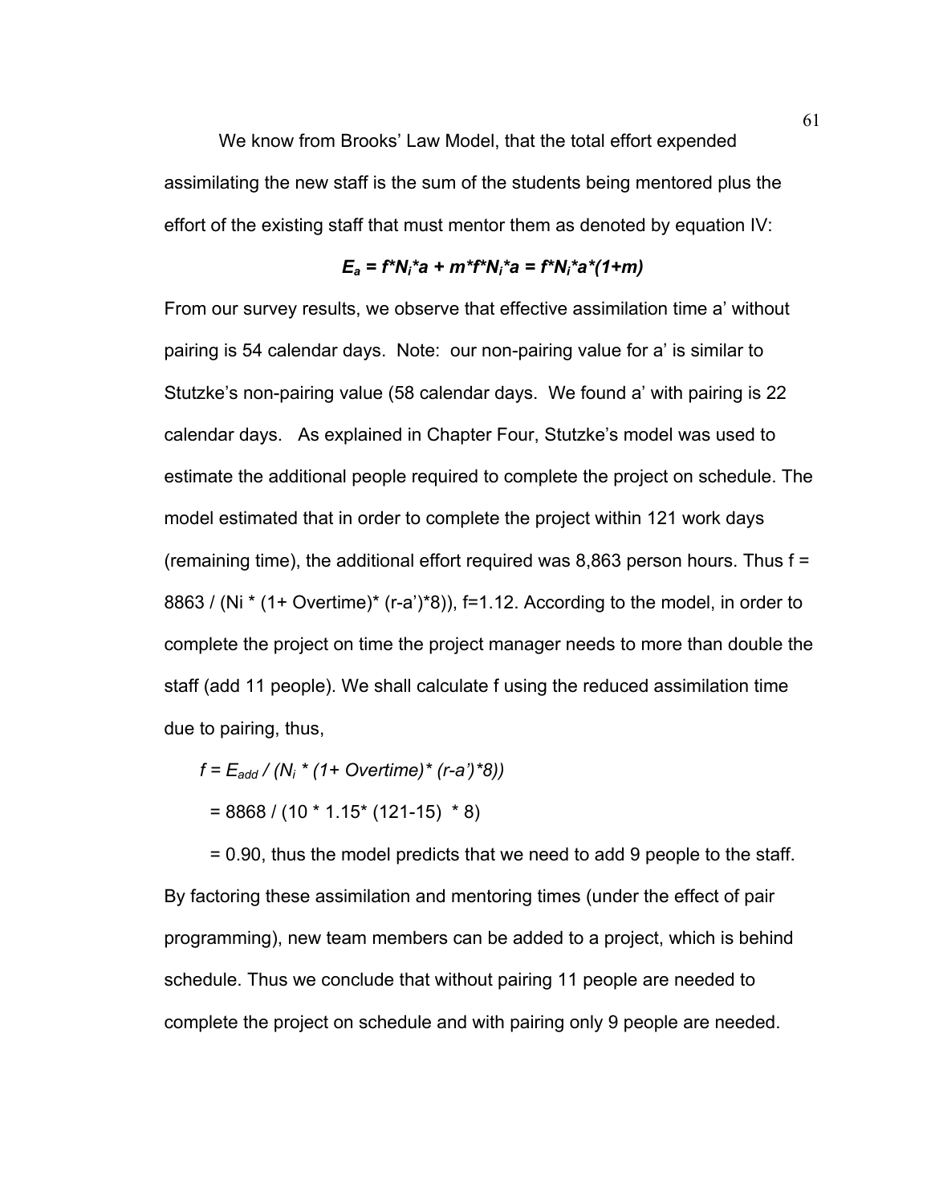We know from Brooks' Law Model, that the total effort expended assimilating the new staff is the sum of the students being mentored plus the effort of the existing staff that must mentor them as denoted by equation IV:

$$E_a = f*N_i*a + m*f*N_i*a = f*N_i*a*(1+m)$$

From our survey results, we observe that effective assimilation time a' without pairing is 54 calendar days. Note: our non-pairing value for a' is similar to Stutzke's non-pairing value (58 calendar days. We found a' with pairing is 22 calendar days. As explained in Chapter Four, Stutzke's model was used to estimate the additional people required to complete the project on schedule. The model estimated that in order to complete the project within 121 work days (remaining time), the additional effort required was 8,863 person hours. Thus f = 8863 / (Ni * (1+ Overtime)* (r-a')*8)), f=1.12. According to the model, in order to complete the project on time the project manager needs to more than double the staff (add 11 people). We shall calculate f using the reduced assimilation time due to pairing, thus,

$f = E_{add} / (N_i * (1+ Overtime)* (r-a')*8))$

= 8868 / (10 * 1.15* (121-15) * 8)

= 0.90, thus the model predicts that we need to add 9 people to the staff. By factoring these assimilation and mentoring times (under the effect of pair programming), new team members can be added to a project, which is behind schedule. Thus we conclude that without pairing 11 people are needed to complete the project on schedule and with pairing only 9 people are needed.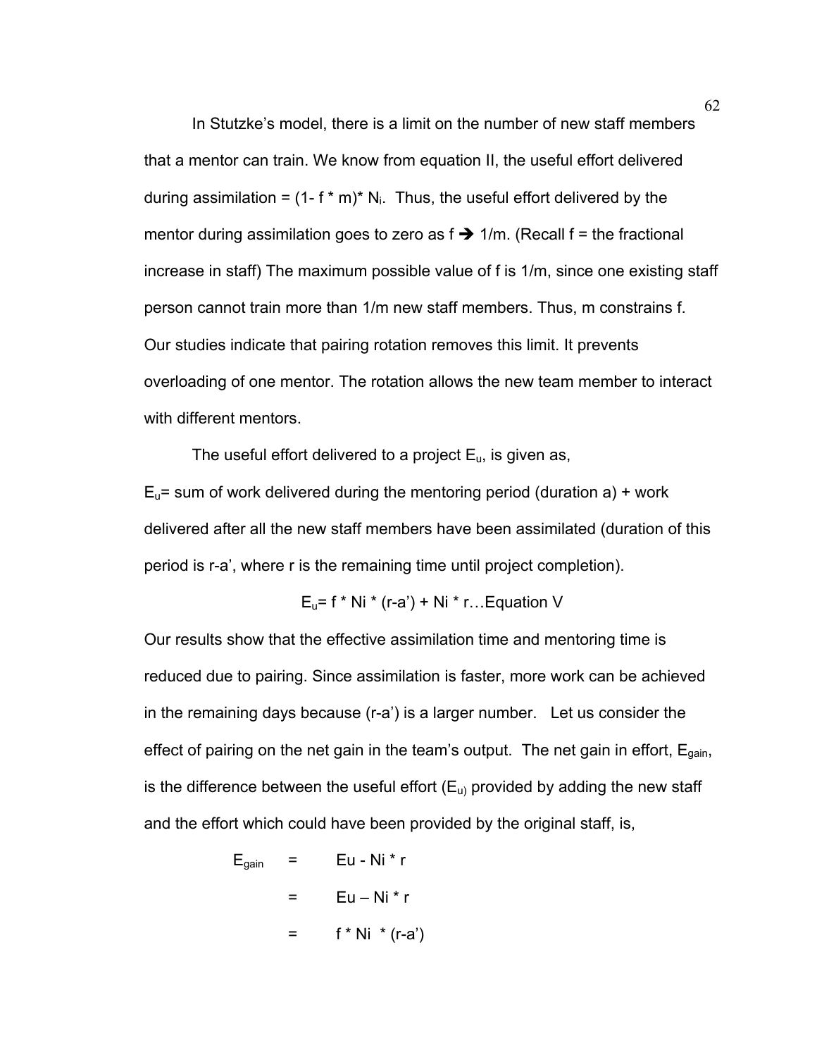In Stutzke's model, there is a limit on the number of new staff members that a mentor can train. We know from equation II, the useful effort delivered during assimilation = (1- f * m)* $N_i$. Thus, the useful effort delivered by the mentor during assimilation goes to zero as f → 1/m. (Recall f = the fractional increase in staff) The maximum possible value of f is 1/m, since one existing staff person cannot train more than 1/m new staff members. Thus, m constrains f. Our studies indicate that pairing rotation removes this limit. It prevents overloading of one mentor. The rotation allows the new team member to interact with different mentors.

The useful effort delivered to a project $E_u$, is given as,

$E_u$= sum of work delivered during the mentoring period (duration a) + work delivered after all the new staff members have been assimilated (duration of this period is r-a', where r is the remaining time until project completion).

$$E_u = f * Ni * (r-a') + Ni * r \ldots \text{Equation V}$$

Our results show that the effective assimilation time and mentoring time is reduced due to pairing. Since assimilation is faster, more work can be achieved in the remaining days because (r-a') is a larger number. Let us consider the effect of pairing on the net gain in the team's output. The net gain in effort, $E_{gain}$, is the difference between the useful effort ($E_u$) provided by adding the new staff and the effort which could have been provided by the original staff, is,

$$
\begin{aligned}
E_{gain} &= Eu - Ni * r \\
&= Eu - Ni * r \\
&= f * Ni * (r-a')
\end{aligned}
$$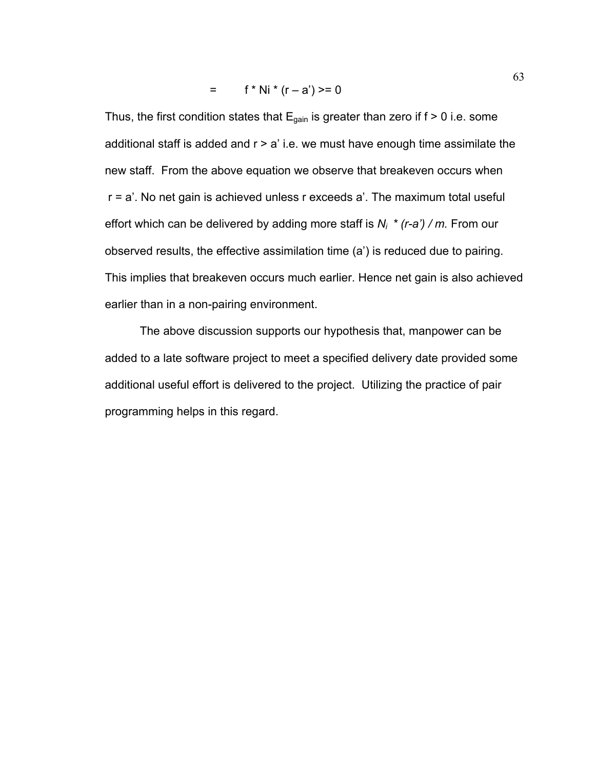$$= \quad f * Ni * (r – a') >= 0$$

Thus, the first condition states that $E_{gain}$ is greater than zero if $f > 0$ i.e. some additional staff is added and $r > a'$ i.e. we must have enough time assimilate the new staff. From the above equation we observe that breakeven occurs when $r = a'$. No net gain is achieved unless r exceeds a'. The maximum total useful effort which can be delivered by adding more staff is $N_i * (r-a') / m$. From our observed results, the effective assimilation time (a') is reduced due to pairing. This implies that breakeven occurs much earlier. Hence net gain is also achieved earlier than in a non-pairing environment.

The above discussion supports our hypothesis that, manpower can be added to a late software project to meet a specified delivery date provided some additional useful effort is delivered to the project. Utilizing the practice of pair programming helps in this regard.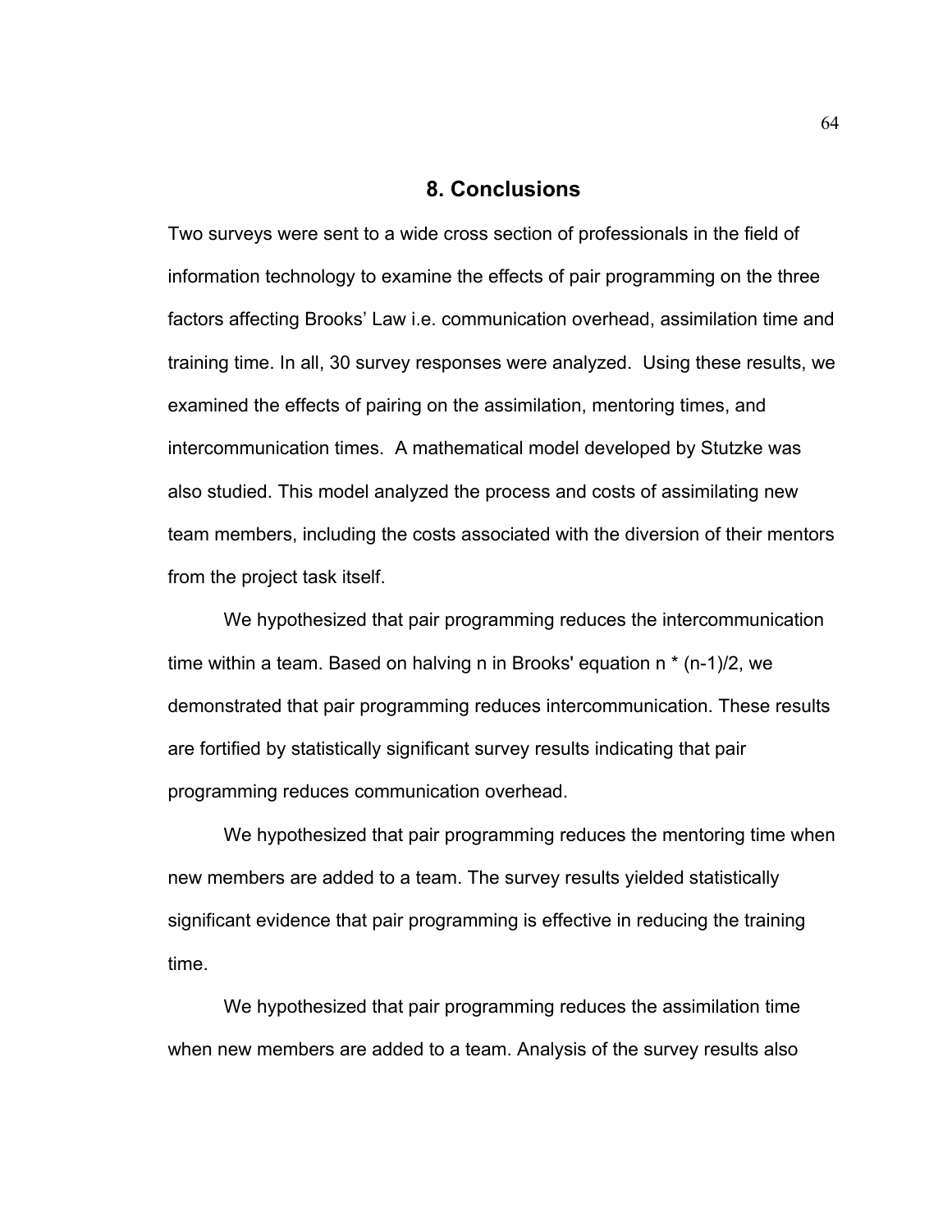# 8. Conclusions

Two surveys were sent to a wide cross section of professionals in the field of information technology to examine the effects of pair programming on the three factors affecting Brooks' Law i.e. communication overhead, assimilation time and training time. In all, 30 survey responses were analyzed. Using these results, we examined the effects of pairing on the assimilation, mentoring times, and intercommunication times. A mathematical model developed by Stutzke was also studied. This model analyzed the process and costs of assimilating new team members, including the costs associated with the diversion of their mentors from the project task itself.

We hypothesized that pair programming reduces the intercommunication time within a team. Based on halving n in Brooks' equation $n * (n-1)/2$, we demonstrated that pair programming reduces intercommunication. These results are fortified by statistically significant survey results indicating that pair programming reduces communication overhead.

We hypothesized that pair programming reduces the mentoring time when new members are added to a team. The survey results yielded statistically significant evidence that pair programming is effective in reducing the training time.

We hypothesized that pair programming reduces the assimilation time when new members are added to a team. Analysis of the survey results also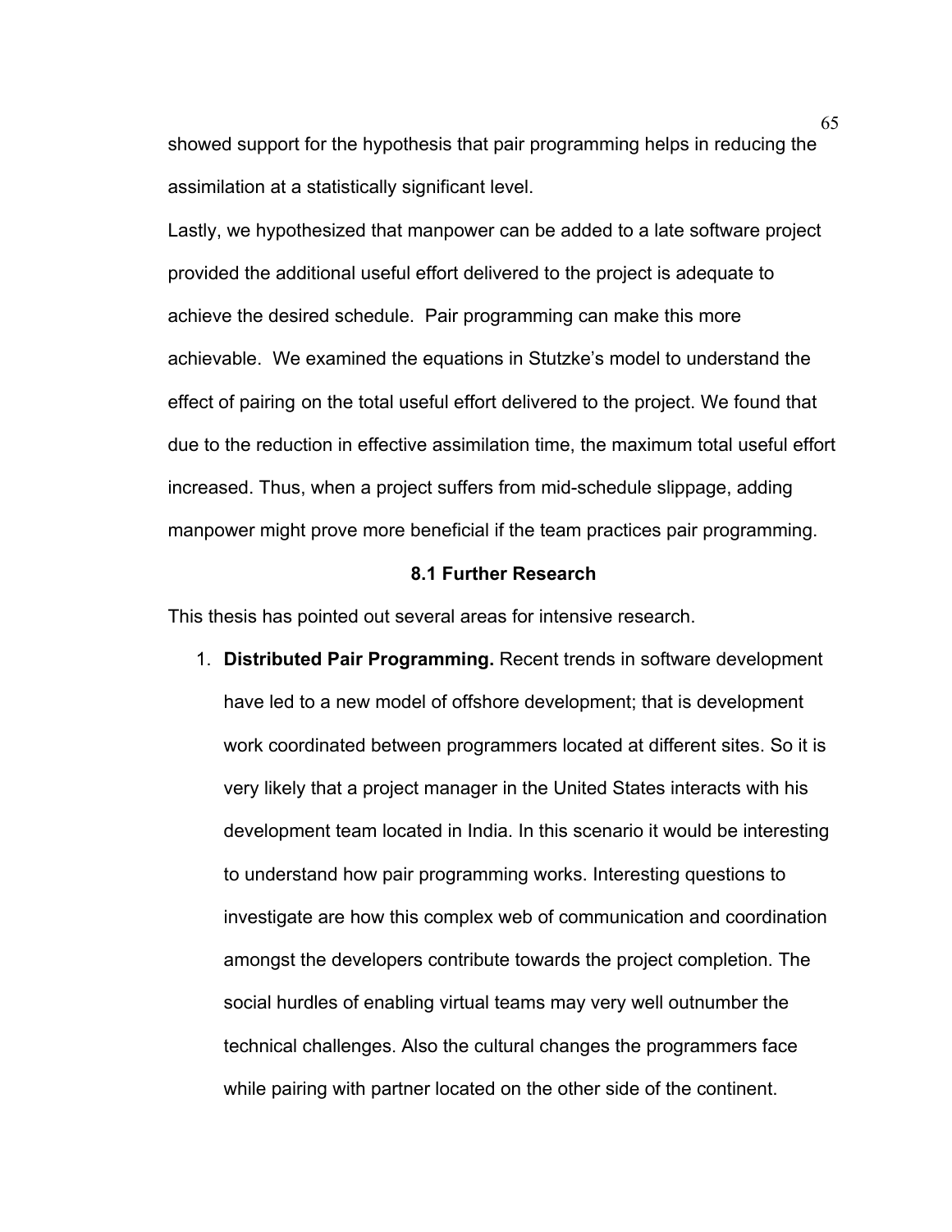showed support for the hypothesis that pair programming helps in reducing the assimilation at a statistically significant level.

Lastly, we hypothesized that manpower can be added to a late software project provided the additional useful effort delivered to the project is adequate to achieve the desired schedule. Pair programming can make this more achievable. We examined the equations in Stutzke's model to understand the effect of pairing on the total useful effort delivered to the project. We found that due to the reduction in effective assimilation time, the maximum total useful effort increased. Thus, when a project suffers from mid-schedule slippage, adding manpower might prove more beneficial if the team practices pair programming.

## 8.1 Further Research

This thesis has pointed out several areas for intensive research.

1. **Distributed Pair Programming.** Recent trends in software development have led to a new model of offshore development; that is development work coordinated between programmers located at different sites. So it is very likely that a project manager in the United States interacts with his development team located in India. In this scenario it would be interesting to understand how pair programming works. Interesting questions to investigate are how this complex web of communication and coordination amongst the developers contribute towards the project completion. The social hurdles of enabling virtual teams may very well outnumber the technical challenges. Also the cultural changes the programmers face while pairing with partner located on the other side of the continent.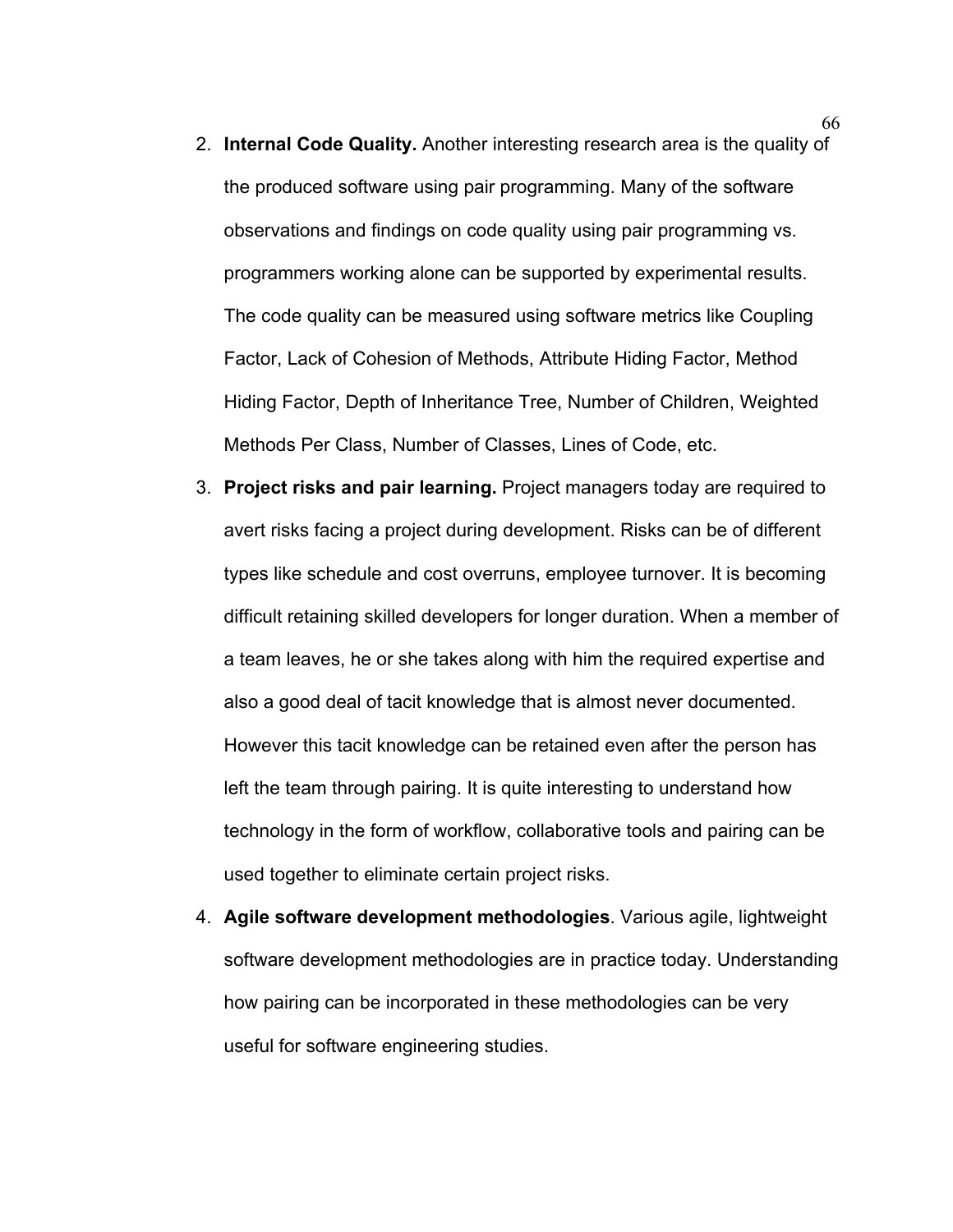2. **Internal Code Quality.** Another interesting research area is the quality of the produced software using pair programming. Many of the software observations and findings on code quality using pair programming vs. programmers working alone can be supported by experimental results. The code quality can be measured using software metrics like Coupling Factor, Lack of Cohesion of Methods, Attribute Hiding Factor, Method Hiding Factor, Depth of Inheritance Tree, Number of Children, Weighted Methods Per Class, Number of Classes, Lines of Code, etc.
3. **Project risks and pair learning.** Project managers today are required to avert risks facing a project during development. Risks can be of different types like schedule and cost overruns, employee turnover. It is becoming difficult retaining skilled developers for longer duration. When a member of a team leaves, he or she takes along with him the required expertise and also a good deal of tacit knowledge that is almost never documented. However this tacit knowledge can be retained even after the person has left the team through pairing. It is quite interesting to understand how technology in the form of workflow, collaborative tools and pairing can be used together to eliminate certain project risks.
4. **Agile software development methodologies**. Various agile, lightweight software development methodologies are in practice today. Understanding how pairing can be incorporated in these methodologies can be very useful for software engineering studies.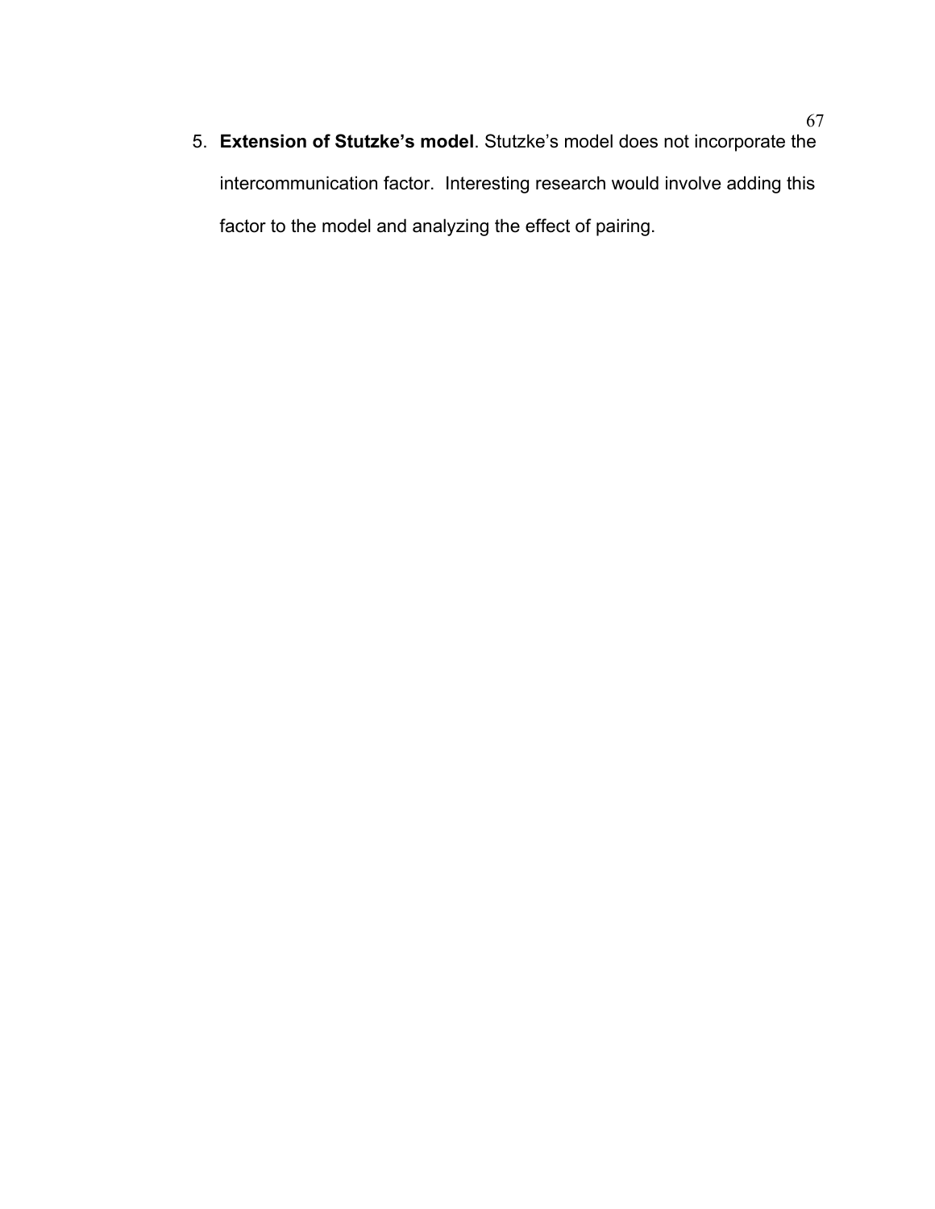5. **Extension of Stutzke's model**. Stutzke's model does not incorporate the intercommunication factor.  Interesting research would involve adding this factor to the model and analyzing the effect of pairing.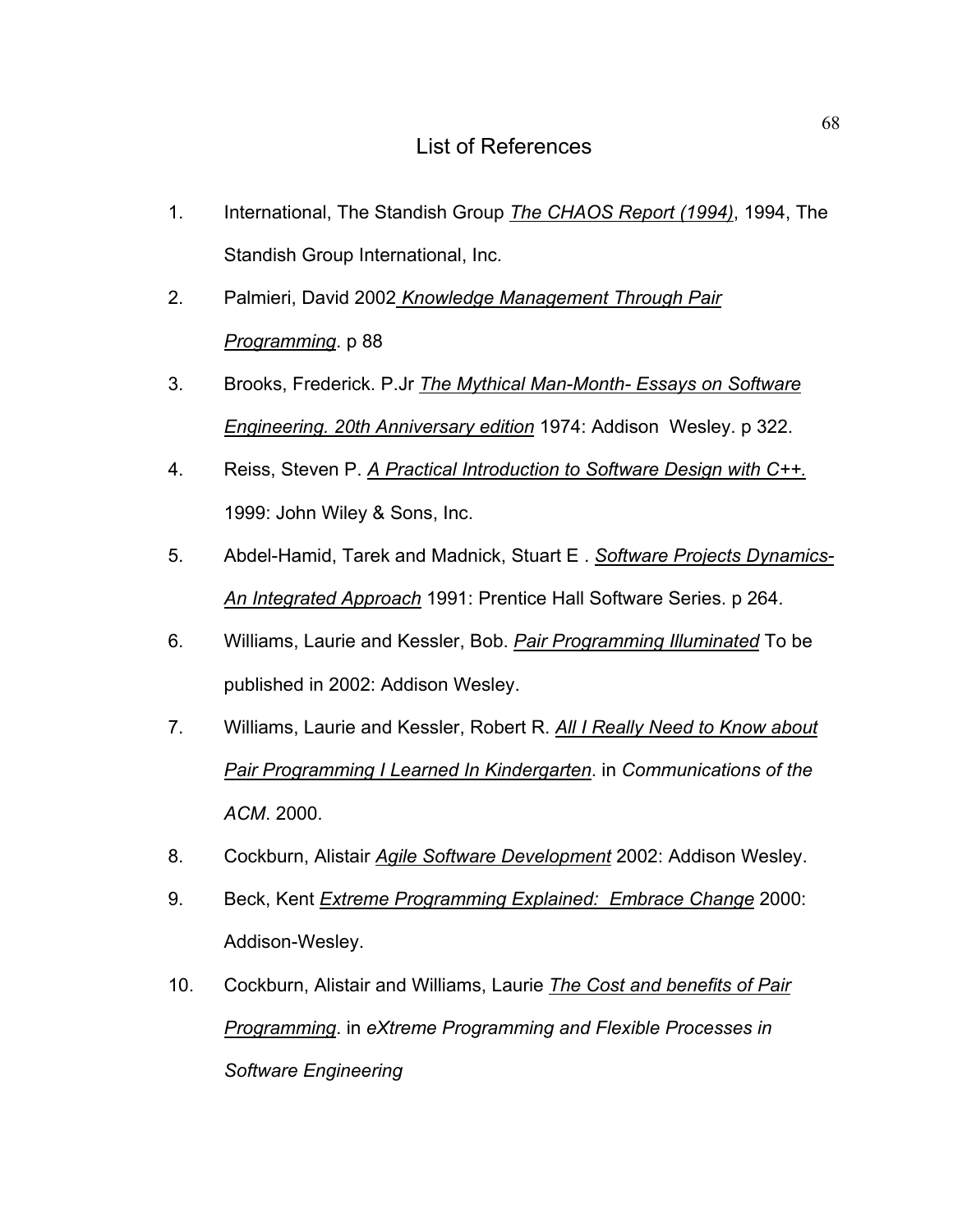# List of References

1. International, The Standish Group *The CHAOS Report (1994)*, 1994, The Standish Group International, Inc.
2. Palmieri, David 2002 *Knowledge Management Through Pair Programming*. p 88
3. Brooks, Frederick. P.Jr *The Mythical Man-Month- Essays on Software Engineering. 20th Anniversary edition* 1974: Addison Wesley. p 322.
4. Reiss, Steven P. *A Practical Introduction to Software Design with C++.* 1999: John Wiley & Sons, Inc.
5. Abdel-Hamid, Tarek and Madnick, Stuart E . *Software Projects Dynamics- An Integrated Approach* 1991: Prentice Hall Software Series. p 264.
6. Williams, Laurie and Kessler, Bob. *Pair Programming Illuminated* To be published in 2002: Addison Wesley.
7. Williams, Laurie and Kessler, Robert R. *All I Really Need to Know about Pair Programming I Learned In Kindergarten*. in *Communications of the ACM*. 2000.
8. Cockburn, Alistair *Agile Software Development* 2002: Addison Wesley.
9. Beck, Kent *Extreme Programming Explained: Embrace Change* 2000: Addison-Wesley.
10. Cockburn, Alistair and Williams, Laurie *The Cost and benefits of Pair Programming*. in *eXtreme Programming and Flexible Processes in Software Engineering*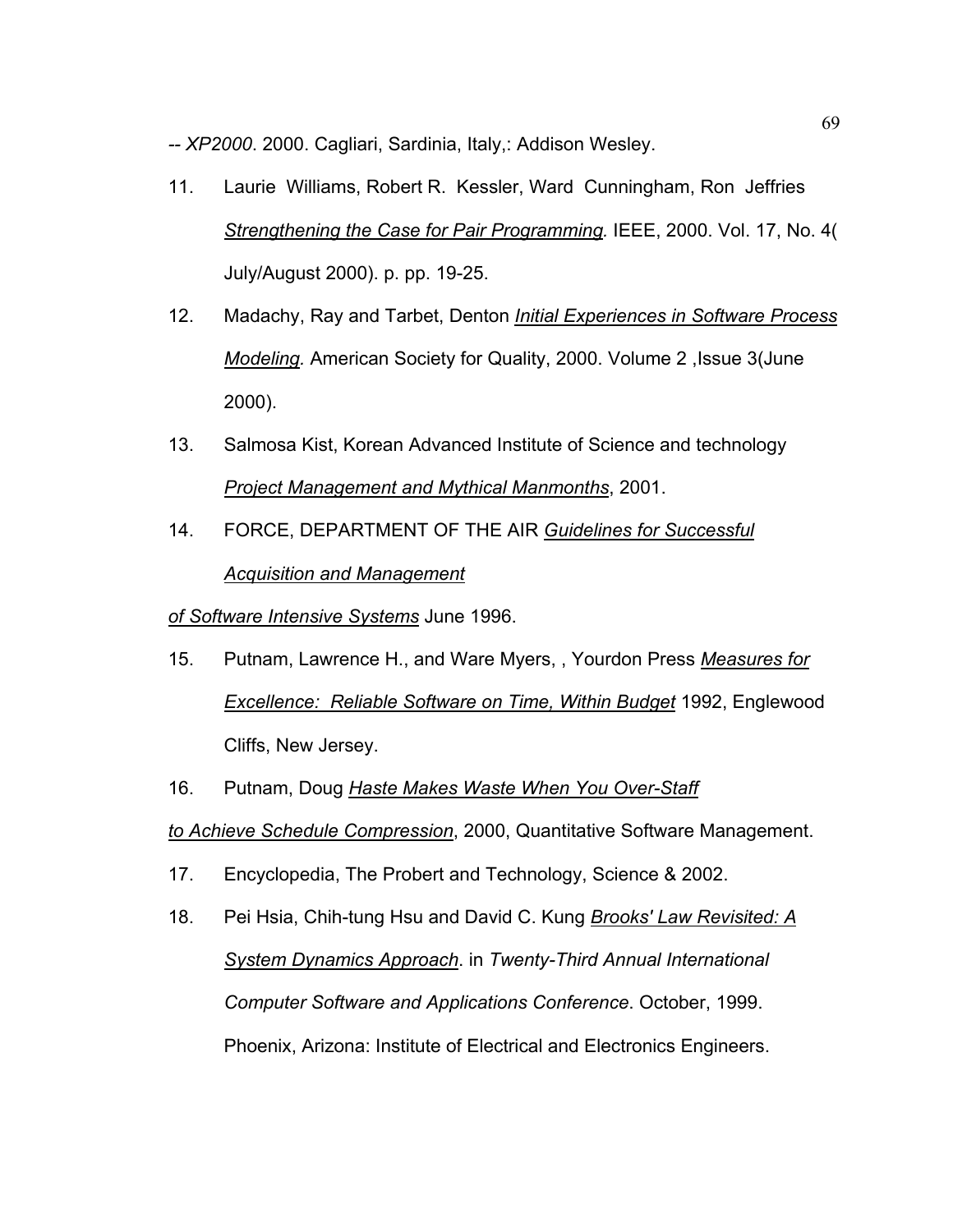-- *XP2000*. 2000. Cagliari, Sardinia, Italy,: Addison Wesley.

11. Laurie Williams, Robert R. Kessler, Ward Cunningham, Ron Jeffries *Strengthening the Case for Pair Programming.* IEEE, 2000. Vol. 17, No. 4( July/August 2000). p. pp. 19-25.

12. Madachy, Ray and Tarbet, Denton *Initial Experiences in Software Process Modeling.* American Society for Quality, 2000. Volume 2 ,Issue 3(June 2000).

13. Salmosa Kist, Korean Advanced Institute of Science and technology *Project Management and Mythical Manmonths*, 2001.

14. FORCE, DEPARTMENT OF THE AIR *Guidelines for Successful Acquisition and Management of Software Intensive Systems* June 1996.

15. Putnam, Lawrence H., and Ware Myers, , Yourdon Press *Measures for Excellence: Reliable Software on Time, Within Budget* 1992, Englewood Cliffs, New Jersey.

16. Putnam, Doug *Haste Makes Waste When You Over-Staff to Achieve Schedule Compression*, 2000, Quantitative Software Management.

17. Encyclopedia, The Probert and Technology, Science & 2002.

18. Pei Hsia, Chih-tung Hsu and David C. Kung *Brooks' Law Revisited: A System Dynamics Approach*. in *Twenty-Third Annual International Computer Software and Applications Conference*. October, 1999. Phoenix, Arizona: Institute of Electrical and Electronics Engineers.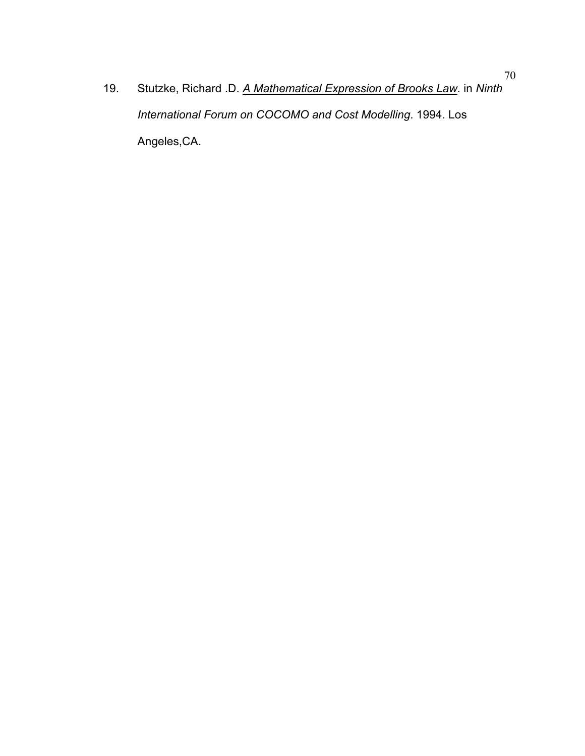19. Stutzke, Richard .D. *A Mathematical Expression of Brooks Law*. in *Ninth International Forum on COCOMO and Cost Modelling*. 1994. Los Angeles,CA.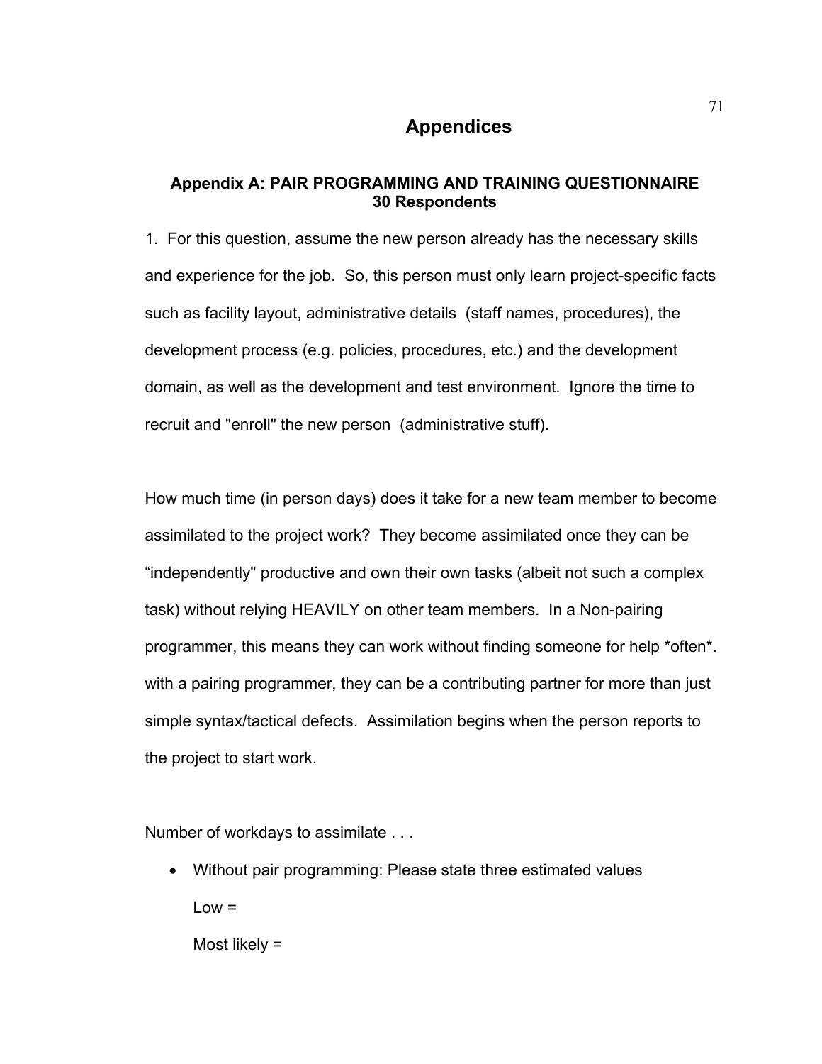# Appendices

### Appendix A: PAIR PROGRAMMING AND TRAINING QUESTIONNAIRE 30 Respondents

1. For this question, assume the new person already has the necessary skills and experience for the job. So, this person must only learn project-specific facts such as facility layout, administrative details (staff names, procedures), the development process (e.g. policies, procedures, etc.) and the development domain, as well as the development and test environment. Ignore the time to recruit and "enroll" the new person (administrative stuff).

How much time (in person days) does it take for a new team member to become assimilated to the project work? They become assimilated once they can be "independently" productive and own their own tasks (albeit not such a complex task) without relying HEAVILY on other team members. In a Non-pairing programmer, this means they can work without finding someone for help *often*. with a pairing programmer, they can be a contributing partner for more than just simple syntax/tactical defects. Assimilation begins when the person reports to the project to start work.

Number of workdays to assimilate . . .

- Without pair programming: Please state three estimated values

  Low =

  Most likely =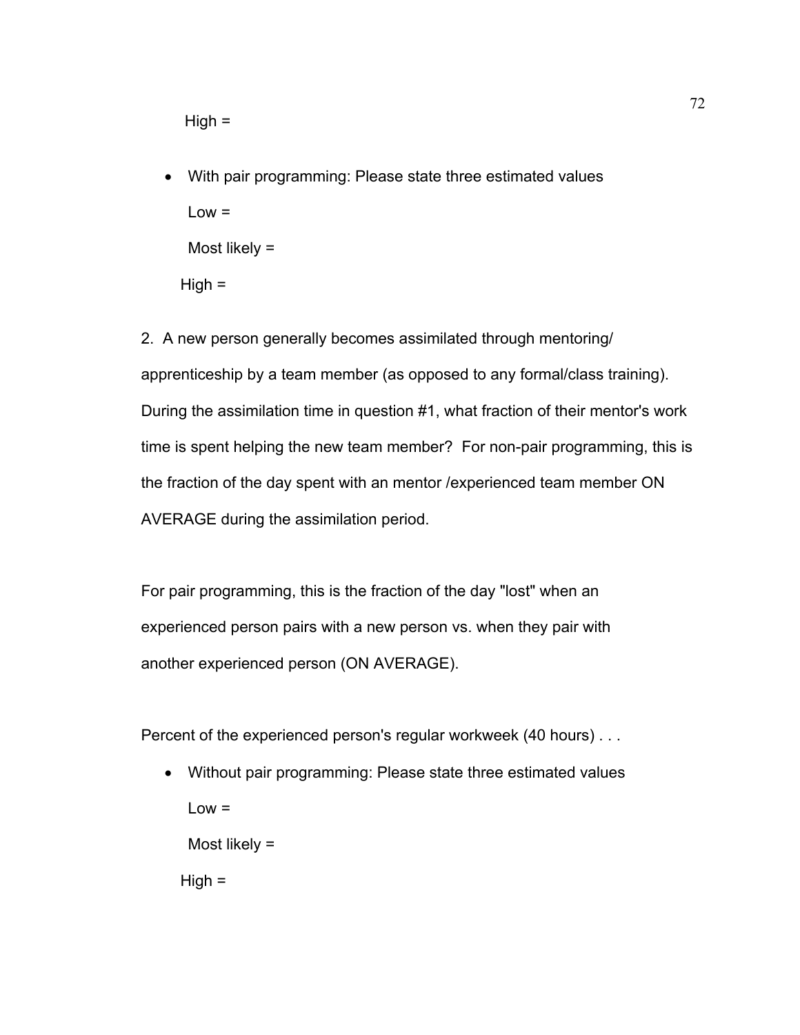High =

- With pair programming: Please state three estimated values

  Low =

  Most likely =

  High =

2. A new person generally becomes assimilated through mentoring/ apprenticeship by a team member (as opposed to any formal/class training). During the assimilation time in question #1, what fraction of their mentor's work time is spent helping the new team member? For non-pair programming, this is the fraction of the day spent with an mentor /experienced team member ON AVERAGE during the assimilation period.

For pair programming, this is the fraction of the day "lost" when an experienced person pairs with a new person vs. when they pair with another experienced person (ON AVERAGE).

Percent of the experienced person's regular workweek (40 hours) . . .

- Without pair programming: Please state three estimated values

  Low =

  Most likely =

  High =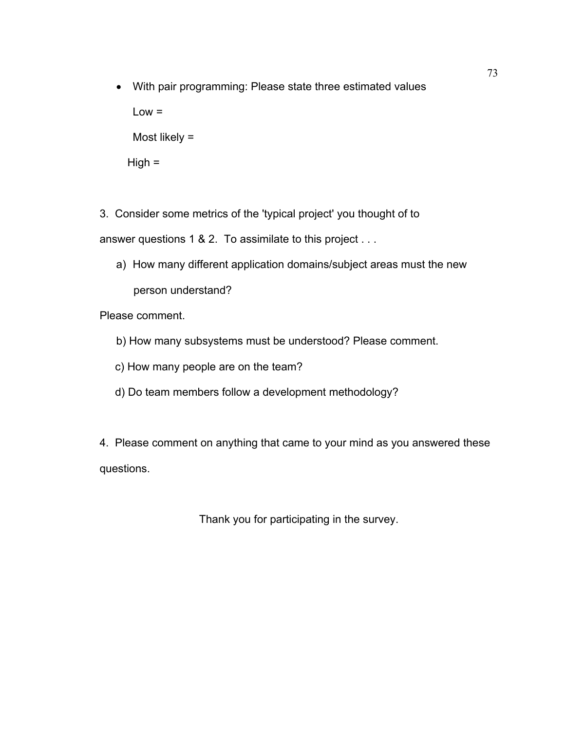- With pair programming: Please state three estimated values

  Low =

  Most likely =

  High =

3. Consider some metrics of the 'typical project' you thought of to answer questions 1 & 2. To assimilate to this project . . .

   a) How many different application domains/subject areas must the new person understand?

Please comment.

   b) How many subsystems must be understood? Please comment.

   c) How many people are on the team?

   d) Do team members follow a development methodology?

4. Please comment on anything that came to your mind as you answered these questions.

Thank you for participating in the survey.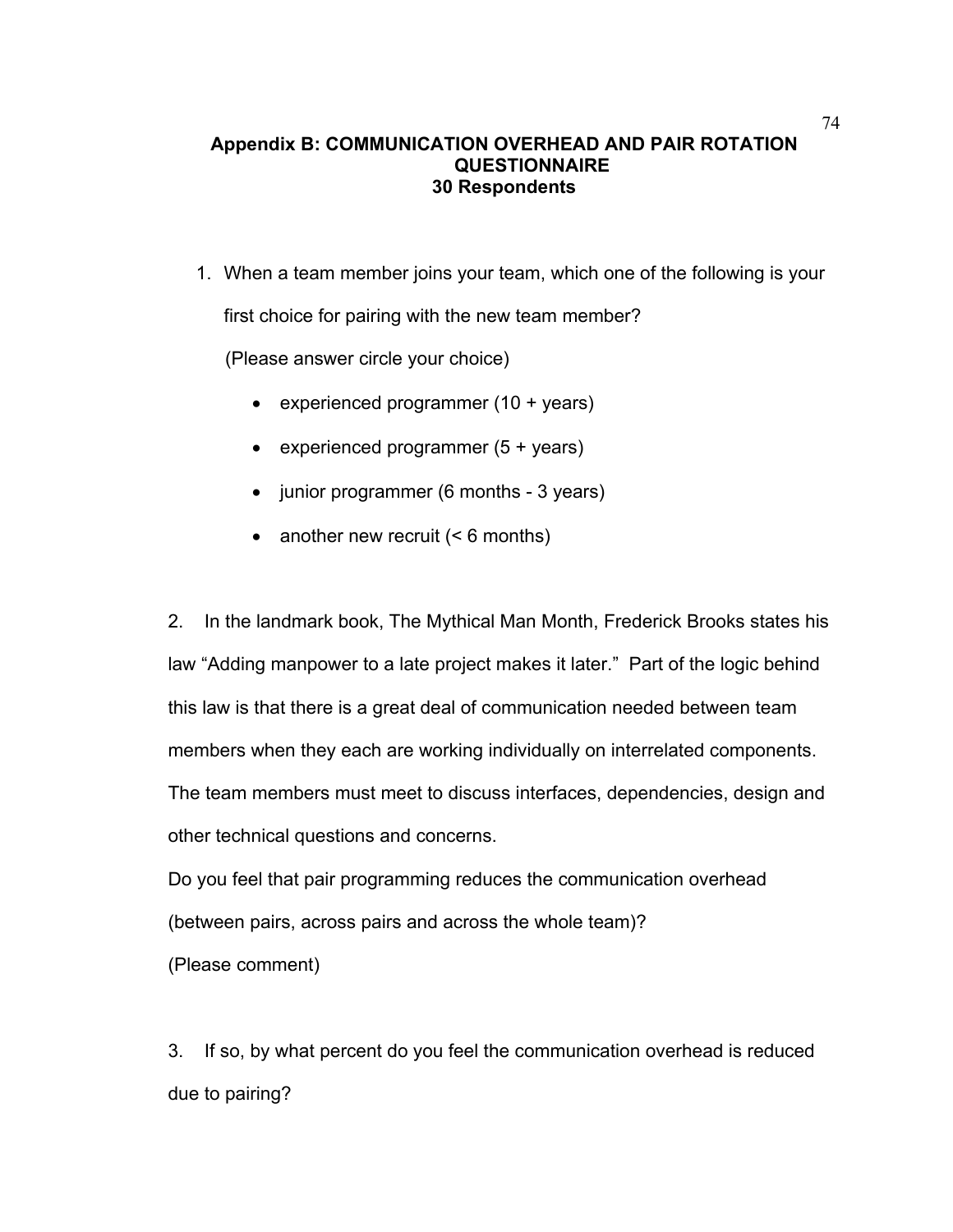## Appendix B: COMMUNICATION OVERHEAD AND PAIR ROTATION QUESTIONNAIRE
### 30 Respondents

1. When a team member joins your team, which one of the following is your first choice for pairing with the new team member?

   (Please answer circle your choice)

   - experienced programmer (10 + years)
   - experienced programmer (5 + years)
   - junior programmer (6 months - 3 years)
   - another new recruit (< 6 months)

2. In the landmark book, The Mythical Man Month, Frederick Brooks states his law "Adding manpower to a late project makes it later." Part of the logic behind this law is that there is a great deal of communication needed between team members when they each are working individually on interrelated components. The team members must meet to discuss interfaces, dependencies, design and other technical questions and concerns.
Do you feel that pair programming reduces the communication overhead (between pairs, across pairs and across the whole team)?
(Please comment)

3. If so, by what percent do you feel the communication overhead is reduced due to pairing?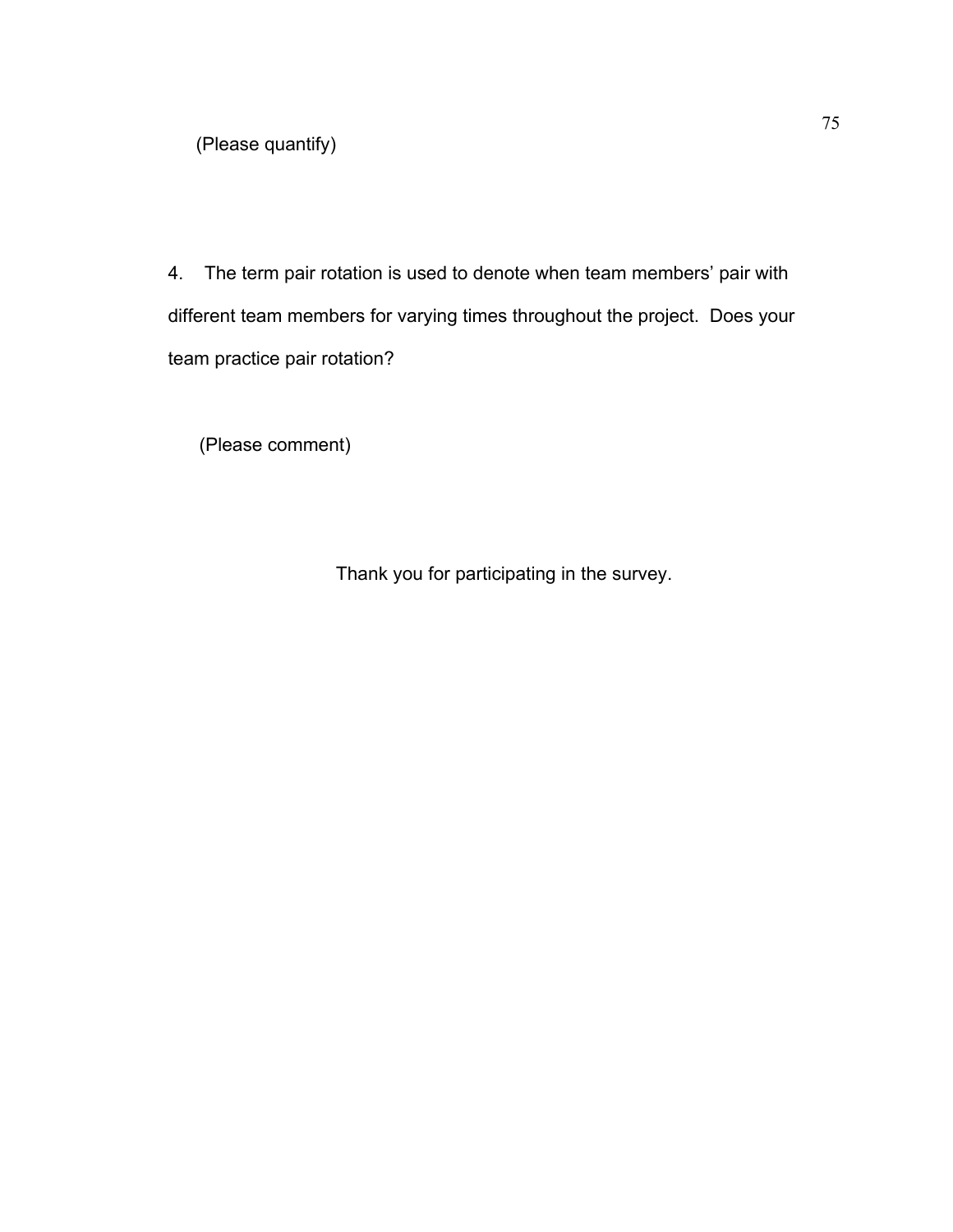(Please quantify)

4. The term pair rotation is used to denote when team members' pair with different team members for varying times throughout the project. Does your team practice pair rotation?

(Please comment)

Thank you for participating in the survey.